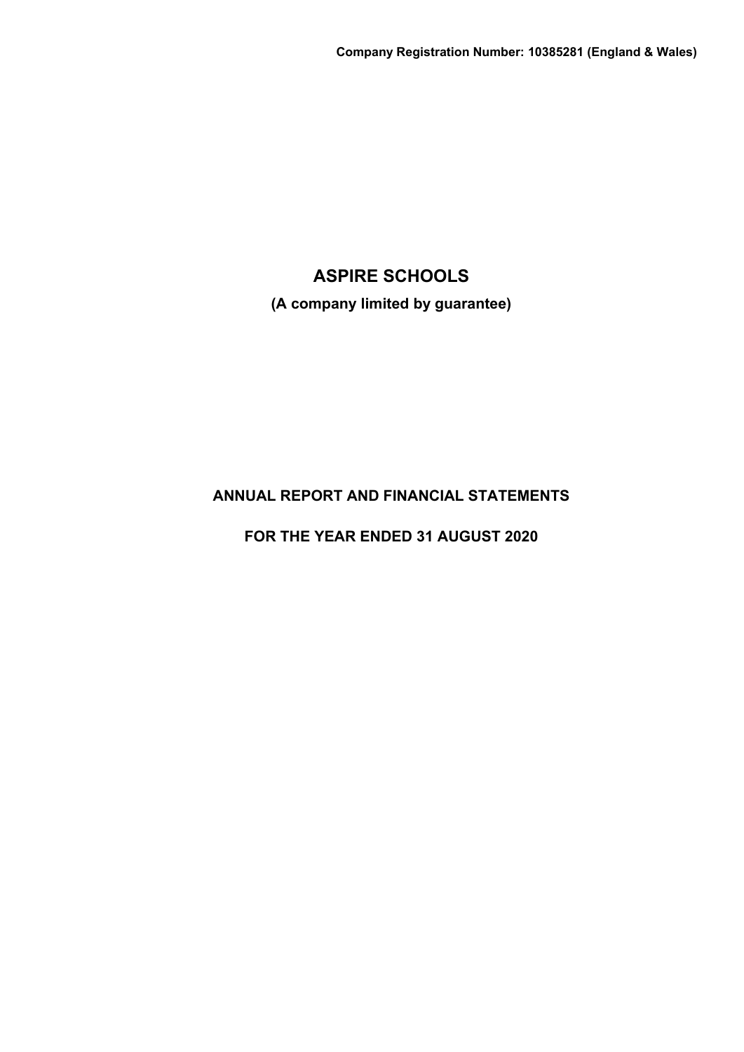**Company Registration Number: 10385281 (England & Wales)**

# ASPIRE SCHOOLS

**(A company limited by guarantee)**

## ANNUAL REPORT AND FINANCIAL STATEMENTS

## FOR THE YEAR ENDED 31 AUGUST 2020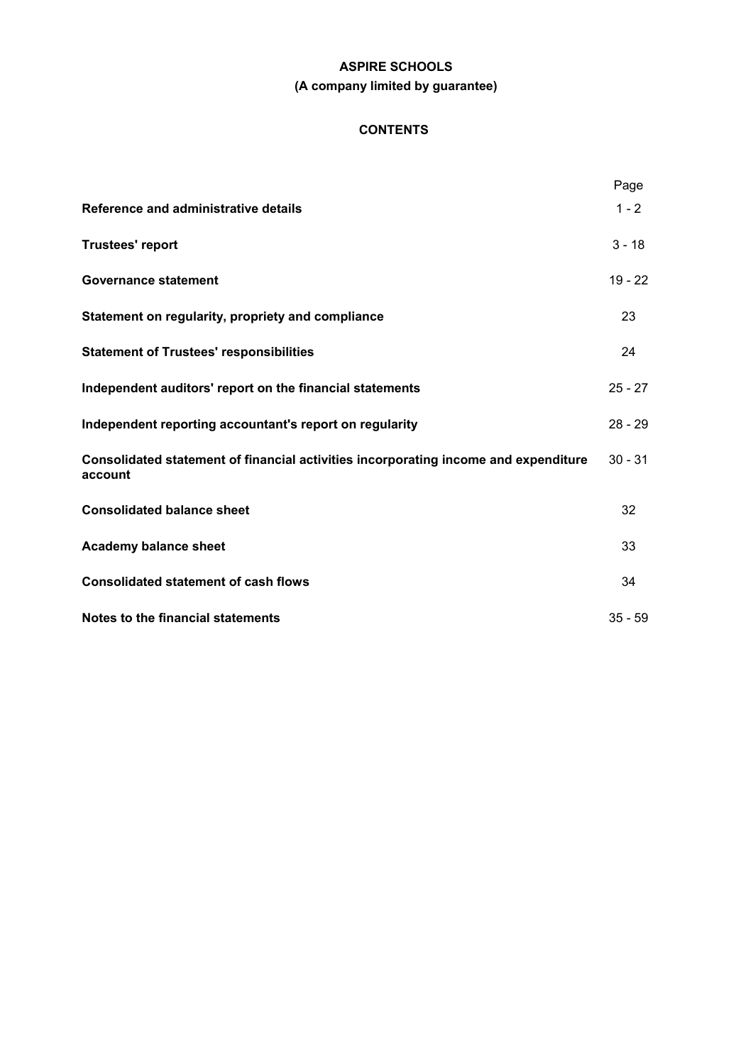**ASPIRE SCHOOLS**

**(A company limited by guarantee)**

**CONTENTS**

| | Page |
|---|---|
| **Reference and administrative details** | 1 - 2 |
| **Trustees' report** | 3 - 18 |
| **Governance statement** | 19 - 22 |
| **Statement on regularity, propriety and compliance** | 23 |
| **Statement of Trustees' responsibilities** | 24 |
| **Independent auditors' report on the financial statements** | 25 - 27 |
| **Independent reporting accountant's report on regularity** | 28 - 29 |
| **Consolidated statement of financial activities incorporating income and expenditure account** | 30 - 31 |
| **Consolidated balance sheet** | 32 |
| **Academy balance sheet** | 33 |
| **Consolidated statement of cash flows** | 34 |
| **Notes to the financial statements** | 35 - 59 |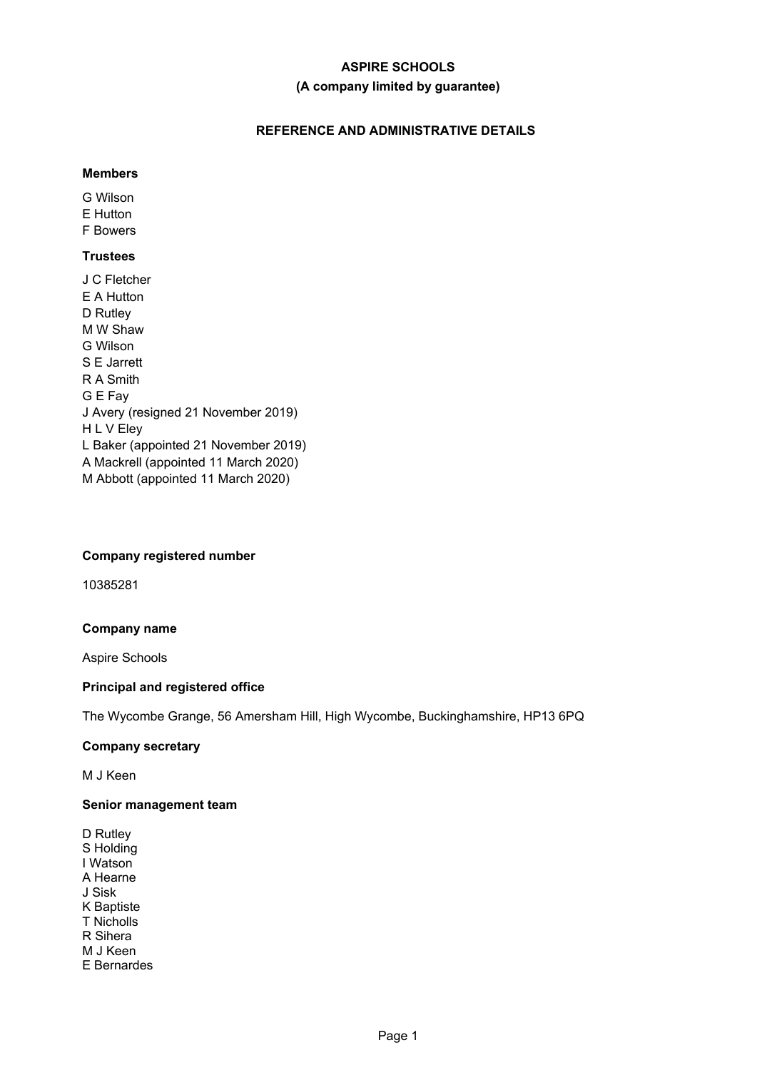# ASPIRE SCHOOLS

**(A company limited by guarantee)**

## REFERENCE AND ADMINISTRATIVE DETAILS

### Members

G Wilson
E Hutton
F Bowers

### Trustees

J C Fletcher
E A Hutton
D Rutley
M W Shaw
G Wilson
S E Jarrett
R A Smith
G E Fay
J Avery (resigned 21 November 2019)
H L V Eley
L Baker (appointed 21 November 2019)
A Mackrell (appointed 11 March 2020)
M Abbott (appointed 11 March 2020)

### Company registered number

10385281

### Company name

Aspire Schools

### Principal and registered office

The Wycombe Grange, 56 Amersham Hill, High Wycombe, Buckinghamshire, HP13 6PQ

### Company secretary

M J Keen

### Senior management team

D Rutley
S Holding
I Watson
A Hearne
J Sisk
K Baptiste
T Nicholls
R Sihera
M J Keen
E Bernardes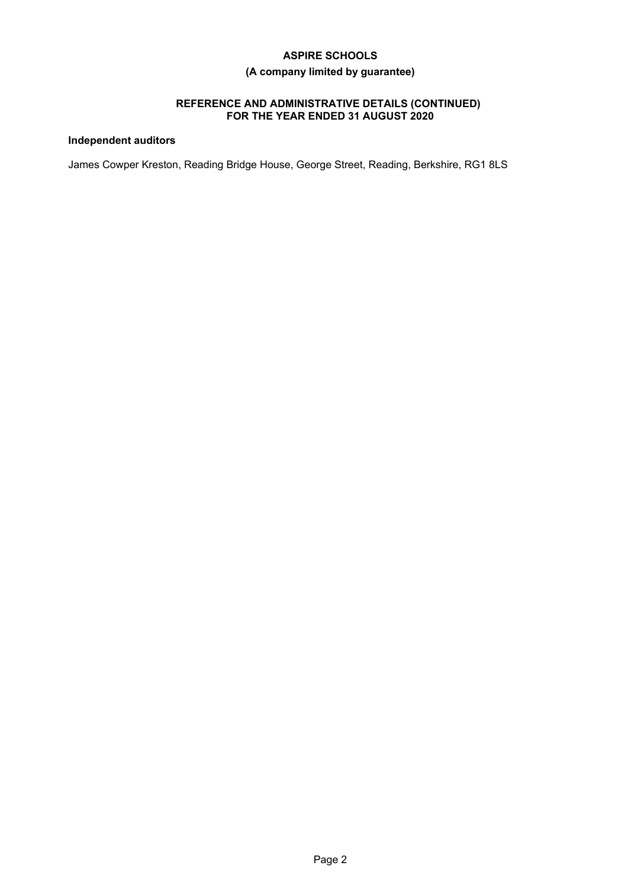# ASPIRE SCHOOLS

**(A company limited by guarantee)**

## REFERENCE AND ADMINISTRATIVE DETAILS (CONTINUED)
## FOR THE YEAR ENDED 31 AUGUST 2020

**Independent auditors**

James Cowper Kreston, Reading Bridge House, George Street, Reading, Berkshire, RG1 8LS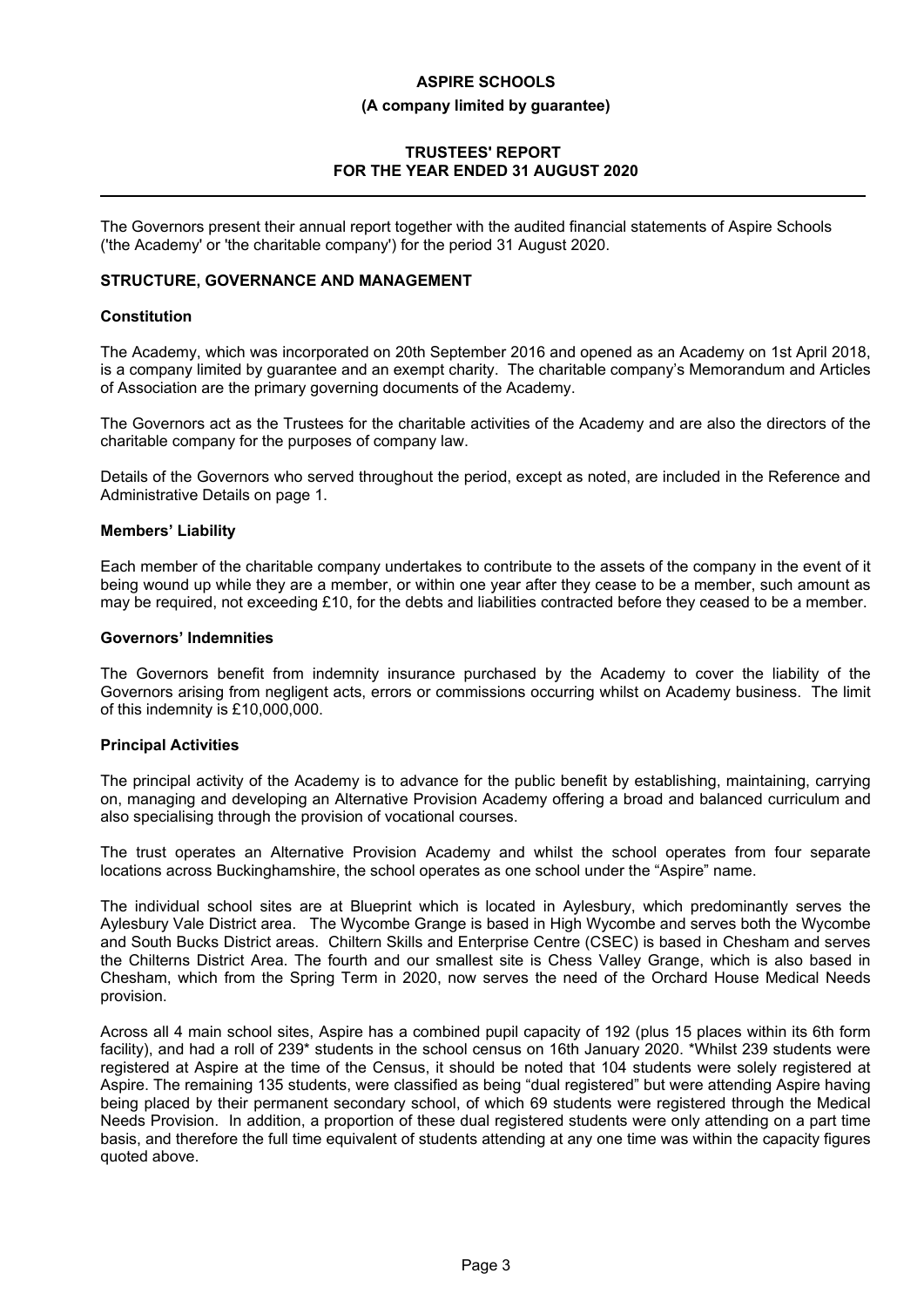**ASPIRE SCHOOLS**

**(A company limited by guarantee)**

**TRUSTEES' REPORT**
**FOR THE YEAR ENDED 31 AUGUST 2020**

The Governors present their annual report together with the audited financial statements of Aspire Schools ('the Academy' or 'the charitable company') for the period 31 August 2020.

## STRUCTURE, GOVERNANCE AND MANAGEMENT

### Constitution

The Academy, which was incorporated on 20th September 2016 and opened as an Academy on 1st April 2018, is a company limited by guarantee and an exempt charity. The charitable company's Memorandum and Articles of Association are the primary governing documents of the Academy.

The Governors act as the Trustees for the charitable activities of the Academy and are also the directors of the charitable company for the purposes of company law.

Details of the Governors who served throughout the period, except as noted, are included in the Reference and Administrative Details on page 1.

### Members' Liability

Each member of the charitable company undertakes to contribute to the assets of the company in the event of it being wound up while they are a member, or within one year after they cease to be a member, such amount as may be required, not exceeding £10, for the debts and liabilities contracted before they ceased to be a member.

### Governors' Indemnities

The Governors benefit from indemnity insurance purchased by the Academy to cover the liability of the Governors arising from negligent acts, errors or commissions occurring whilst on Academy business. The limit of this indemnity is £10,000,000.

### Principal Activities

The principal activity of the Academy is to advance for the public benefit by establishing, maintaining, carrying on, managing and developing an Alternative Provision Academy offering a broad and balanced curriculum and also specialising through the provision of vocational courses.

The trust operates an Alternative Provision Academy and whilst the school operates from four separate locations across Buckinghamshire, the school operates as one school under the "Aspire" name.

The individual school sites are at Blueprint which is located in Aylesbury, which predominantly serves the Aylesbury Vale District area. The Wycombe Grange is based in High Wycombe and serves both the Wycombe and South Bucks District areas. Chiltern Skills and Enterprise Centre (CSEC) is based in Chesham and serves the Chilterns District Area. The fourth and our smallest site is Chess Valley Grange, which is also based in Chesham, which from the Spring Term in 2020, now serves the need of the Orchard House Medical Needs provision.

Across all 4 main school sites, Aspire has a combined pupil capacity of 192 (plus 15 places within its 6th form facility), and had a roll of 239* students in the school census on 16th January 2020. *Whilst 239 students were registered at Aspire at the time of the Census, it should be noted that 104 students were solely registered at Aspire. The remaining 135 students, were classified as being "dual registered" but were attending Aspire having being placed by their permanent secondary school, of which 69 students were registered through the Medical Needs Provision. In addition, a proportion of these dual registered students were only attending on a part time basis, and therefore the full time equivalent of students attending at any one time was within the capacity figures quoted above.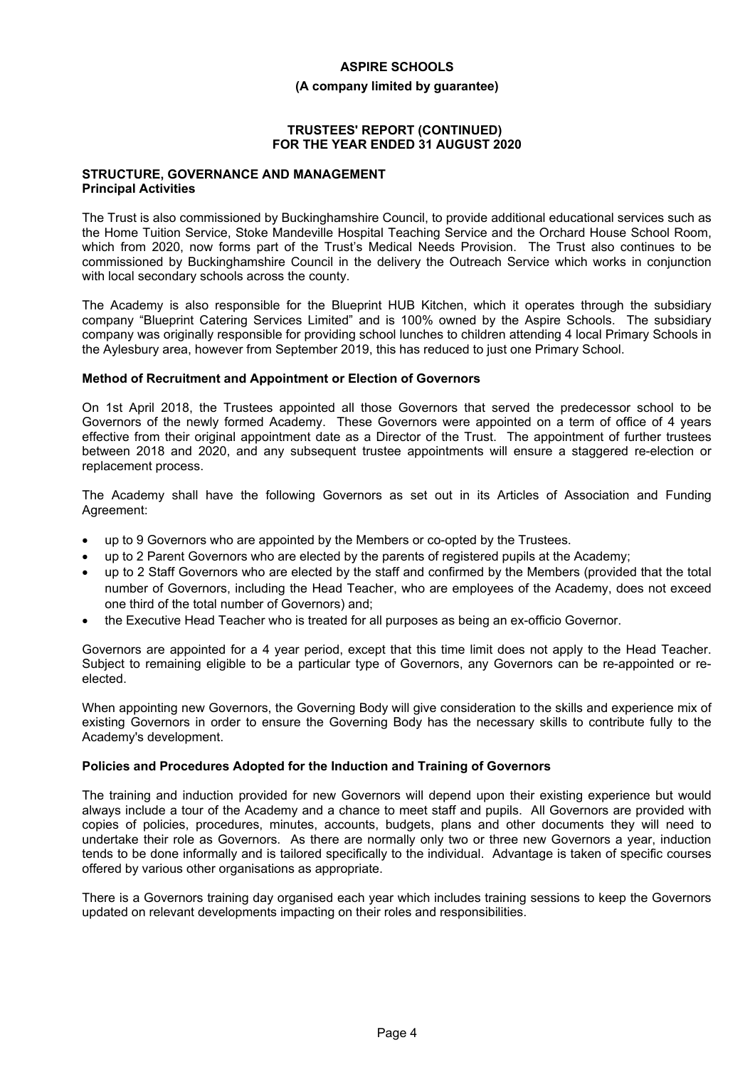**ASPIRE SCHOOLS**

**(A company limited by guarantee)**

**TRUSTEES' REPORT (CONTINUED)**
**FOR THE YEAR ENDED 31 AUGUST 2020**

## STRUCTURE, GOVERNANCE AND MANAGEMENT

### Principal Activities

The Trust is also commissioned by Buckinghamshire Council, to provide additional educational services such as the Home Tuition Service, Stoke Mandeville Hospital Teaching Service and the Orchard House School Room, which from 2020, now forms part of the Trust's Medical Needs Provision. The Trust also continues to be commissioned by Buckinghamshire Council in the delivery the Outreach Service which works in conjunction with local secondary schools across the county.

The Academy is also responsible for the Blueprint HUB Kitchen, which it operates through the subsidiary company "Blueprint Catering Services Limited" and is 100% owned by the Aspire Schools. The subsidiary company was originally responsible for providing school lunches to children attending 4 local Primary Schools in the Aylesbury area, however from September 2019, this has reduced to just one Primary School.

### Method of Recruitment and Appointment or Election of Governors

On 1st April 2018, the Trustees appointed all those Governors that served the predecessor school to be Governors of the newly formed Academy. These Governors were appointed on a term of office of 4 years effective from their original appointment date as a Director of the Trust. The appointment of further trustees between 2018 and 2020, and any subsequent trustee appointments will ensure a staggered re-election or replacement process.

The Academy shall have the following Governors as set out in its Articles of Association and Funding Agreement:

- up to 9 Governors who are appointed by the Members or co-opted by the Trustees.
- up to 2 Parent Governors who are elected by the parents of registered pupils at the Academy;
- up to 2 Staff Governors who are elected by the staff and confirmed by the Members (provided that the total number of Governors, including the Head Teacher, who are employees of the Academy, does not exceed one third of the total number of Governors) and;
- the Executive Head Teacher who is treated for all purposes as being an ex-officio Governor.

Governors are appointed for a 4 year period, except that this time limit does not apply to the Head Teacher. Subject to remaining eligible to be a particular type of Governors, any Governors can be re-appointed or re-elected.

When appointing new Governors, the Governing Body will give consideration to the skills and experience mix of existing Governors in order to ensure the Governing Body has the necessary skills to contribute fully to the Academy's development.

### Policies and Procedures Adopted for the Induction and Training of Governors

The training and induction provided for new Governors will depend upon their existing experience but would always include a tour of the Academy and a chance to meet staff and pupils. All Governors are provided with copies of policies, procedures, minutes, accounts, budgets, plans and other documents they will need to undertake their role as Governors. As there are normally only two or three new Governors a year, induction tends to be done informally and is tailored specifically to the individual. Advantage is taken of specific courses offered by various other organisations as appropriate.

There is a Governors training day organised each year which includes training sessions to keep the Governors updated on relevant developments impacting on their roles and responsibilities.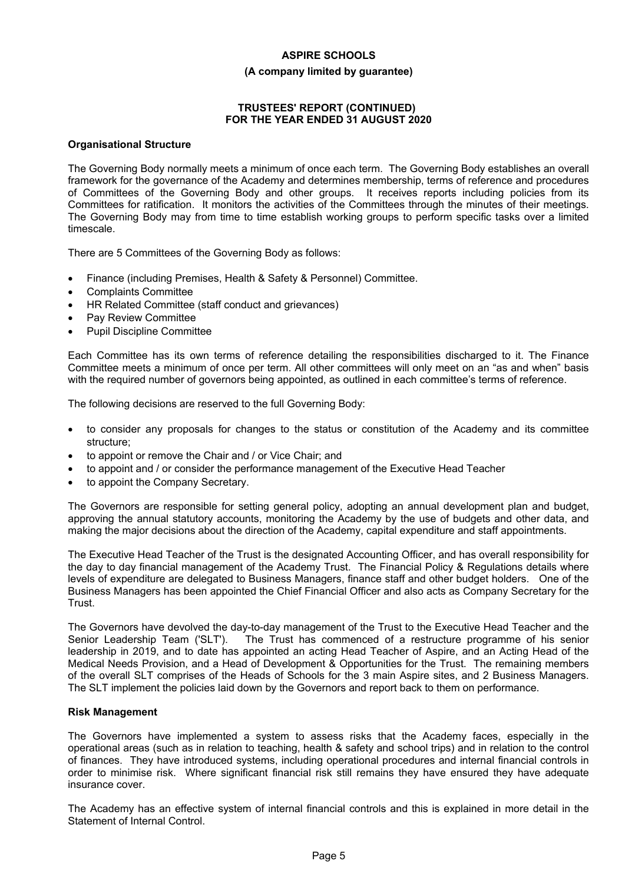# ASPIRE SCHOOLS

**(A company limited by guarantee)**

**TRUSTEES' REPORT (CONTINUED)**
**FOR THE YEAR ENDED 31 AUGUST 2020**

### Organisational Structure

The Governing Body normally meets a minimum of once each term. The Governing Body establishes an overall framework for the governance of the Academy and determines membership, terms of reference and procedures of Committees of the Governing Body and other groups. It receives reports including policies from its Committees for ratification. It monitors the activities of the Committees through the minutes of their meetings. The Governing Body may from time to time establish working groups to perform specific tasks over a limited timescale.

There are 5 Committees of the Governing Body as follows:

- Finance (including Premises, Health & Safety & Personnel) Committee.
- Complaints Committee
- HR Related Committee (staff conduct and grievances)
- Pay Review Committee
- Pupil Discipline Committee

Each Committee has its own terms of reference detailing the responsibilities discharged to it. The Finance Committee meets a minimum of once per term. All other committees will only meet on an "as and when" basis with the required number of governors being appointed, as outlined in each committee's terms of reference.

The following decisions are reserved to the full Governing Body:

- to consider any proposals for changes to the status or constitution of the Academy and its committee structure;
- to appoint or remove the Chair and / or Vice Chair; and
- to appoint and / or consider the performance management of the Executive Head Teacher
- to appoint the Company Secretary.

The Governors are responsible for setting general policy, adopting an annual development plan and budget, approving the annual statutory accounts, monitoring the Academy by the use of budgets and other data, and making the major decisions about the direction of the Academy, capital expenditure and staff appointments.

The Executive Head Teacher of the Trust is the designated Accounting Officer, and has overall responsibility for the day to day financial management of the Academy Trust. The Financial Policy & Regulations details where levels of expenditure are delegated to Business Managers, finance staff and other budget holders. One of the Business Managers has been appointed the Chief Financial Officer and also acts as Company Secretary for the Trust.

The Governors have devolved the day-to-day management of the Trust to the Executive Head Teacher and the Senior Leadership Team ('SLT'). The Trust has commenced of a restructure programme of his senior leadership in 2019, and to date has appointed an acting Head Teacher of Aspire, and an Acting Head of the Medical Needs Provision, and a Head of Development & Opportunities for the Trust. The remaining members of the overall SLT comprises of the Heads of Schools for the 3 main Aspire sites, and 2 Business Managers. The SLT implement the policies laid down by the Governors and report back to them on performance.

### Risk Management

The Governors have implemented a system to assess risks that the Academy faces, especially in the operational areas (such as in relation to teaching, health & safety and school trips) and in relation to the control of finances. They have introduced systems, including operational procedures and internal financial controls in order to minimise risk. Where significant financial risk still remains they have ensured they have adequate insurance cover.

The Academy has an effective system of internal financial controls and this is explained in more detail in the Statement of Internal Control.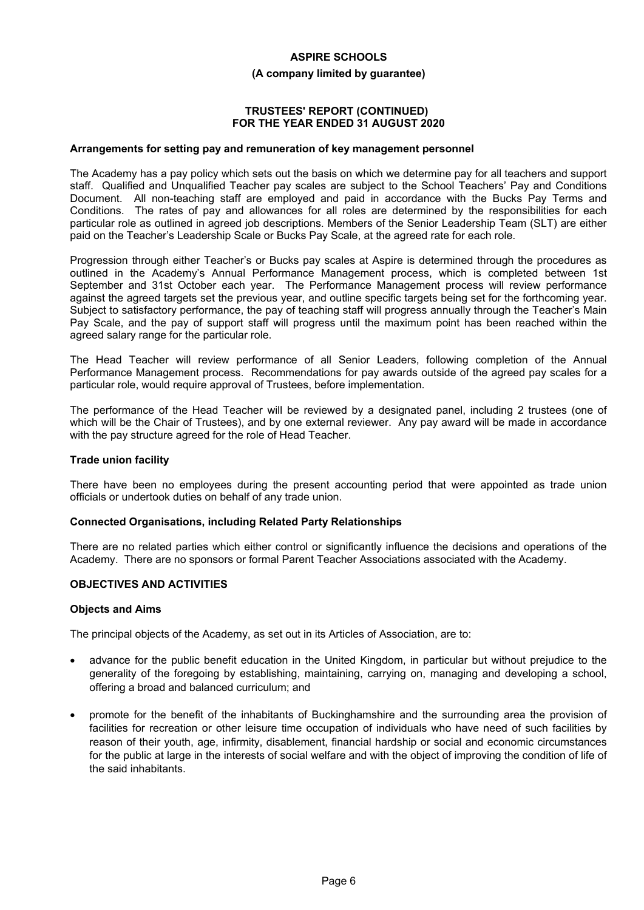### Arrangements for setting pay and remuneration of key management personnel

The Academy has a pay policy which sets out the basis on which we determine pay for all teachers and support staff. Qualified and Unqualified Teacher pay scales are subject to the School Teachers' Pay and Conditions Document. All non-teaching staff are employed and paid in accordance with the Bucks Pay Terms and Conditions. The rates of pay and allowances for all roles are determined by the responsibilities for each particular role as outlined in agreed job descriptions. Members of the Senior Leadership Team (SLT) are either paid on the Teacher's Leadership Scale or Bucks Pay Scale, at the agreed rate for each role.

Progression through either Teacher's or Bucks pay scales at Aspire is determined through the procedures as outlined in the Academy's Annual Performance Management process, which is completed between 1st September and 31st October each year. The Performance Management process will review performance against the agreed targets set the previous year, and outline specific targets being set for the forthcoming year. Subject to satisfactory performance, the pay of teaching staff will progress annually through the Teacher's Main Pay Scale, and the pay of support staff will progress until the maximum point has been reached within the agreed salary range for the particular role.

The Head Teacher will review performance of all Senior Leaders, following completion of the Annual Performance Management process. Recommendations for pay awards outside of the agreed pay scales for a particular role, would require approval of Trustees, before implementation.

The performance of the Head Teacher will be reviewed by a designated panel, including 2 trustees (one of which will be the Chair of Trustees), and by one external reviewer. Any pay award will be made in accordance with the pay structure agreed for the role of Head Teacher.

### Trade union facility

There have been no employees during the present accounting period that were appointed as trade union officials or undertook duties on behalf of any trade union.

### Connected Organisations, including Related Party Relationships

There are no related parties which either control or significantly influence the decisions and operations of the Academy. There are no sponsors or formal Parent Teacher Associations associated with the Academy.

## OBJECTIVES AND ACTIVITIES

### Objects and Aims

The principal objects of the Academy, as set out in its Articles of Association, are to:

- advance for the public benefit education in the United Kingdom, in particular but without prejudice to the generality of the foregoing by establishing, maintaining, carrying on, managing and developing a school, offering a broad and balanced curriculum; and
- promote for the benefit of the inhabitants of Buckinghamshire and the surrounding area the provision of facilities for recreation or other leisure time occupation of individuals who have need of such facilities by reason of their youth, age, infirmity, disablement, financial hardship or social and economic circumstances for the public at large in the interests of social welfare and with the object of improving the condition of life of the said inhabitants.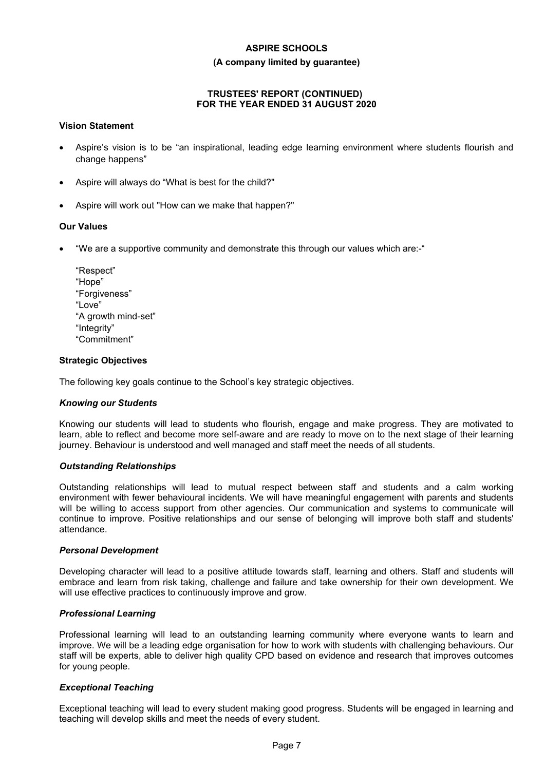**ASPIRE SCHOOLS**

**(A company limited by guarantee)**

**TRUSTEES' REPORT (CONTINUED)
FOR THE YEAR ENDED 31 AUGUST 2020**

### Vision Statement

- Aspire's vision is to be "an inspirational, leading edge learning environment where students flourish and change happens"
- Aspire will always do "What is best for the child?"
- Aspire will work out "How can we make that happen?"

### Our Values

- "We are a supportive community and demonstrate this through our values which are:-"

  "Respect"
  "Hope"
  "Forgiveness"
  "Love"
  "A growth mind-set"
  "Integrity"
  "Commitment"

### Strategic Objectives

The following key goals continue to the School's key strategic objectives.

#### *Knowing our Students*

Knowing our students will lead to students who flourish, engage and make progress. They are motivated to learn, able to reflect and become more self-aware and are ready to move on to the next stage of their learning journey. Behaviour is understood and well managed and staff meet the needs of all students.

#### *Outstanding Relationships*

Outstanding relationships will lead to mutual respect between staff and students and a calm working environment with fewer behavioural incidents. We will have meaningful engagement with parents and students will be willing to access support from other agencies. Our communication and systems to communicate will continue to improve. Positive relationships and our sense of belonging will improve both staff and students' attendance.

#### *Personal Development*

Developing character will lead to a positive attitude towards staff, learning and others. Staff and students will embrace and learn from risk taking, challenge and failure and take ownership for their own development. We will use effective practices to continuously improve and grow.

#### *Professional Learning*

Professional learning will lead to an outstanding learning community where everyone wants to learn and improve. We will be a leading edge organisation for how to work with students with challenging behaviours. Our staff will be experts, able to deliver high quality CPD based on evidence and research that improves outcomes for young people.

#### *Exceptional Teaching*

Exceptional teaching will lead to every student making good progress. Students will be engaged in learning and teaching will develop skills and meet the needs of every student.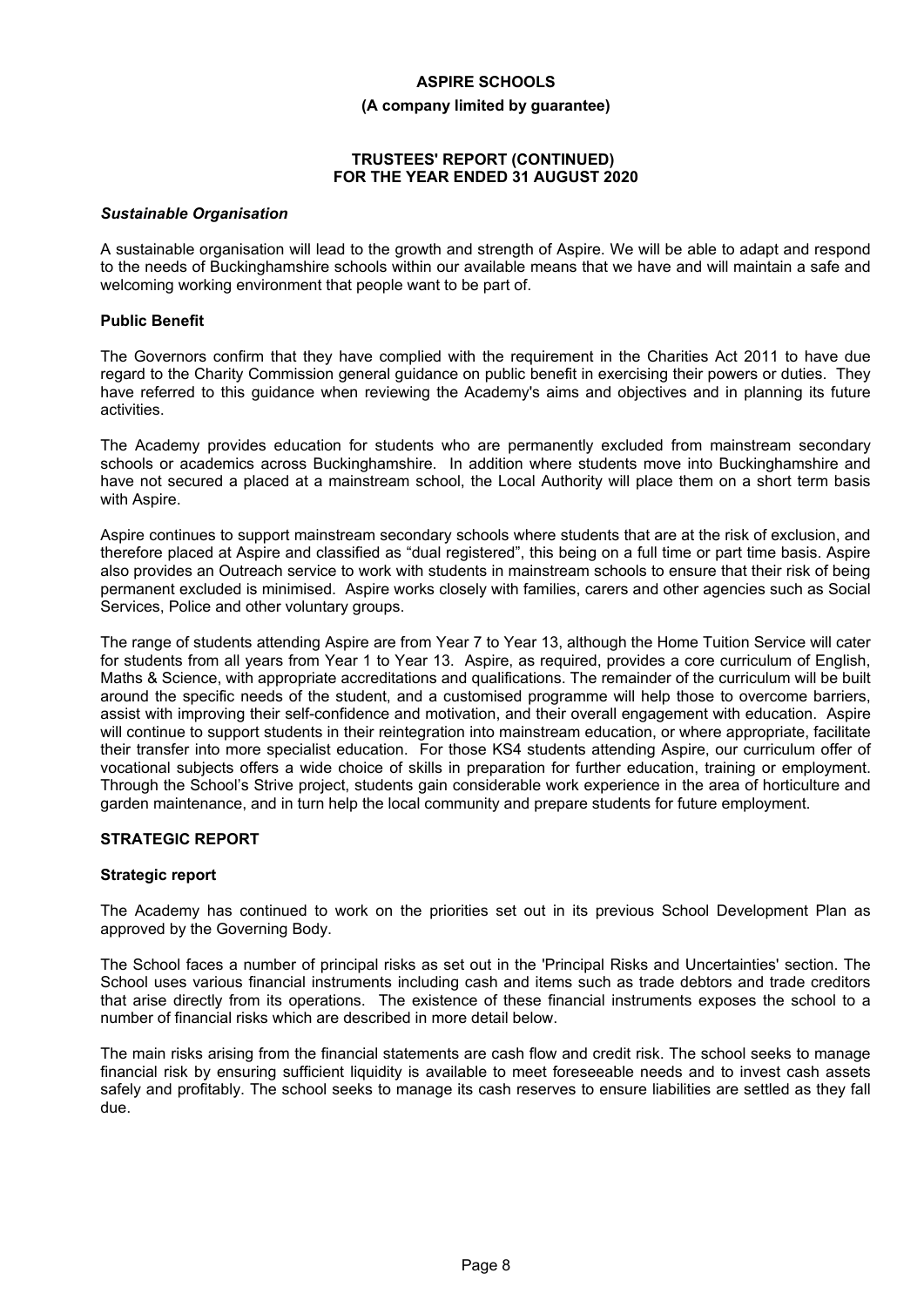### *Sustainable Organisation*

A sustainable organisation will lead to the growth and strength of Aspire. We will be able to adapt and respond to the needs of Buckinghamshire schools within our available means that we have and will maintain a safe and welcoming working environment that people want to be part of.

### Public Benefit

The Governors confirm that they have complied with the requirement in the Charities Act 2011 to have due regard to the Charity Commission general guidance on public benefit in exercising their powers or duties. They have referred to this guidance when reviewing the Academy's aims and objectives and in planning its future activities.

The Academy provides education for students who are permanently excluded from mainstream secondary schools or academics across Buckinghamshire. In addition where students move into Buckinghamshire and have not secured a placed at a mainstream school, the Local Authority will place them on a short term basis with Aspire.

Aspire continues to support mainstream secondary schools where students that are at the risk of exclusion, and therefore placed at Aspire and classified as "dual registered", this being on a full time or part time basis. Aspire also provides an Outreach service to work with students in mainstream schools to ensure that their risk of being permanent excluded is minimised. Aspire works closely with families, carers and other agencies such as Social Services, Police and other voluntary groups.

The range of students attending Aspire are from Year 7 to Year 13, although the Home Tuition Service will cater for students from all years from Year 1 to Year 13. Aspire, as required, provides a core curriculum of English, Maths & Science, with appropriate accreditations and qualifications. The remainder of the curriculum will be built around the specific needs of the student, and a customised programme will help those to overcome barriers, assist with improving their self-confidence and motivation, and their overall engagement with education. Aspire will continue to support students in their reintegration into mainstream education, or where appropriate, facilitate their transfer into more specialist education. For those KS4 students attending Aspire, our curriculum offer of vocational subjects offers a wide choice of skills in preparation for further education, training or employment. Through the School's Strive project, students gain considerable work experience in the area of horticulture and garden maintenance, and in turn help the local community and prepare students for future employment.

## STRATEGIC REPORT

### Strategic report

The Academy has continued to work on the priorities set out in its previous School Development Plan as approved by the Governing Body.

The School faces a number of principal risks as set out in the 'Principal Risks and Uncertainties' section. The School uses various financial instruments including cash and items such as trade debtors and trade creditors that arise directly from its operations. The existence of these financial instruments exposes the school to a number of financial risks which are described in more detail below.

The main risks arising from the financial statements are cash flow and credit risk. The school seeks to manage financial risk by ensuring sufficient liquidity is available to meet foreseeable needs and to invest cash assets safely and profitably. The school seeks to manage its cash reserves to ensure liabilities are settled as they fall due.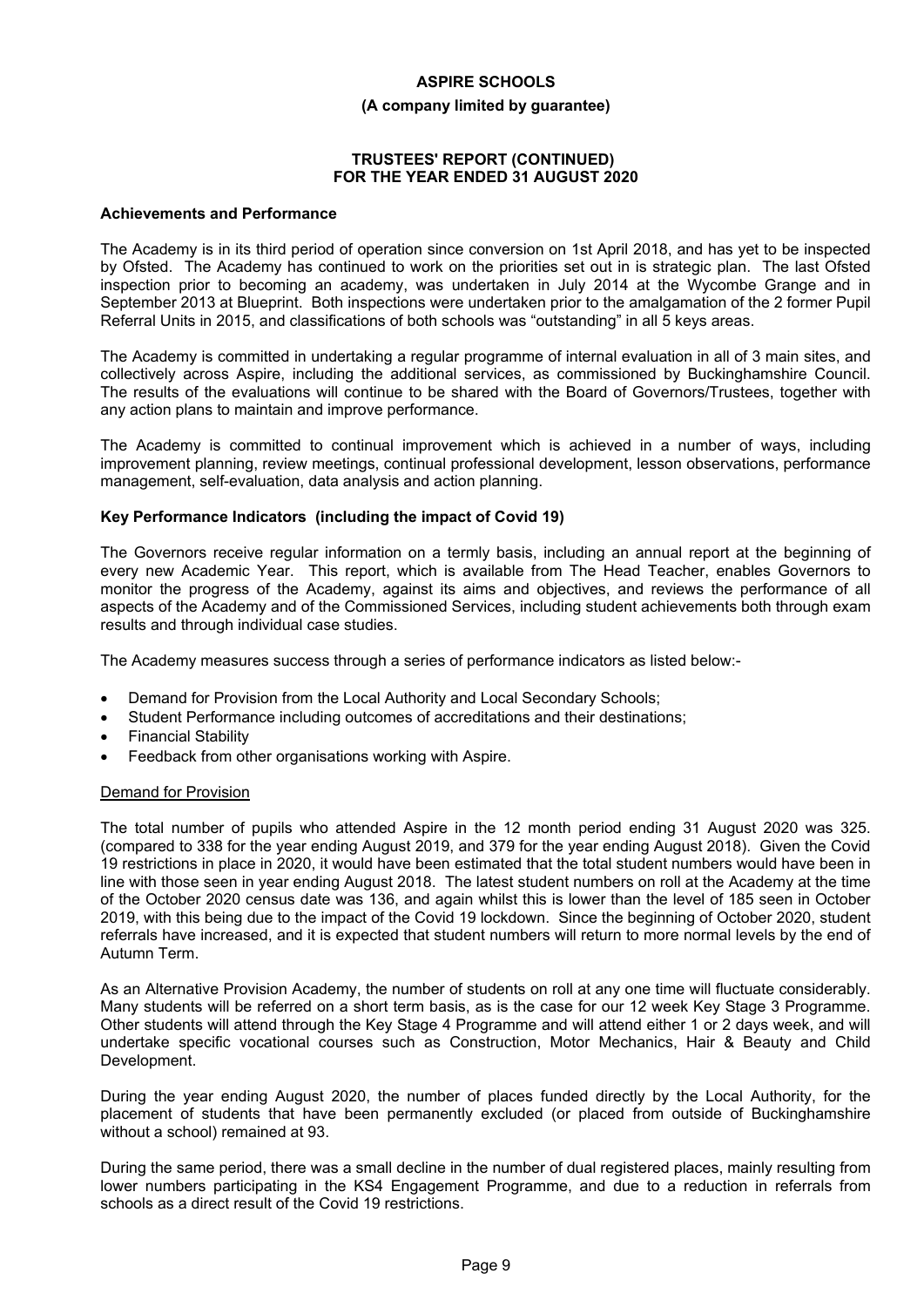**ASPIRE SCHOOLS**

**(A company limited by guarantee)**

**TRUSTEES' REPORT (CONTINUED)**
**FOR THE YEAR ENDED 31 AUGUST 2020**

### Achievements and Performance

The Academy is in its third period of operation since conversion on 1st April 2018, and has yet to be inspected by Ofsted. The Academy has continued to work on the priorities set out in is strategic plan. The last Ofsted inspection prior to becoming an academy, was undertaken in July 2014 at the Wycombe Grange and in September 2013 at Blueprint. Both inspections were undertaken prior to the amalgamation of the 2 former Pupil Referral Units in 2015, and classifications of both schools was "outstanding" in all 5 keys areas.

The Academy is committed in undertaking a regular programme of internal evaluation in all of 3 main sites, and collectively across Aspire, including the additional services, as commissioned by Buckinghamshire Council. The results of the evaluations will continue to be shared with the Board of Governors/Trustees, together with any action plans to maintain and improve performance.

The Academy is committed to continual improvement which is achieved in a number of ways, including improvement planning, review meetings, continual professional development, lesson observations, performance management, self-evaluation, data analysis and action planning.

### Key Performance Indicators (including the impact of Covid 19)

The Governors receive regular information on a termly basis, including an annual report at the beginning of every new Academic Year. This report, which is available from The Head Teacher, enables Governors to monitor the progress of the Academy, against its aims and objectives, and reviews the performance of all aspects of the Academy and of the Commissioned Services, including student achievements both through exam results and through individual case studies.

The Academy measures success through a series of performance indicators as listed below:-

- Demand for Provision from the Local Authority and Local Secondary Schools;
- Student Performance including outcomes of accreditations and their destinations;
- Financial Stability
- Feedback from other organisations working with Aspire.

Demand for Provision

The total number of pupils who attended Aspire in the 12 month period ending 31 August 2020 was 325. (compared to 338 for the year ending August 2019, and 379 for the year ending August 2018). Given the Covid 19 restrictions in place in 2020, it would have been estimated that the total student numbers would have been in line with those seen in year ending August 2018. The latest student numbers on roll at the Academy at the time of the October 2020 census date was 136, and again whilst this is lower than the level of 185 seen in October 2019, with this being due to the impact of the Covid 19 lockdown. Since the beginning of October 2020, student referrals have increased, and it is expected that student numbers will return to more normal levels by the end of Autumn Term.

As an Alternative Provision Academy, the number of students on roll at any one time will fluctuate considerably. Many students will be referred on a short term basis, as is the case for our 12 week Key Stage 3 Programme. Other students will attend through the Key Stage 4 Programme and will attend either 1 or 2 days week, and will undertake specific vocational courses such as Construction, Motor Mechanics, Hair & Beauty and Child Development.

During the year ending August 2020, the number of places funded directly by the Local Authority, for the placement of students that have been permanently excluded (or placed from outside of Buckinghamshire without a school) remained at 93.

During the same period, there was a small decline in the number of dual registered places, mainly resulting from lower numbers participating in the KS4 Engagement Programme, and due to a reduction in referrals from schools as a direct result of the Covid 19 restrictions.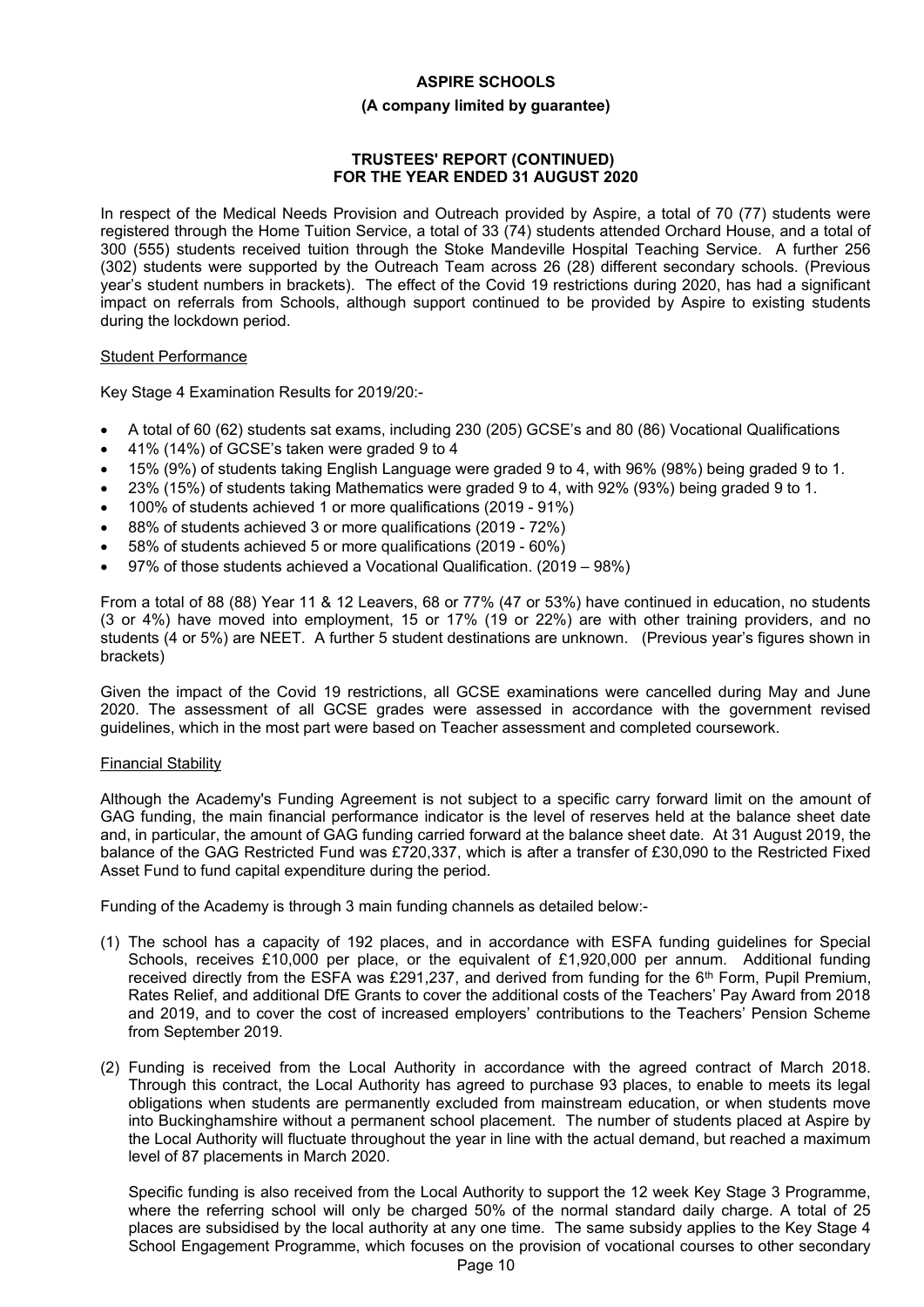In respect of the Medical Needs Provision and Outreach provided by Aspire, a total of 70 (77) students were registered through the Home Tuition Service, a total of 33 (74) students attended Orchard House, and a total of 300 (555) students received tuition through the Stoke Mandeville Hospital Teaching Service. A further 256 (302) students were supported by the Outreach Team across 26 (28) different secondary schools. (Previous year's student numbers in brackets). The effect of the Covid 19 restrictions during 2020, has had a significant impact on referrals from Schools, although support continued to be provided by Aspire to existing students during the lockdown period.

## Student Performance

Key Stage 4 Examination Results for 2019/20:-

- A total of 60 (62) students sat exams, including 230 (205) GCSE's and 80 (86) Vocational Qualifications
- 41% (14%) of GCSE's taken were graded 9 to 4
- 15% (9%) of students taking English Language were graded 9 to 4, with 96% (98%) being graded 9 to 1.
- 23% (15%) of students taking Mathematics were graded 9 to 4, with 92% (93%) being graded 9 to 1.
- 100% of students achieved 1 or more qualifications (2019 - 91%)
- 88% of students achieved 3 or more qualifications (2019 - 72%)
- 58% of students achieved 5 or more qualifications (2019 - 60%)
- 97% of those students achieved a Vocational Qualification. (2019 – 98%)

From a total of 88 (88) Year 11 & 12 Leavers, 68 or 77% (47 or 53%) have continued in education, no students (3 or 4%) have moved into employment, 15 or 17% (19 or 22%) are with other training providers, and no students (4 or 5%) are NEET. A further 5 student destinations are unknown. (Previous year's figures shown in brackets)

Given the impact of the Covid 19 restrictions, all GCSE examinations were cancelled during May and June 2020. The assessment of all GCSE grades were assessed in accordance with the government revised guidelines, which in the most part were based on Teacher assessment and completed coursework.

## Financial Stability

Although the Academy's Funding Agreement is not subject to a specific carry forward limit on the amount of GAG funding, the main financial performance indicator is the level of reserves held at the balance sheet date and, in particular, the amount of GAG funding carried forward at the balance sheet date. At 31 August 2019, the balance of the GAG Restricted Fund was £720,337, which is after a transfer of £30,090 to the Restricted Fixed Asset Fund to fund capital expenditure during the period.

Funding of the Academy is through 3 main funding channels as detailed below:-

(1) The school has a capacity of 192 places, and in accordance with ESFA funding guidelines for Special Schools, receives £10,000 per place, or the equivalent of £1,920,000 per annum. Additional funding received directly from the ESFA was £291,237, and derived from funding for the 6th Form, Pupil Premium, Rates Relief, and additional DfE Grants to cover the additional costs of the Teachers' Pay Award from 2018 and 2019, and to cover the cost of increased employers' contributions to the Teachers' Pension Scheme from September 2019.

(2) Funding is received from the Local Authority in accordance with the agreed contract of March 2018. Through this contract, the Local Authority has agreed to purchase 93 places, to enable to meets its legal obligations when students are permanently excluded from mainstream education, or when students move into Buckinghamshire without a permanent school placement. The number of students placed at Aspire by the Local Authority will fluctuate throughout the year in line with the actual demand, but reached a maximum level of 87 placements in March 2020.

Specific funding is also received from the Local Authority to support the 12 week Key Stage 3 Programme, where the referring school will only be charged 50% of the normal standard daily charge. A total of 25 places are subsidised by the local authority at any one time. The same subsidy applies to the Key Stage 4 School Engagement Programme, which focuses on the provision of vocational courses to other secondary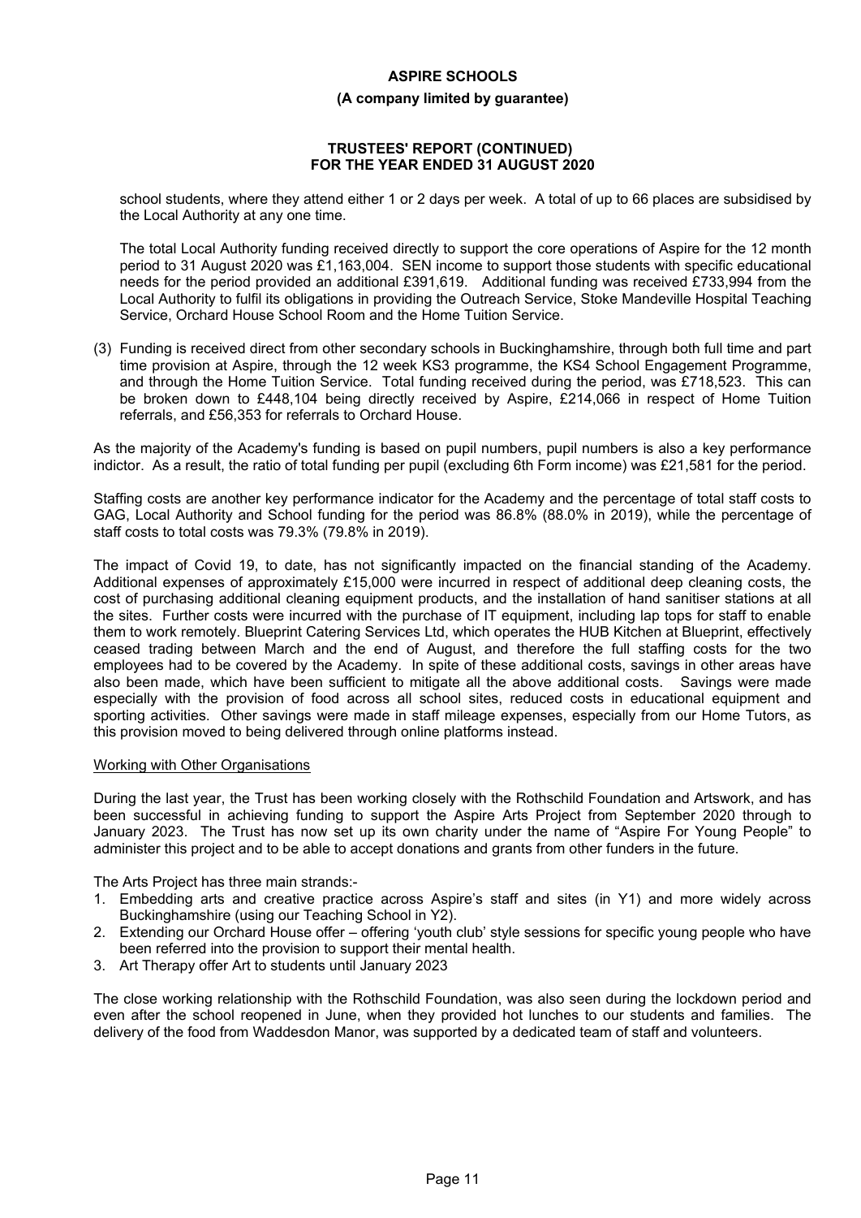school students, where they attend either 1 or 2 days per week. A total of up to 66 places are subsidised by the Local Authority at any one time.

The total Local Authority funding received directly to support the core operations of Aspire for the 12 month period to 31 August 2020 was £1,163,004. SEN income to support those students with specific educational needs for the period provided an additional £391,619. Additional funding was received £733,994 from the Local Authority to fulfil its obligations in providing the Outreach Service, Stoke Mandeville Hospital Teaching Service, Orchard House School Room and the Home Tuition Service.

(3) Funding is received direct from other secondary schools in Buckinghamshire, through both full time and part time provision at Aspire, through the 12 week KS3 programme, the KS4 School Engagement Programme, and through the Home Tuition Service. Total funding received during the period, was £718,523. This can be broken down to £448,104 being directly received by Aspire, £214,066 in respect of Home Tuition referrals, and £56,353 for referrals to Orchard House.

As the majority of the Academy's funding is based on pupil numbers, pupil numbers is also a key performance indictor. As a result, the ratio of total funding per pupil (excluding 6th Form income) was £21,581 for the period.

Staffing costs are another key performance indicator for the Academy and the percentage of total staff costs to GAG, Local Authority and School funding for the period was 86.8% (88.0% in 2019), while the percentage of staff costs to total costs was 79.3% (79.8% in 2019).

The impact of Covid 19, to date, has not significantly impacted on the financial standing of the Academy. Additional expenses of approximately £15,000 were incurred in respect of additional deep cleaning costs, the cost of purchasing additional cleaning equipment products, and the installation of hand sanitiser stations at all the sites. Further costs were incurred with the purchase of IT equipment, including lap tops for staff to enable them to work remotely. Blueprint Catering Services Ltd, which operates the HUB Kitchen at Blueprint, effectively ceased trading between March and the end of August, and therefore the full staffing costs for the two employees had to be covered by the Academy. In spite of these additional costs, savings in other areas have also been made, which have been sufficient to mitigate all the above additional costs. Savings were made especially with the provision of food across all school sites, reduced costs in educational equipment and sporting activities. Other savings were made in staff mileage expenses, especially from our Home Tutors, as this provision moved to being delivered through online platforms instead.

## Working with Other Organisations

During the last year, the Trust has been working closely with the Rothschild Foundation and Artswork, and has been successful in achieving funding to support the Aspire Arts Project from September 2020 through to January 2023. The Trust has now set up its own charity under the name of "Aspire For Young People" to administer this project and to be able to accept donations and grants from other funders in the future.

The Arts Project has three main strands:-

1. Embedding arts and creative practice across Aspire's staff and sites (in Y1) and more widely across Buckinghamshire (using our Teaching School in Y2).
2. Extending our Orchard House offer – offering 'youth club' style sessions for specific young people who have been referred into the provision to support their mental health.
3. Art Therapy offer Art to students until January 2023

The close working relationship with the Rothschild Foundation, was also seen during the lockdown period and even after the school reopened in June, when they provided hot lunches to our students and families. The delivery of the food from Waddesdon Manor, was supported by a dedicated team of staff and volunteers.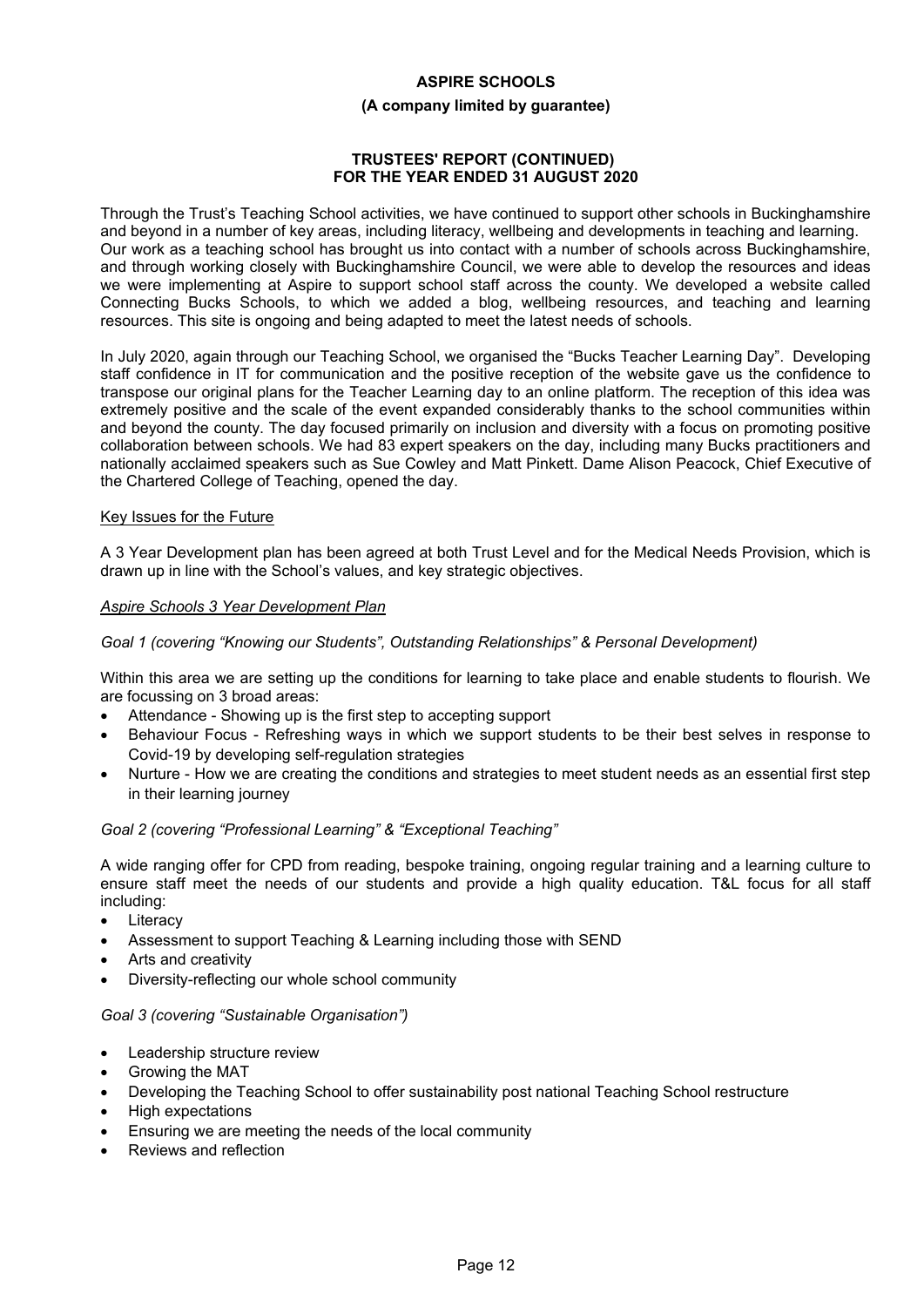Through the Trust's Teaching School activities, we have continued to support other schools in Buckinghamshire and beyond in a number of key areas, including literacy, wellbeing and developments in teaching and learning. Our work as a teaching school has brought us into contact with a number of schools across Buckinghamshire, and through working closely with Buckinghamshire Council, we were able to develop the resources and ideas we were implementing at Aspire to support school staff across the county. We developed a website called Connecting Bucks Schools, to which we added a blog, wellbeing resources, and teaching and learning resources. This site is ongoing and being adapted to meet the latest needs of schools.

In July 2020, again through our Teaching School, we organised the "Bucks Teacher Learning Day". Developing staff confidence in IT for communication and the positive reception of the website gave us the confidence to transpose our original plans for the Teacher Learning day to an online platform. The reception of this idea was extremely positive and the scale of the event expanded considerably thanks to the school communities within and beyond the county. The day focused primarily on inclusion and diversity with a focus on promoting positive collaboration between schools. We had 83 expert speakers on the day, including many Bucks practitioners and nationally acclaimed speakers such as Sue Cowley and Matt Pinkett. Dame Alison Peacock, Chief Executive of the Chartered College of Teaching, opened the day.

## Key Issues for the Future

A 3 Year Development plan has been agreed at both Trust Level and for the Medical Needs Provision, which is drawn up in line with the School's values, and key strategic objectives.

### *Aspire Schools 3 Year Development Plan*

*Goal 1 (covering "Knowing our Students", Outstanding Relationships" & Personal Development)*

Within this area we are setting up the conditions for learning to take place and enable students to flourish. We are focussing on 3 broad areas:

- Attendance - Showing up is the first step to accepting support
- Behaviour Focus - Refreshing ways in which we support students to be their best selves in response to Covid-19 by developing self-regulation strategies
- Nurture - How we are creating the conditions and strategies to meet student needs as an essential first step in their learning journey

*Goal 2 (covering "Professional Learning" & "Exceptional Teaching"*

A wide ranging offer for CPD from reading, bespoke training, ongoing regular training and a learning culture to ensure staff meet the needs of our students and provide a high quality education. T&L focus for all staff including:

- Literacy
- Assessment to support Teaching & Learning including those with SEND
- Arts and creativity
- Diversity-reflecting our whole school community

*Goal 3 (covering "Sustainable Organisation")*

- Leadership structure review
- Growing the MAT
- Developing the Teaching School to offer sustainability post national Teaching School restructure
- High expectations
- Ensuring we are meeting the needs of the local community
- Reviews and reflection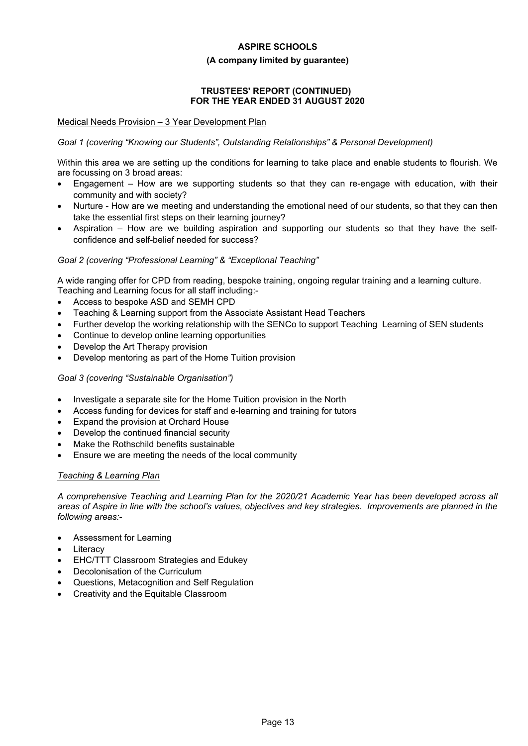Medical Needs Provision – 3 Year Development Plan

*Goal 1 (covering "Knowing our Students", Outstanding Relationships" & Personal Development)*

Within this area we are setting up the conditions for learning to take place and enable students to flourish. We are focussing on 3 broad areas:

- Engagement – How are we supporting students so that they can re-engage with education, with their community and with society?
- Nurture - How are we meeting and understanding the emotional need of our students, so that they can then take the essential first steps on their learning journey?
- Aspiration – How are we building aspiration and supporting our students so that they have the self-confidence and self-belief needed for success?

*Goal 2 (covering "Professional Learning" & "Exceptional Teaching"*

A wide ranging offer for CPD from reading, bespoke training, ongoing regular training and a learning culture. Teaching and Learning focus for all staff including:-

- Access to bespoke ASD and SEMH CPD
- Teaching & Learning support from the Associate Assistant Head Teachers
- Further develop the working relationship with the SENCo to support Teaching Learning of SEN students
- Continue to develop online learning opportunities
- Develop the Art Therapy provision
- Develop mentoring as part of the Home Tuition provision

*Goal 3 (covering "Sustainable Organisation")*

- Investigate a separate site for the Home Tuition provision in the North
- Access funding for devices for staff and e-learning and training for tutors
- Expand the provision at Orchard House
- Develop the continued financial security
- Make the Rothschild benefits sustainable
- Ensure we are meeting the needs of the local community

*Teaching & Learning Plan*

*A comprehensive Teaching and Learning Plan for the 2020/21 Academic Year has been developed across all areas of Aspire in line with the school's values, objectives and key strategies. Improvements are planned in the following areas:-*

- Assessment for Learning
- Literacy
- EHC/TTT Classroom Strategies and Edukey
- Decolonisation of the Curriculum
- Questions, Metacognition and Self Regulation
- Creativity and the Equitable Classroom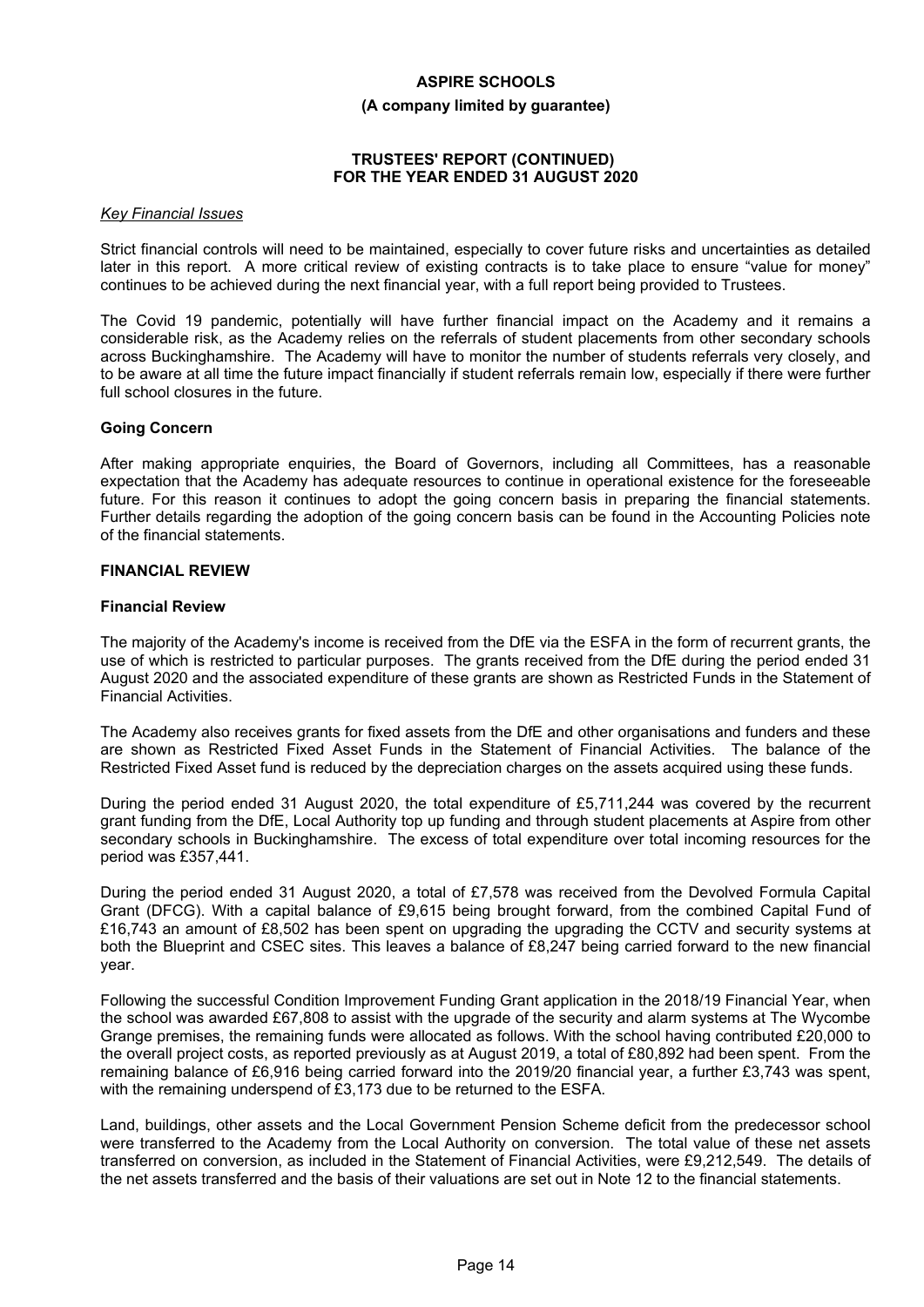*Key Financial Issues*

Strict financial controls will need to be maintained, especially to cover future risks and uncertainties as detailed later in this report. A more critical review of existing contracts is to take place to ensure "value for money" continues to be achieved during the next financial year, with a full report being provided to Trustees.

The Covid 19 pandemic, potentially will have further financial impact on the Academy and it remains a considerable risk, as the Academy relies on the referrals of student placements from other secondary schools across Buckinghamshire. The Academy will have to monitor the number of students referrals very closely, and to be aware at all time the future impact financially if student referrals remain low, especially if there were further full school closures in the future.

### Going Concern

After making appropriate enquiries, the Board of Governors, including all Committees, has a reasonable expectation that the Academy has adequate resources to continue in operational existence for the foreseeable future. For this reason it continues to adopt the going concern basis in preparing the financial statements. Further details regarding the adoption of the going concern basis can be found in the Accounting Policies note of the financial statements.

## FINANCIAL REVIEW

### Financial Review

The majority of the Academy's income is received from the DfE via the ESFA in the form of recurrent grants, the use of which is restricted to particular purposes. The grants received from the DfE during the period ended 31 August 2020 and the associated expenditure of these grants are shown as Restricted Funds in the Statement of Financial Activities.

The Academy also receives grants for fixed assets from the DfE and other organisations and funders and these are shown as Restricted Fixed Asset Funds in the Statement of Financial Activities. The balance of the Restricted Fixed Asset fund is reduced by the depreciation charges on the assets acquired using these funds.

During the period ended 31 August 2020, the total expenditure of £5,711,244 was covered by the recurrent grant funding from the DfE, Local Authority top up funding and through student placements at Aspire from other secondary schools in Buckinghamshire. The excess of total expenditure over total incoming resources for the period was £357,441.

During the period ended 31 August 2020, a total of £7,578 was received from the Devolved Formula Capital Grant (DFCG). With a capital balance of £9,615 being brought forward, from the combined Capital Fund of £16,743 an amount of £8,502 has been spent on upgrading the upgrading the CCTV and security systems at both the Blueprint and CSEC sites. This leaves a balance of £8,247 being carried forward to the new financial year.

Following the successful Condition Improvement Funding Grant application in the 2018/19 Financial Year, when the school was awarded £67,808 to assist with the upgrade of the security and alarm systems at The Wycombe Grange premises, the remaining funds were allocated as follows. With the school having contributed £20,000 to the overall project costs, as reported previously as at August 2019, a total of £80,892 had been spent. From the remaining balance of £6,916 being carried forward into the 2019/20 financial year, a further £3,743 was spent, with the remaining underspend of £3,173 due to be returned to the ESFA.

Land, buildings, other assets and the Local Government Pension Scheme deficit from the predecessor school were transferred to the Academy from the Local Authority on conversion. The total value of these net assets transferred on conversion, as included in the Statement of Financial Activities, were £9,212,549. The details of the net assets transferred and the basis of their valuations are set out in Note 12 to the financial statements.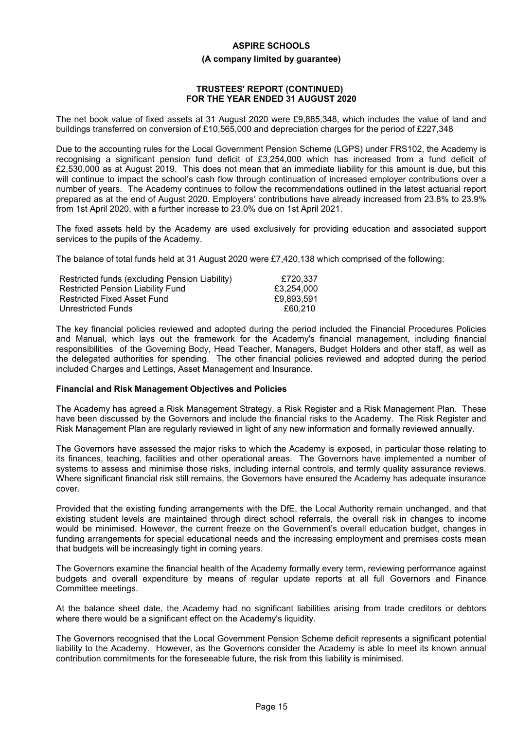# ASPIRE SCHOOLS

**(A company limited by guarantee)**

**TRUSTEES' REPORT (CONTINUED)**
**FOR THE YEAR ENDED 31 AUGUST 2020**

The net book value of fixed assets at 31 August 2020 were £9,885,348, which includes the value of land and buildings transferred on conversion of £10,565,000 and depreciation charges for the period of £227,348

Due to the accounting rules for the Local Government Pension Scheme (LGPS) under FRS102, the Academy is recognising a significant pension fund deficit of £3,254,000 which has increased from a fund deficit of £2,530,000 as at August 2019. This does not mean that an immediate liability for this amount is due, but this will continue to impact the school's cash flow through continuation of increased employer contributions over a number of years. The Academy continues to follow the recommendations outlined in the latest actuarial report prepared as at the end of August 2020. Employers' contributions have already increased from 23.8% to 23.9% from 1st April 2020, with a further increase to 23.0% due on 1st April 2021.

The fixed assets held by the Academy are used exclusively for providing education and associated support services to the pupils of the Academy.

The balance of total funds held at 31 August 2020 were £7,420,138 which comprised of the following:

| | |
|---|---|
| Restricted funds (excluding Pension Liability) | £720,337 |
| Restricted Pension Liability Fund | £3,254,000 |
| Restricted Fixed Asset Fund | £9,893,591 |
| Unrestricted Funds | £60,210 |

The key financial policies reviewed and adopted during the period included the Financial Procedures Policies and Manual, which lays out the framework for the Academy's financial management, including financial responsibilities of the Governing Body, Head Teacher, Managers, Budget Holders and other staff, as well as the delegated authorities for spending. The other financial policies reviewed and adopted during the period included Charges and Lettings, Asset Management and Insurance.

**Financial and Risk Management Objectives and Policies**

The Academy has agreed a Risk Management Strategy, a Risk Register and a Risk Management Plan. These have been discussed by the Governors and include the financial risks to the Academy. The Risk Register and Risk Management Plan are regularly reviewed in light of any new information and formally reviewed annually.

The Governors have assessed the major risks to which the Academy is exposed, in particular those relating to its finances, teaching, facilities and other operational areas. The Governors have implemented a number of systems to assess and minimise those risks, including internal controls, and termly quality assurance reviews. Where significant financial risk still remains, the Governors have ensured the Academy has adequate insurance cover.

Provided that the existing funding arrangements with the DfE, the Local Authority remain unchanged, and that existing student levels are maintained through direct school referrals, the overall risk in changes to income would be minimised. However, the current freeze on the Government's overall education budget, changes in funding arrangements for special educational needs and the increasing employment and premises costs mean that budgets will be increasingly tight in coming years.

The Governors examine the financial health of the Academy formally every term, reviewing performance against budgets and overall expenditure by means of regular update reports at all full Governors and Finance Committee meetings.

At the balance sheet date, the Academy had no significant liabilities arising from trade creditors or debtors where there would be a significant effect on the Academy's liquidity.

The Governors recognised that the Local Government Pension Scheme deficit represents a significant potential liability to the Academy. However, as the Governors consider the Academy is able to meet its known annual contribution commitments for the foreseeable future, the risk from this liability is minimised.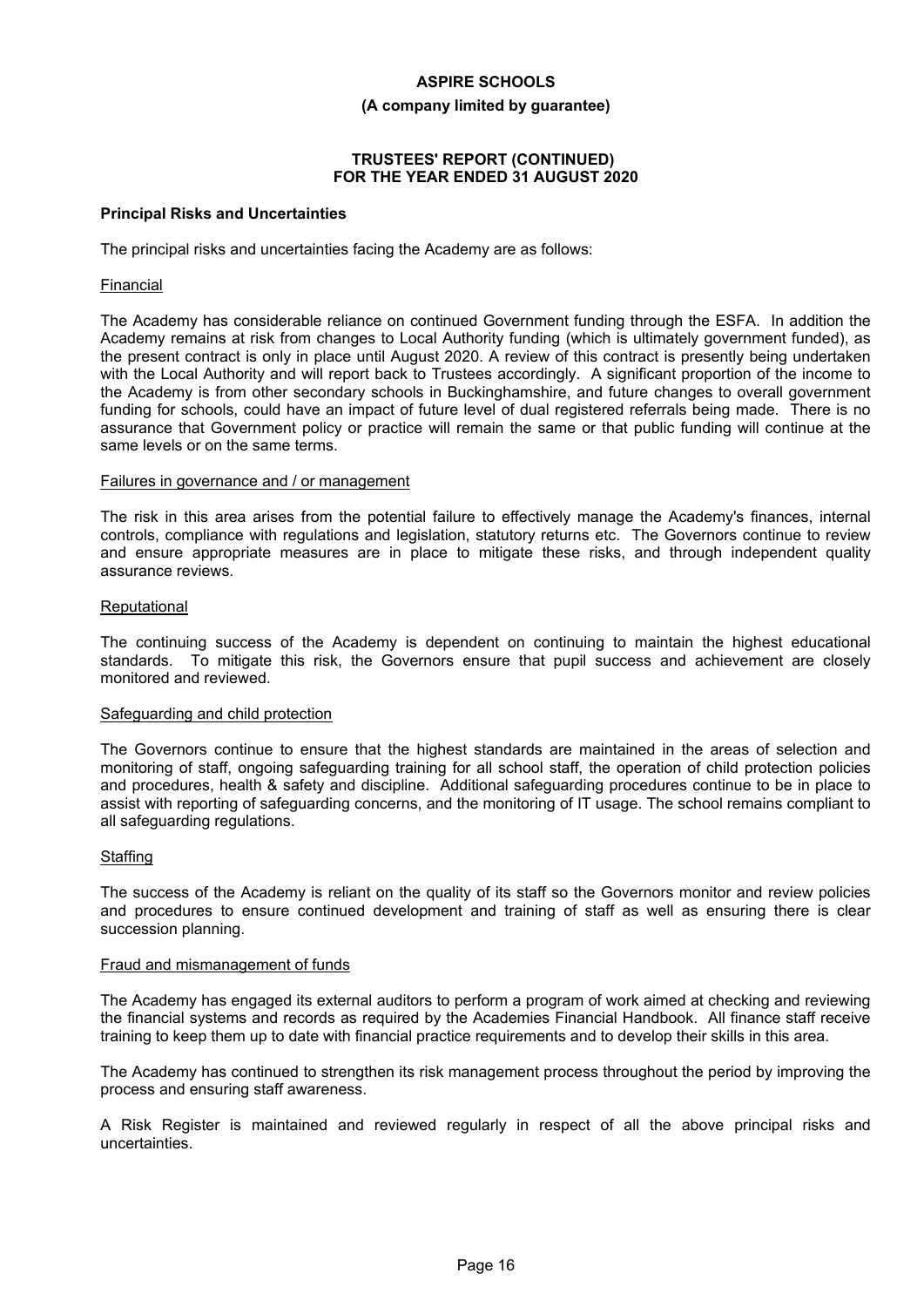## Principal Risks and Uncertainties

The principal risks and uncertainties facing the Academy are as follows:

### Financial

The Academy has considerable reliance on continued Government funding through the ESFA. In addition the Academy remains at risk from changes to Local Authority funding (which is ultimately government funded), as the present contract is only in place until August 2020. A review of this contract is presently being undertaken with the Local Authority and will report back to Trustees accordingly. A significant proportion of the income to the Academy is from other secondary schools in Buckinghamshire, and future changes to overall government funding for schools, could have an impact of future level of dual registered referrals being made. There is no assurance that Government policy or practice will remain the same or that public funding will continue at the same levels or on the same terms.

### Failures in governance and / or management

The risk in this area arises from the potential failure to effectively manage the Academy's finances, internal controls, compliance with regulations and legislation, statutory returns etc. The Governors continue to review and ensure appropriate measures are in place to mitigate these risks, and through independent quality assurance reviews.

### Reputational

The continuing success of the Academy is dependent on continuing to maintain the highest educational standards. To mitigate this risk, the Governors ensure that pupil success and achievement are closely monitored and reviewed.

### Safeguarding and child protection

The Governors continue to ensure that the highest standards are maintained in the areas of selection and monitoring of staff, ongoing safeguarding training for all school staff, the operation of child protection policies and procedures, health & safety and discipline. Additional safeguarding procedures continue to be in place to assist with reporting of safeguarding concerns, and the monitoring of IT usage. The school remains compliant to all safeguarding regulations.

### Staffing

The success of the Academy is reliant on the quality of its staff so the Governors monitor and review policies and procedures to ensure continued development and training of staff as well as ensuring there is clear succession planning.

### Fraud and mismanagement of funds

The Academy has engaged its external auditors to perform a program of work aimed at checking and reviewing the financial systems and records as required by the Academies Financial Handbook. All finance staff receive training to keep them up to date with financial practice requirements and to develop their skills in this area.

The Academy has continued to strengthen its risk management process throughout the period by improving the process and ensuring staff awareness.

A Risk Register is maintained and reviewed regularly in respect of all the above principal risks and uncertainties.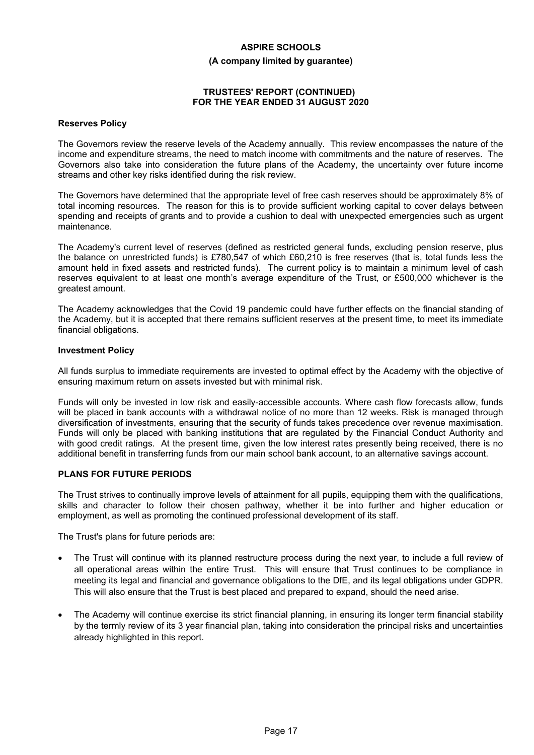**Reserves Policy**

The Governors review the reserve levels of the Academy annually. This review encompasses the nature of the income and expenditure streams, the need to match income with commitments and the nature of reserves. The Governors also take into consideration the future plans of the Academy, the uncertainty over future income streams and other key risks identified during the risk review.

The Governors have determined that the appropriate level of free cash reserves should be approximately 8% of total incoming resources. The reason for this is to provide sufficient working capital to cover delays between spending and receipts of grants and to provide a cushion to deal with unexpected emergencies such as urgent maintenance.

The Academy's current level of reserves (defined as restricted general funds, excluding pension reserve, plus the balance on unrestricted funds) is £780,547 of which £60,210 is free reserves (that is, total funds less the amount held in fixed assets and restricted funds). The current policy is to maintain a minimum level of cash reserves equivalent to at least one month's average expenditure of the Trust, or £500,000 whichever is the greatest amount.

The Academy acknowledges that the Covid 19 pandemic could have further effects on the financial standing of the Academy, but it is accepted that there remains sufficient reserves at the present time, to meet its immediate financial obligations.

**Investment Policy**

All funds surplus to immediate requirements are invested to optimal effect by the Academy with the objective of ensuring maximum return on assets invested but with minimal risk.

Funds will only be invested in low risk and easily-accessible accounts. Where cash flow forecasts allow, funds will be placed in bank accounts with a withdrawal notice of no more than 12 weeks. Risk is managed through diversification of investments, ensuring that the security of funds takes precedence over revenue maximisation. Funds will only be placed with banking institutions that are regulated by the Financial Conduct Authority and with good credit ratings. At the present time, given the low interest rates presently being received, there is no additional benefit in transferring funds from our main school bank account, to an alternative savings account.

## PLANS FOR FUTURE PERIODS

The Trust strives to continually improve levels of attainment for all pupils, equipping them with the qualifications, skills and character to follow their chosen pathway, whether it be into further and higher education or employment, as well as promoting the continued professional development of its staff.

The Trust's plans for future periods are:

- The Trust will continue with its planned restructure process during the next year, to include a full review of all operational areas within the entire Trust. This will ensure that Trust continues to be compliance in meeting its legal and financial and governance obligations to the DfE, and its legal obligations under GDPR. This will also ensure that the Trust is best placed and prepared to expand, should the need arise.
- The Academy will continue exercise its strict financial planning, in ensuring its longer term financial stability by the termly review of its 3 year financial plan, taking into consideration the principal risks and uncertainties already highlighted in this report.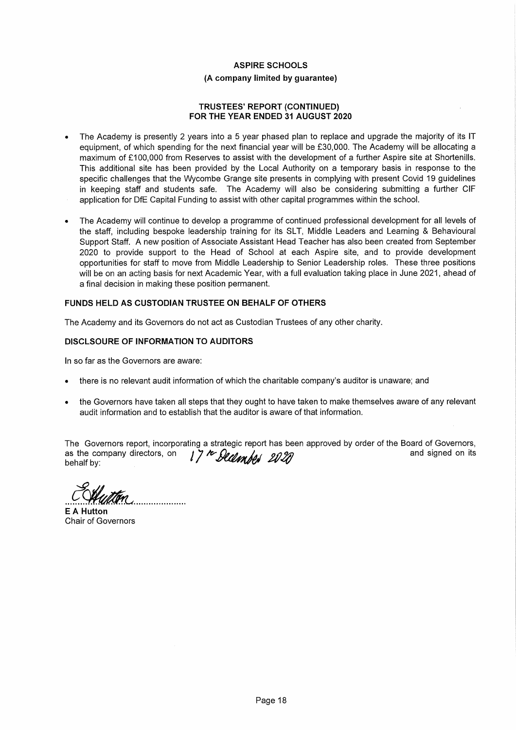- The Academy is presently 2 years into a 5 year phased plan to replace and upgrade the majority of its IT equipment, of which spending for the next financial year will be £30,000. The Academy will be allocating a maximum of £100,000 from Reserves to assist with the development of a further Aspire site at Shortenills. This additional site has been provided by the Local Authority on a temporary basis in response to the specific challenges that the Wycombe Grange site presents in complying with present Covid 19 guidelines in keeping staff and students safe. The Academy will also be considering submitting a further CIF application for DfE Capital Funding to assist with other capital programmes within the school.
- The Academy will continue to develop a programme of continued professional development for all levels of the staff, including bespoke leadership training for its SLT, Middle Leaders and Learning & Behavioural Support Staff. A new position of Associate Assistant Head Teacher has also been created from September 2020 to provide support to the Head of School at each Aspire site, and to provide development opportunities for staff to move from Middle Leadership to Senior Leadership roles. These three positions will be on an acting basis for next Academic Year, with a full evaluation taking place in June 2021, ahead of a final decision in making these position permanent.

### FUNDS HELD AS CUSTODIAN TRUSTEE ON BEHALF OF OTHERS

The Academy and its Governors do not act as Custodian Trustees of any other charity.

### DISCLSOURE OF INFORMATION TO AUDITORS

In so far as the Governors are aware:

- there is no relevant audit information of which the charitable company's auditor is unaware; and
- the Governors have taken all steps that they ought to have taken to make themselves aware of any relevant audit information and to establish that the auditor is aware of that information.

The Governors report, incorporating a strategic report has been approved by order of the Board of Governors, as the company directors, on 17th December 2020 and signed on its behalf by:

E Hutton
..................................

**E A Hutton**
Chair of Governors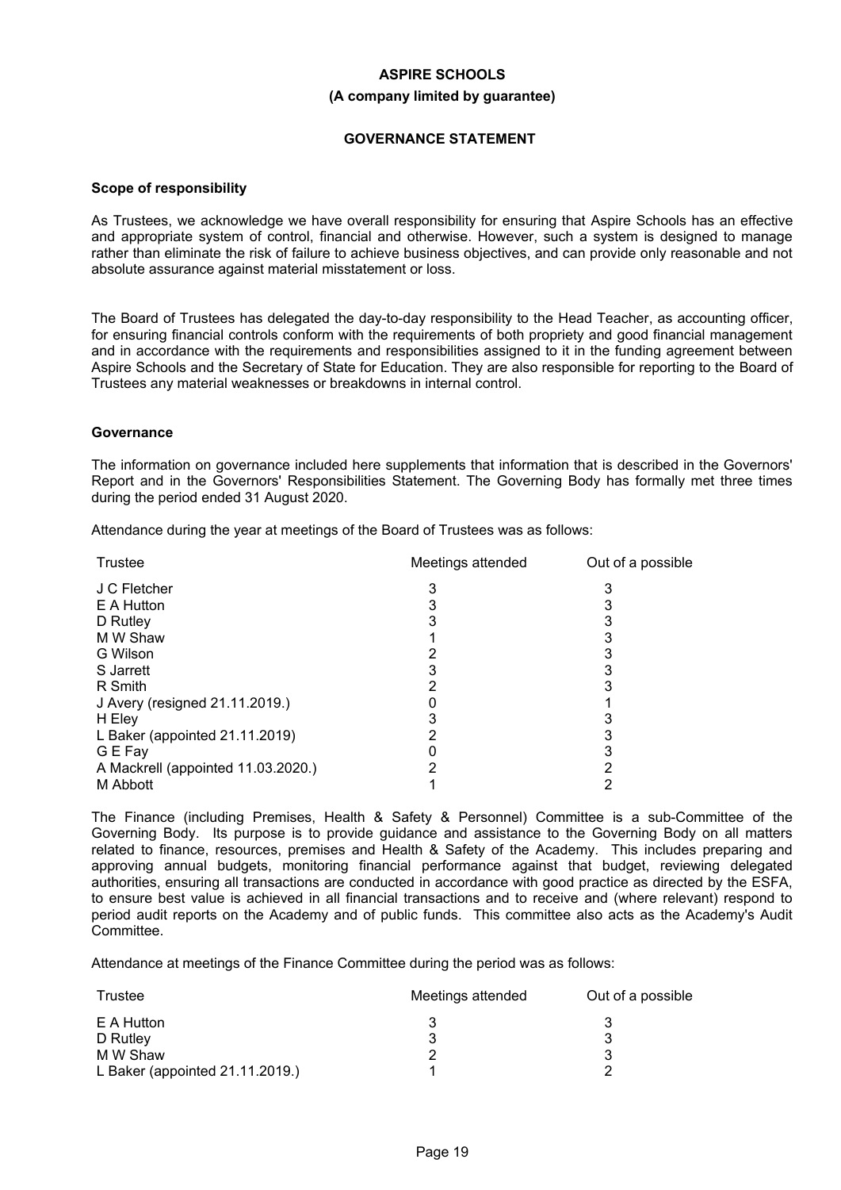# ASPIRE SCHOOLS

**(A company limited by guarantee)**

## GOVERNANCE STATEMENT

### Scope of responsibility

As Trustees, we acknowledge we have overall responsibility for ensuring that Aspire Schools has an effective and appropriate system of control, financial and otherwise. However, such a system is designed to manage rather than eliminate the risk of failure to achieve business objectives, and can provide only reasonable and not absolute assurance against material misstatement or loss.

The Board of Trustees has delegated the day-to-day responsibility to the Head Teacher, as accounting officer, for ensuring financial controls conform with the requirements of both propriety and good financial management and in accordance with the requirements and responsibilities assigned to it in the funding agreement between Aspire Schools and the Secretary of State for Education. They are also responsible for reporting to the Board of Trustees any material weaknesses or breakdowns in internal control.

### Governance

The information on governance included here supplements that information that is described in the Governors' Report and in the Governors' Responsibilities Statement. The Governing Body has formally met three times during the period ended 31 August 2020.

Attendance during the year at meetings of the Board of Trustees was as follows:

| Trustee | Meetings attended | Out of a possible |
|---|---|---|
| J C Fletcher | 3 | 3 |
| E A Hutton | 3 | 3 |
| D Rutley | 3 | 3 |
| M W Shaw | 1 | 3 |
| G Wilson | 2 | 3 |
| S Jarrett | 3 | 3 |
| R Smith | 2 | 3 |
| J Avery (resigned 21.11.2019.) | 0 | 1 |
| H Eley | 3 | 3 |
| L Baker (appointed 21.11.2019) | 2 | 3 |
| G E Fay | 0 | 3 |
| A Mackrell (appointed 11.03.2020.) | 2 | 2 |
| M Abbott | 1 | 2 |

The Finance (including Premises, Health & Safety & Personnel) Committee is a sub-Committee of the Governing Body. Its purpose is to provide guidance and assistance to the Governing Body on all matters related to finance, resources, premises and Health & Safety of the Academy. This includes preparing and approving annual budgets, monitoring financial performance against that budget, reviewing delegated authorities, ensuring all transactions are conducted in accordance with good practice as directed by the ESFA, to ensure best value is achieved in all financial transactions and to receive and (where relevant) respond to period audit reports on the Academy and of public funds. This committee also acts as the Academy's Audit Committee.

Attendance at meetings of the Finance Committee during the period was as follows:

| Trustee | Meetings attended | Out of a possible |
|---|---|---|
| E A Hutton | 3 | 3 |
| D Rutley | 3 | 3 |
| M W Shaw | 2 | 3 |
| L Baker (appointed 21.11.2019.) | 1 | 2 |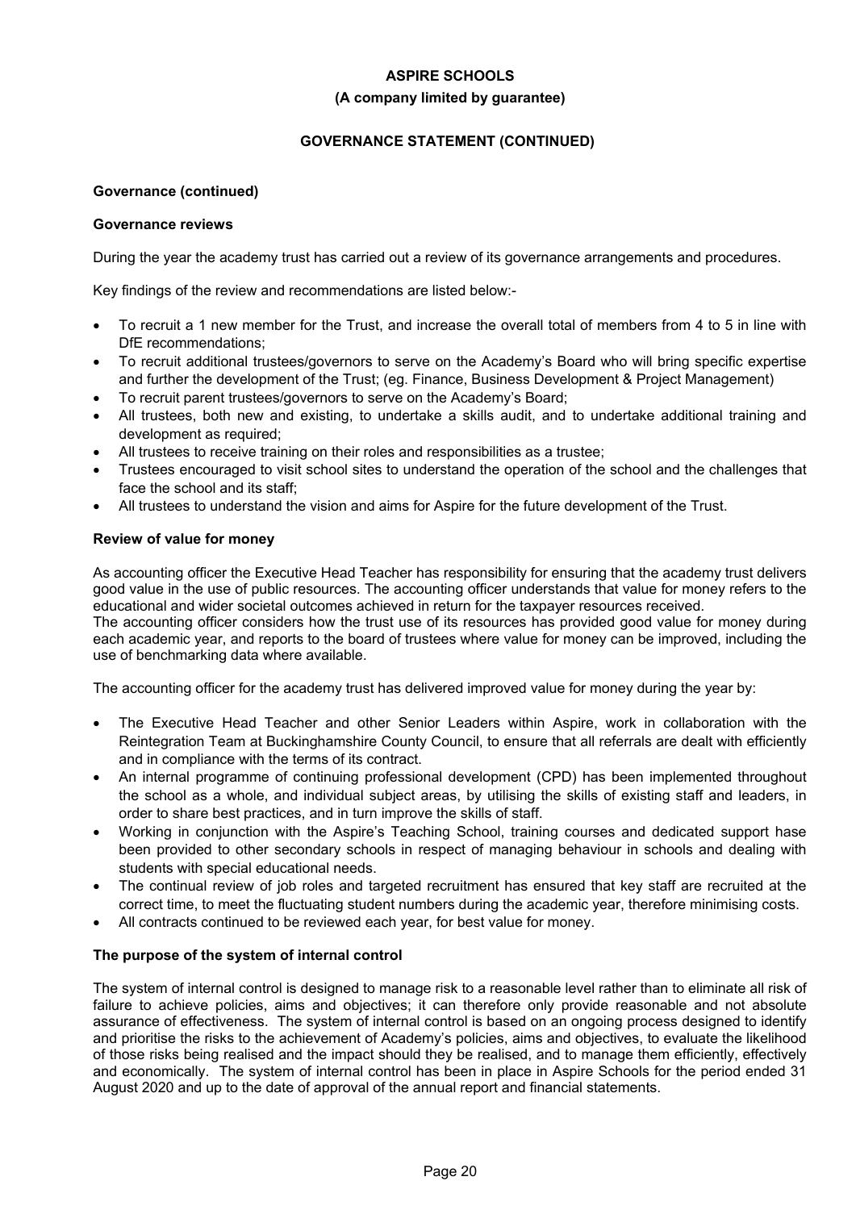**Governance (continued)**

**Governance reviews**

During the year the academy trust has carried out a review of its governance arrangements and procedures.

Key findings of the review and recommendations are listed below:-

- To recruit a 1 new member for the Trust, and increase the overall total of members from 4 to 5 in line with DfE recommendations;
- To recruit additional trustees/governors to serve on the Academy's Board who will bring specific expertise and further the development of the Trust; (eg. Finance, Business Development & Project Management)
- To recruit parent trustees/governors to serve on the Academy's Board;
- All trustees, both new and existing, to undertake a skills audit, and to undertake additional training and development as required;
- All trustees to receive training on their roles and responsibilities as a trustee;
- Trustees encouraged to visit school sites to understand the operation of the school and the challenges that face the school and its staff;
- All trustees to understand the vision and aims for Aspire for the future development of the Trust.

**Review of value for money**

As accounting officer the Executive Head Teacher has responsibility for ensuring that the academy trust delivers good value in the use of public resources. The accounting officer understands that value for money refers to the educational and wider societal outcomes achieved in return for the taxpayer resources received.
The accounting officer considers how the trust use of its resources has provided good value for money during each academic year, and reports to the board of trustees where value for money can be improved, including the use of benchmarking data where available.

The accounting officer for the academy trust has delivered improved value for money during the year by:

- The Executive Head Teacher and other Senior Leaders within Aspire, work in collaboration with the Reintegration Team at Buckinghamshire County Council, to ensure that all referrals are dealt with efficiently and in compliance with the terms of its contract.
- An internal programme of continuing professional development (CPD) has been implemented throughout the school as a whole, and individual subject areas, by utilising the skills of existing staff and leaders, in order to share best practices, and in turn improve the skills of staff.
- Working in conjunction with the Aspire's Teaching School, training courses and dedicated support hase been provided to other secondary schools in respect of managing behaviour in schools and dealing with students with special educational needs.
- The continual review of job roles and targeted recruitment has ensured that key staff are recruited at the correct time, to meet the fluctuating student numbers during the academic year, therefore minimising costs.
- All contracts continued to be reviewed each year, for best value for money.

**The purpose of the system of internal control**

The system of internal control is designed to manage risk to a reasonable level rather than to eliminate all risk of failure to achieve policies, aims and objectives; it can therefore only provide reasonable and not absolute assurance of effectiveness. The system of internal control is based on an ongoing process designed to identify and prioritise the risks to the achievement of Academy's policies, aims and objectives, to evaluate the likelihood of those risks being realised and the impact should they be realised, and to manage them efficiently, effectively and economically. The system of internal control has been in place in Aspire Schools for the period ended 31 August 2020 and up to the date of approval of the annual report and financial statements.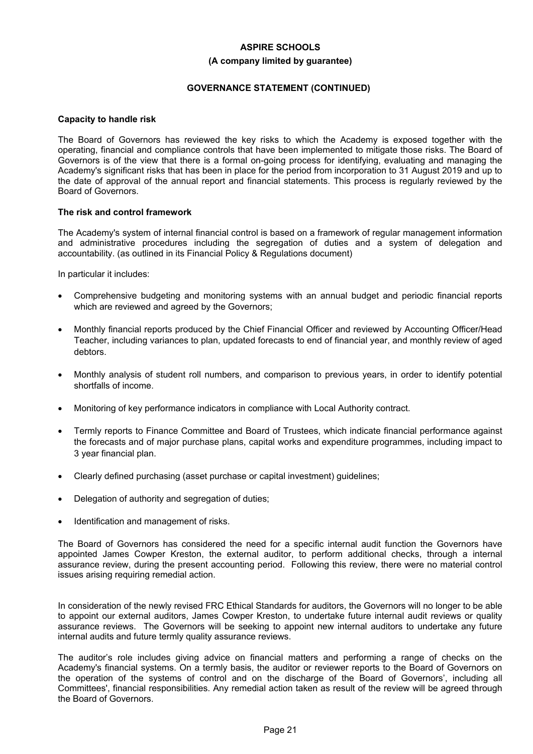**Capacity to handle risk**

The Board of Governors has reviewed the key risks to which the Academy is exposed together with the operating, financial and compliance controls that have been implemented to mitigate those risks. The Board of Governors is of the view that there is a formal on-going process for identifying, evaluating and managing the Academy's significant risks that has been in place for the period from incorporation to 31 August 2019 and up to the date of approval of the annual report and financial statements. This process is regularly reviewed by the Board of Governors.

**The risk and control framework**

The Academy's system of internal financial control is based on a framework of regular management information and administrative procedures including the segregation of duties and a system of delegation and accountability. (as outlined in its Financial Policy & Regulations document)

In particular it includes:

- Comprehensive budgeting and monitoring systems with an annual budget and periodic financial reports which are reviewed and agreed by the Governors;
- Monthly financial reports produced by the Chief Financial Officer and reviewed by Accounting Officer/Head Teacher, including variances to plan, updated forecasts to end of financial year, and monthly review of aged debtors.
- Monthly analysis of student roll numbers, and comparison to previous years, in order to identify potential shortfalls of income.
- Monitoring of key performance indicators in compliance with Local Authority contract.
- Termly reports to Finance Committee and Board of Trustees, which indicate financial performance against the forecasts and of major purchase plans, capital works and expenditure programmes, including impact to 3 year financial plan.
- Clearly defined purchasing (asset purchase or capital investment) guidelines;
- Delegation of authority and segregation of duties;
- Identification and management of risks.

The Board of Governors has considered the need for a specific internal audit function the Governors have appointed James Cowper Kreston, the external auditor, to perform additional checks, through a internal assurance review, during the present accounting period. Following this review, there were no material control issues arising requiring remedial action.

In consideration of the newly revised FRC Ethical Standards for auditors, the Governors will no longer to be able to appoint our external auditors, James Cowper Kreston, to undertake future internal audit reviews or quality assurance reviews. The Governors will be seeking to appoint new internal auditors to undertake any future internal audits and future termly quality assurance reviews.

The auditor's role includes giving advice on financial matters and performing a range of checks on the Academy's financial systems. On a termly basis, the auditor or reviewer reports to the Board of Governors on the operation of the systems of control and on the discharge of the Board of Governors', including all Committees', financial responsibilities. Any remedial action taken as result of the review will be agreed through the Board of Governors.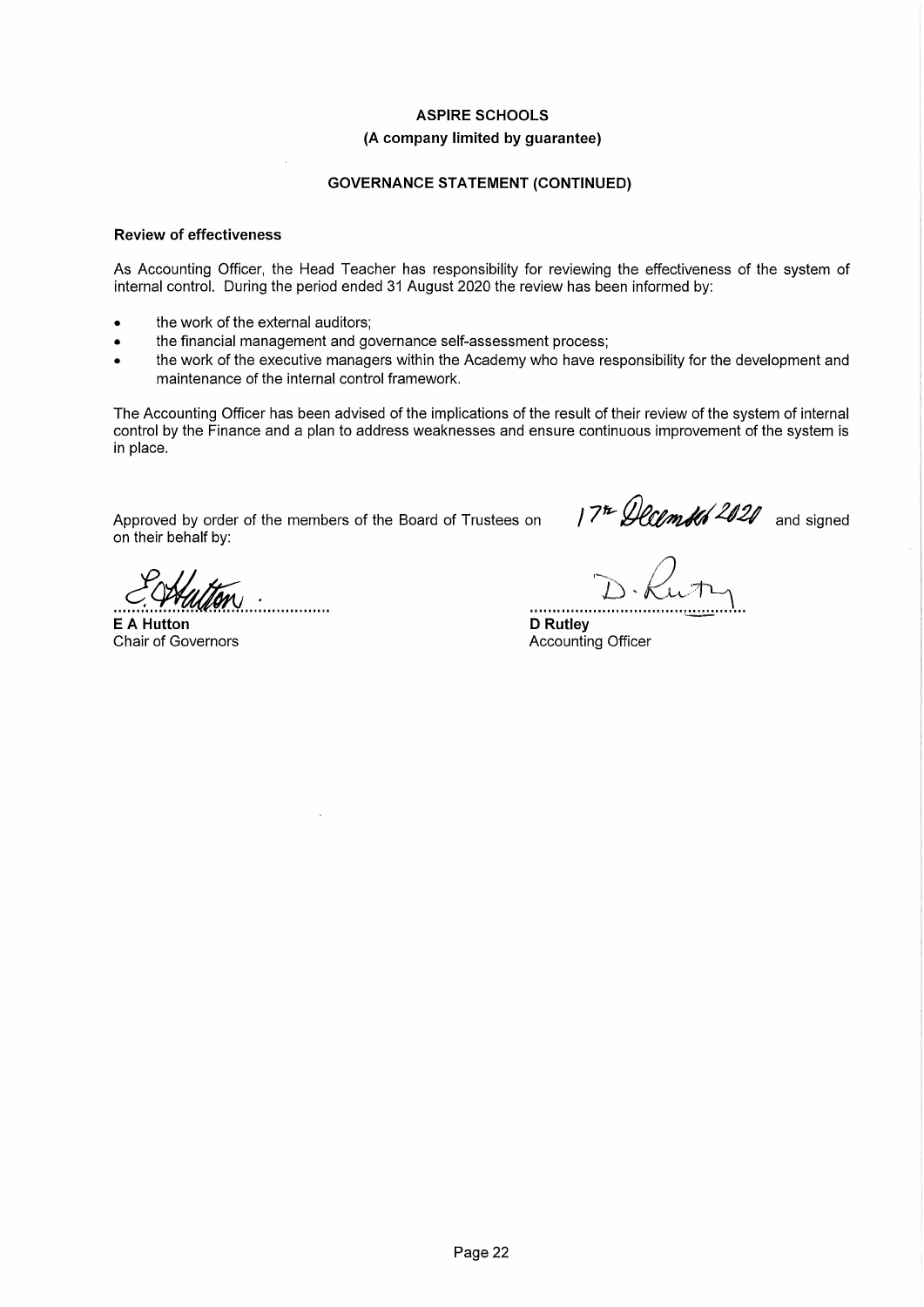**ASPIRE SCHOOLS**

**(A company limited by guarantee)**

**GOVERNANCE STATEMENT (CONTINUED)**

**Review of effectiveness**

As Accounting Officer, the Head Teacher has responsibility for reviewing the effectiveness of the system of internal control. During the period ended 31 August 2020 the review has been informed by:

- the work of the external auditors;
- the financial management and governance self-assessment process;
- the work of the executive managers within the Academy who have responsibility for the development and maintenance of the internal control framework.

The Accounting Officer has been advised of the implications of the result of their review of the system of internal control by the Finance and a plan to address weaknesses and ensure continuous improvement of the system is in place.

Approved by order of the members of the Board of Trustees on 17th December 2020 and signed on their behalf by:

**E A Hutton**
Chair of Governors

**D Rutley**
Accounting Officer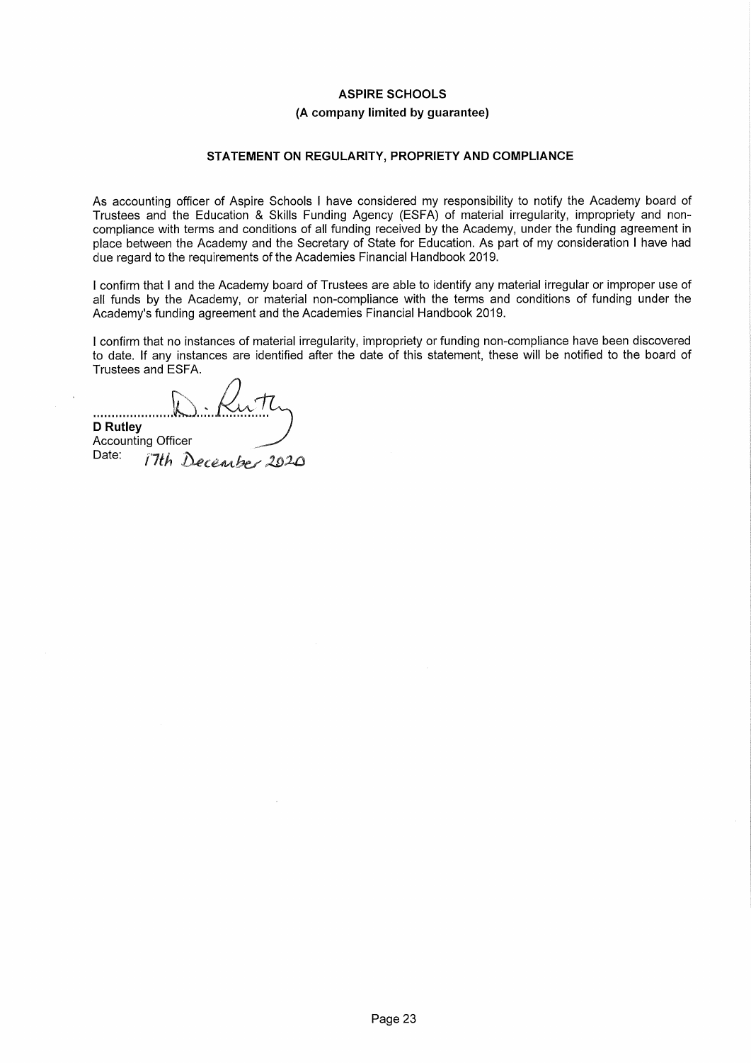# ASPIRE SCHOOLS

**(A company limited by guarantee)**

## STATEMENT ON REGULARITY, PROPRIETY AND COMPLIANCE

As accounting officer of Aspire Schools I have considered my responsibility to notify the Academy board of Trustees and the Education & Skills Funding Agency (ESFA) of material irregularity, impropriety and non-compliance with terms and conditions of all funding received by the Academy, under the funding agreement in place between the Academy and the Secretary of State for Education. As part of my consideration I have had due regard to the requirements of the Academies Financial Handbook 2019.

I confirm that I and the Academy board of Trustees are able to identify any material irregular or improper use of all funds by the Academy, or material non-compliance with the terms and conditions of funding under the Academy's funding agreement and the Academies Financial Handbook 2019.

I confirm that no instances of material irregularity, impropriety or funding non-compliance have been discovered to date. If any instances are identified after the date of this statement, these will be notified to the board of Trustees and ESFA.

................................................

**D Rutley**
Accounting Officer
Date: 17th December 2020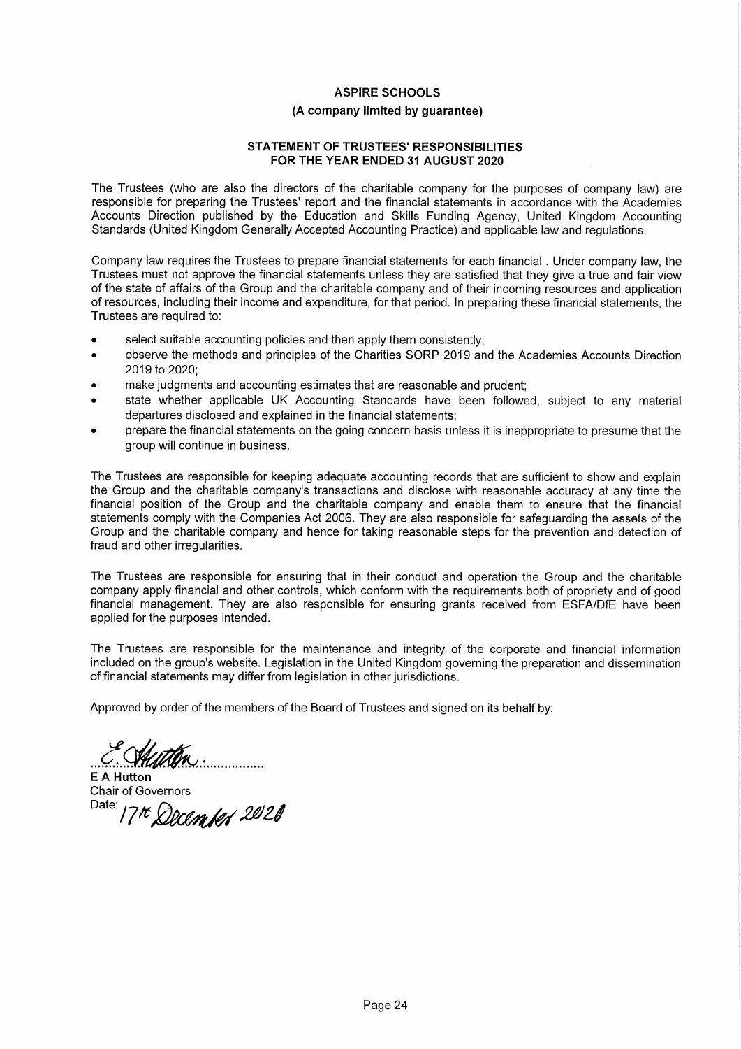**ASPIRE SCHOOLS**

**(A company limited by guarantee)**

## STATEMENT OF TRUSTEES' RESPONSIBILITIES FOR THE YEAR ENDED 31 AUGUST 2020

The Trustees (who are also the directors of the charitable company for the purposes of company law) are responsible for preparing the Trustees' report and the financial statements in accordance with the Academies Accounts Direction published by the Education and Skills Funding Agency, United Kingdom Accounting Standards (United Kingdom Generally Accepted Accounting Practice) and applicable law and regulations.

Company law requires the Trustees to prepare financial statements for each financial . Under company law, the Trustees must not approve the financial statements unless they are satisfied that they give a true and fair view of the state of affairs of the Group and the charitable company and of their incoming resources and application of resources, including their income and expenditure, for that period. In preparing these financial statements, the Trustees are required to:

- select suitable accounting policies and then apply them consistently;
- observe the methods and principles of the Charities SORP 2019 and the Academies Accounts Direction 2019 to 2020;
- make judgments and accounting estimates that are reasonable and prudent;
- state whether applicable UK Accounting Standards have been followed, subject to any material departures disclosed and explained in the financial statements;
- prepare the financial statements on the going concern basis unless it is inappropriate to presume that the group will continue in business.

The Trustees are responsible for keeping adequate accounting records that are sufficient to show and explain the Group and the charitable company's transactions and disclose with reasonable accuracy at any time the financial position of the Group and the charitable company and enable them to ensure that the financial statements comply with the Companies Act 2006. They are also responsible for safeguarding the assets of the Group and the charitable company and hence for taking reasonable steps for the prevention and detection of fraud and other irregularities.

The Trustees are responsible for ensuring that in their conduct and operation the Group and the charitable company apply financial and other controls, which conform with the requirements both of propriety and of good financial management. They are also responsible for ensuring grants received from ESFA/DfE have been applied for the purposes intended.

The Trustees are responsible for the maintenance and integrity of the corporate and financial information included on the group's website. Legislation in the United Kingdom governing the preparation and dissemination of financial statements may differ from legislation in other jurisdictions.

Approved by order of the members of the Board of Trustees and signed on its behalf by:

E Hutton

**E A Hutton**
Chair of Governors
Date: 17th December 2020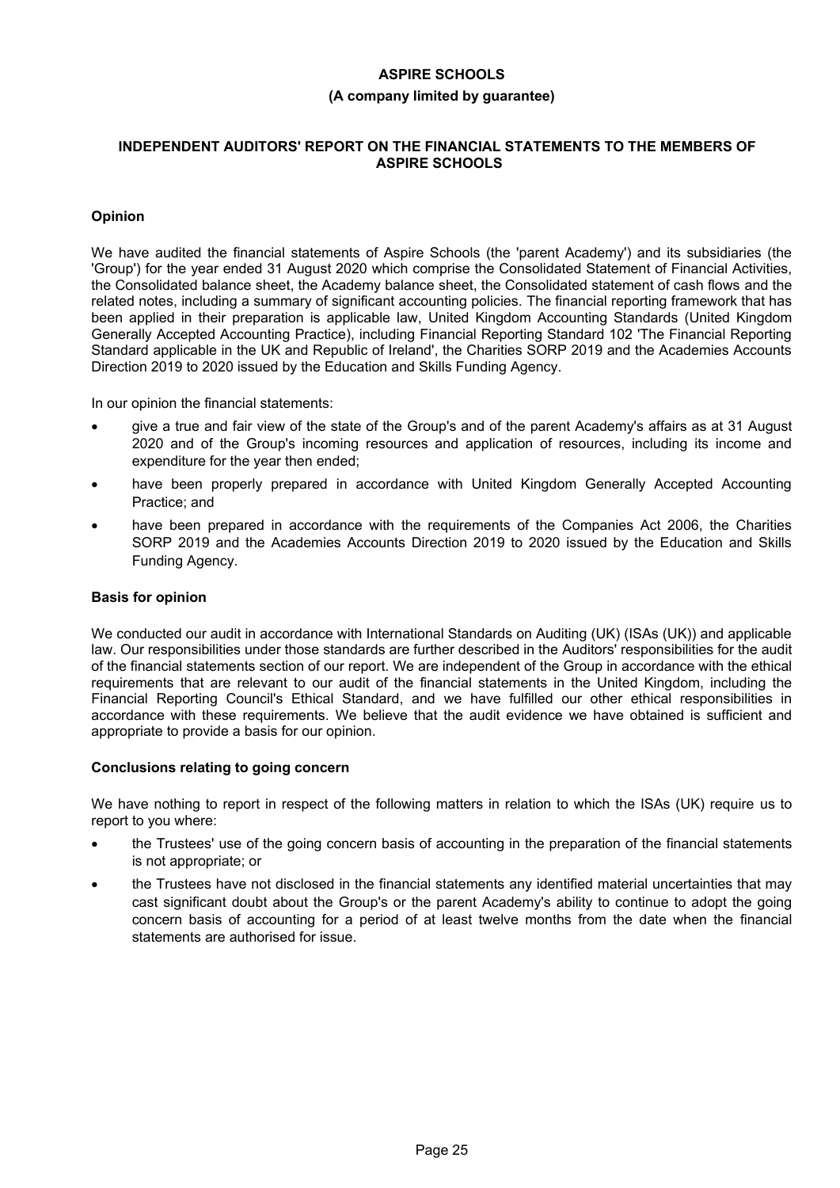# ASPIRE SCHOOLS

**(A company limited by guarantee)**

## INDEPENDENT AUDITORS' REPORT ON THE FINANCIAL STATEMENTS TO THE MEMBERS OF ASPIRE SCHOOLS

### Opinion

We have audited the financial statements of Aspire Schools (the 'parent Academy') and its subsidiaries (the 'Group') for the year ended 31 August 2020 which comprise the Consolidated Statement of Financial Activities, the Consolidated balance sheet, the Academy balance sheet, the Consolidated statement of cash flows and the related notes, including a summary of significant accounting policies. The financial reporting framework that has been applied in their preparation is applicable law, United Kingdom Accounting Standards (United Kingdom Generally Accepted Accounting Practice), including Financial Reporting Standard 102 'The Financial Reporting Standard applicable in the UK and Republic of Ireland', the Charities SORP 2019 and the Academies Accounts Direction 2019 to 2020 issued by the Education and Skills Funding Agency.

In our opinion the financial statements:

- give a true and fair view of the state of the Group's and of the parent Academy's affairs as at 31 August 2020 and of the Group's incoming resources and application of resources, including its income and expenditure for the year then ended;
- have been properly prepared in accordance with United Kingdom Generally Accepted Accounting Practice; and
- have been prepared in accordance with the requirements of the Companies Act 2006, the Charities SORP 2019 and the Academies Accounts Direction 2019 to 2020 issued by the Education and Skills Funding Agency.

### Basis for opinion

We conducted our audit in accordance with International Standards on Auditing (UK) (ISAs (UK)) and applicable law. Our responsibilities under those standards are further described in the Auditors' responsibilities for the audit of the financial statements section of our report. We are independent of the Group in accordance with the ethical requirements that are relevant to our audit of the financial statements in the United Kingdom, including the Financial Reporting Council's Ethical Standard, and we have fulfilled our other ethical responsibilities in accordance with these requirements. We believe that the audit evidence we have obtained is sufficient and appropriate to provide a basis for our opinion.

### Conclusions relating to going concern

We have nothing to report in respect of the following matters in relation to which the ISAs (UK) require us to report to you where:

- the Trustees' use of the going concern basis of accounting in the preparation of the financial statements is not appropriate; or
- the Trustees have not disclosed in the financial statements any identified material uncertainties that may cast significant doubt about the Group's or the parent Academy's ability to continue to adopt the going concern basis of accounting for a period of at least twelve months from the date when the financial statements are authorised for issue.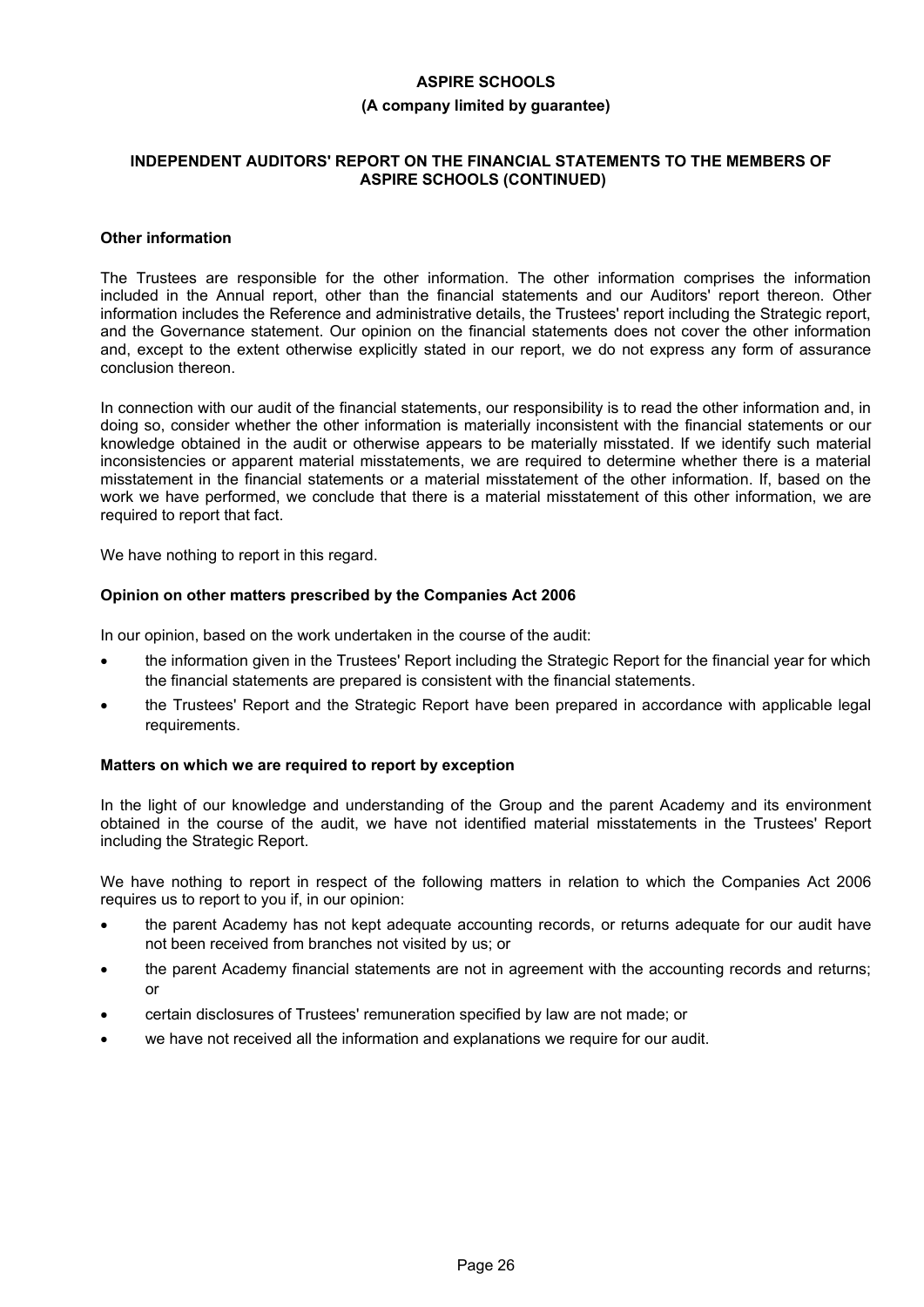## Other information

The Trustees are responsible for the other information. The other information comprises the information included in the Annual report, other than the financial statements and our Auditors' report thereon. Other information includes the Reference and administrative details, the Trustees' report including the Strategic report, and the Governance statement. Our opinion on the financial statements does not cover the other information and, except to the extent otherwise explicitly stated in our report, we do not express any form of assurance conclusion thereon.

In connection with our audit of the financial statements, our responsibility is to read the other information and, in doing so, consider whether the other information is materially inconsistent with the financial statements or our knowledge obtained in the audit or otherwise appears to be materially misstated. If we identify such material inconsistencies or apparent material misstatements, we are required to determine whether there is a material misstatement in the financial statements or a material misstatement of the other information. If, based on the work we have performed, we conclude that there is a material misstatement of this other information, we are required to report that fact.

We have nothing to report in this regard.

## Opinion on other matters prescribed by the Companies Act 2006

In our opinion, based on the work undertaken in the course of the audit:

- the information given in the Trustees' Report including the Strategic Report for the financial year for which the financial statements are prepared is consistent with the financial statements.
- the Trustees' Report and the Strategic Report have been prepared in accordance with applicable legal requirements.

## Matters on which we are required to report by exception

In the light of our knowledge and understanding of the Group and the parent Academy and its environment obtained in the course of the audit, we have not identified material misstatements in the Trustees' Report including the Strategic Report.

We have nothing to report in respect of the following matters in relation to which the Companies Act 2006 requires us to report to you if, in our opinion:

- the parent Academy has not kept adequate accounting records, or returns adequate for our audit have not been received from branches not visited by us; or
- the parent Academy financial statements are not in agreement with the accounting records and returns; or
- certain disclosures of Trustees' remuneration specified by law are not made; or
- we have not received all the information and explanations we require for our audit.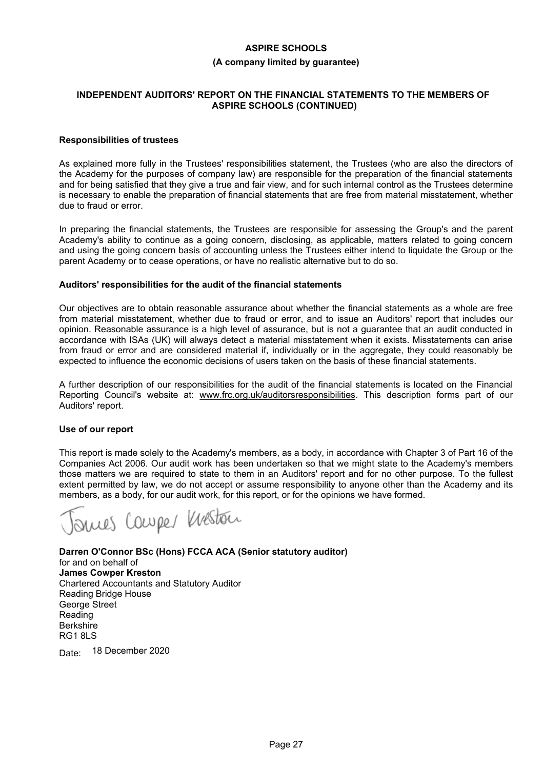## Responsibilities of trustees

As explained more fully in the Trustees' responsibilities statement, the Trustees (who are also the directors of the Academy for the purposes of company law) are responsible for the preparation of the financial statements and for being satisfied that they give a true and fair view, and for such internal control as the Trustees determine is necessary to enable the preparation of financial statements that are free from material misstatement, whether due to fraud or error.

In preparing the financial statements, the Trustees are responsible for assessing the Group's and the parent Academy's ability to continue as a going concern, disclosing, as applicable, matters related to going concern and using the going concern basis of accounting unless the Trustees either intend to liquidate the Group or the parent Academy or to cease operations, or have no realistic alternative but to do so.

## Auditors' responsibilities for the audit of the financial statements

Our objectives are to obtain reasonable assurance about whether the financial statements as a whole are free from material misstatement, whether due to fraud or error, and to issue an Auditors' report that includes our opinion. Reasonable assurance is a high level of assurance, but is not a guarantee that an audit conducted in accordance with ISAs (UK) will always detect a material misstatement when it exists. Misstatements can arise from fraud or error and are considered material if, individually or in the aggregate, they could reasonably be expected to influence the economic decisions of users taken on the basis of these financial statements.

A further description of our responsibilities for the audit of the financial statements is located on the Financial Reporting Council's website at: www.frc.org.uk/auditorsresponsibilities. This description forms part of our Auditors' report.

## Use of our report

This report is made solely to the Academy's members, as a body, in accordance with Chapter 3 of Part 16 of the Companies Act 2006. Our audit work has been undertaken so that we might state to the Academy's members those matters we are required to state to them in an Auditors' report and for no other purpose. To the fullest extent permitted by law, we do not accept or assume responsibility to anyone other than the Academy and its members, as a body, for our audit work, for this report, or for the opinions we have formed.

James Cowper Kreston

**Darren O'Connor BSc (Hons) FCCA ACA (Senior statutory auditor)**
for and on behalf of
**James Cowper Kreston**
Chartered Accountants and Statutory Auditor
Reading Bridge House
George Street
Reading
Berkshire
RG1 8LS

Date: 18 December 2020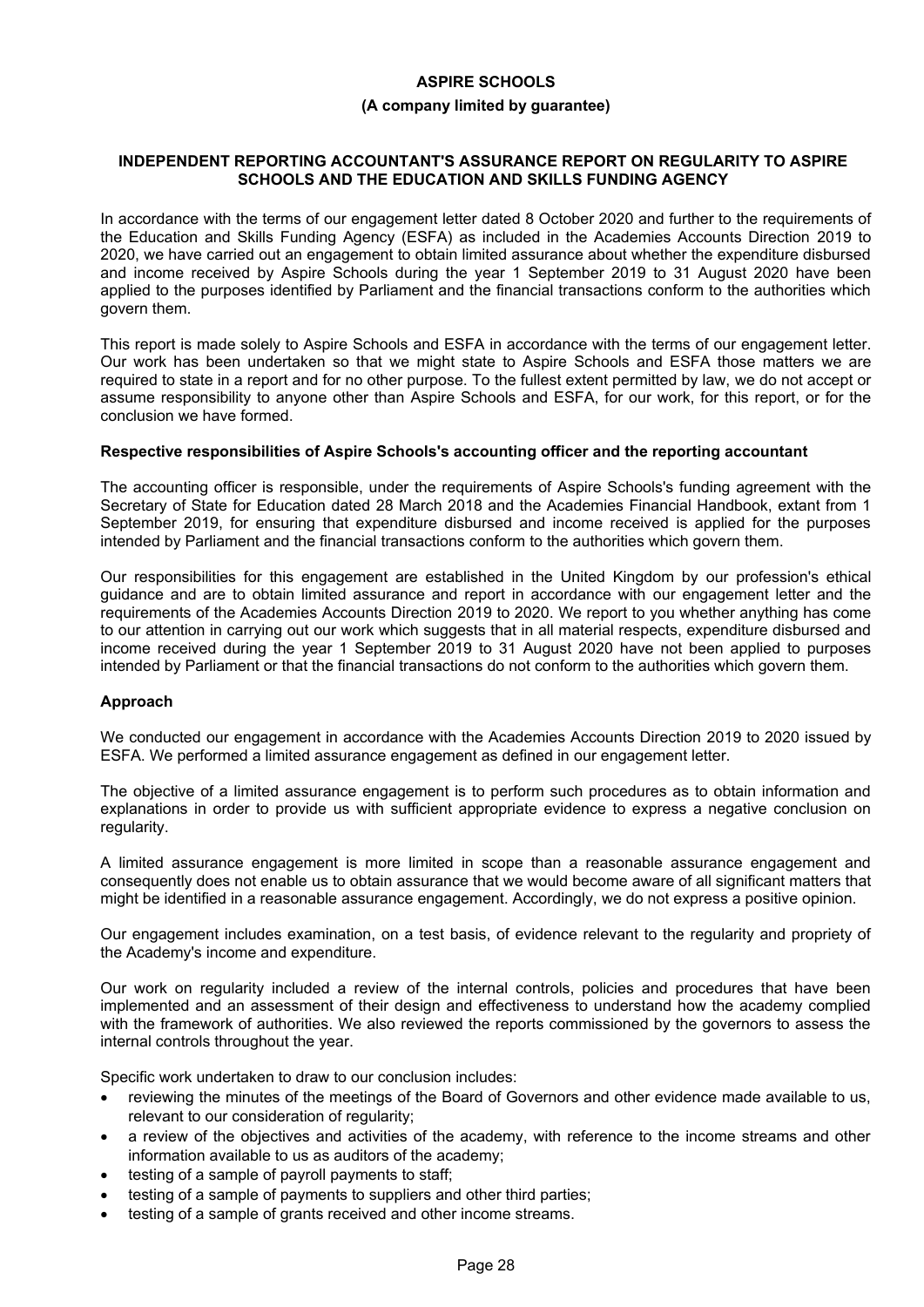**ASPIRE SCHOOLS**

**(A company limited by guarantee)**

## INDEPENDENT REPORTING ACCOUNTANT'S ASSURANCE REPORT ON REGULARITY TO ASPIRE SCHOOLS AND THE EDUCATION AND SKILLS FUNDING AGENCY

In accordance with the terms of our engagement letter dated 8 October 2020 and further to the requirements of the Education and Skills Funding Agency (ESFA) as included in the Academies Accounts Direction 2019 to 2020, we have carried out an engagement to obtain limited assurance about whether the expenditure disbursed and income received by Aspire Schools during the year 1 September 2019 to 31 August 2020 have been applied to the purposes identified by Parliament and the financial transactions conform to the authorities which govern them.

This report is made solely to Aspire Schools and ESFA in accordance with the terms of our engagement letter. Our work has been undertaken so that we might state to Aspire Schools and ESFA those matters we are required to state in a report and for no other purpose. To the fullest extent permitted by law, we do not accept or assume responsibility to anyone other than Aspire Schools and ESFA, for our work, for this report, or for the conclusion we have formed.

### Respective responsibilities of Aspire Schools's accounting officer and the reporting accountant

The accounting officer is responsible, under the requirements of Aspire Schools's funding agreement with the Secretary of State for Education dated 28 March 2018 and the Academies Financial Handbook, extant from 1 September 2019, for ensuring that expenditure disbursed and income received is applied for the purposes intended by Parliament and the financial transactions conform to the authorities which govern them.

Our responsibilities for this engagement are established in the United Kingdom by our profession's ethical guidance and are to obtain limited assurance and report in accordance with our engagement letter and the requirements of the Academies Accounts Direction 2019 to 2020. We report to you whether anything has come to our attention in carrying out our work which suggests that in all material respects, expenditure disbursed and income received during the year 1 September 2019 to 31 August 2020 have not been applied to purposes intended by Parliament or that the financial transactions do not conform to the authorities which govern them.

### Approach

We conducted our engagement in accordance with the Academies Accounts Direction 2019 to 2020 issued by ESFA. We performed a limited assurance engagement as defined in our engagement letter.

The objective of a limited assurance engagement is to perform such procedures as to obtain information and explanations in order to provide us with sufficient appropriate evidence to express a negative conclusion on regularity.

A limited assurance engagement is more limited in scope than a reasonable assurance engagement and consequently does not enable us to obtain assurance that we would become aware of all significant matters that might be identified in a reasonable assurance engagement. Accordingly, we do not express a positive opinion.

Our engagement includes examination, on a test basis, of evidence relevant to the regularity and propriety of the Academy's income and expenditure.

Our work on regularity included a review of the internal controls, policies and procedures that have been implemented and an assessment of their design and effectiveness to understand how the academy complied with the framework of authorities. We also reviewed the reports commissioned by the governors to assess the internal controls throughout the year.

Specific work undertaken to draw to our conclusion includes:

- reviewing the minutes of the meetings of the Board of Governors and other evidence made available to us, relevant to our consideration of regularity;
- a review of the objectives and activities of the academy, with reference to the income streams and other information available to us as auditors of the academy;
- testing of a sample of payroll payments to staff;
- testing of a sample of payments to suppliers and other third parties;
- testing of a sample of grants received and other income streams.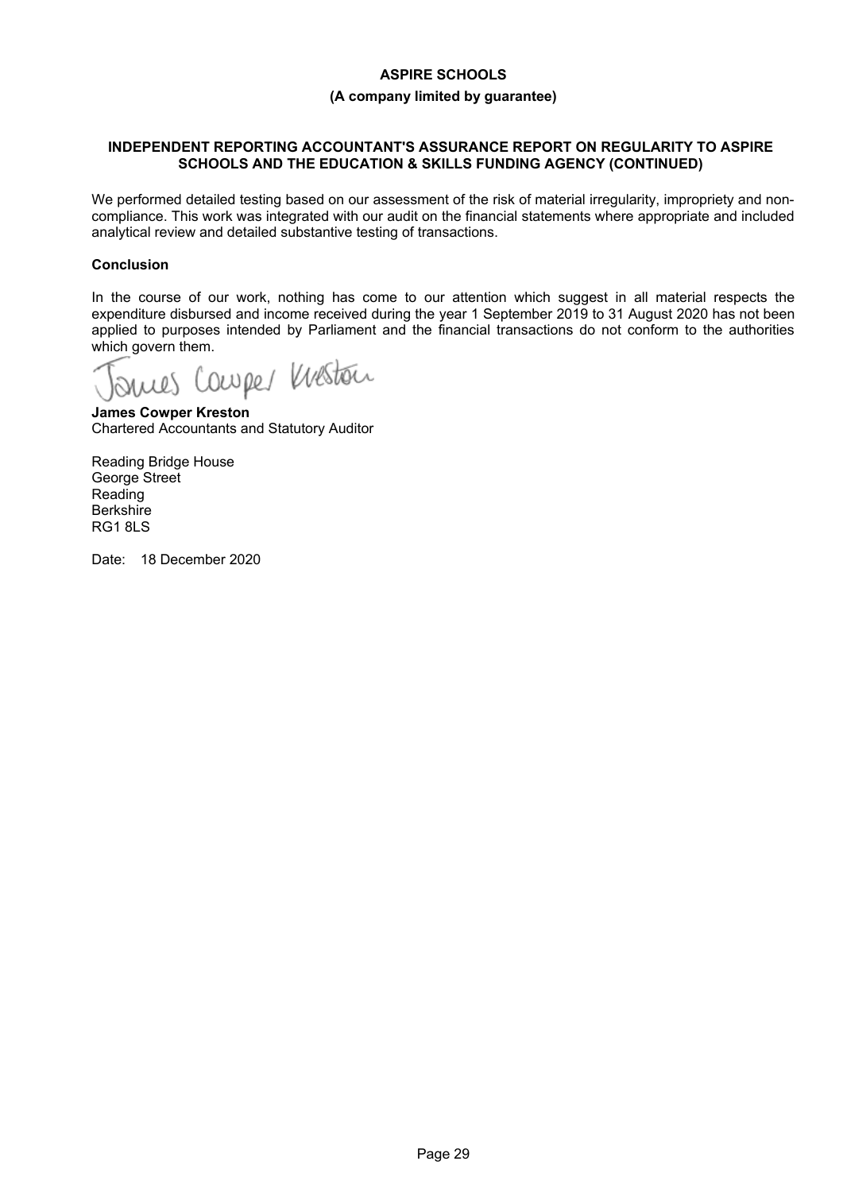**ASPIRE SCHOOLS**

**(A company limited by guarantee)**

**INDEPENDENT REPORTING ACCOUNTANT'S ASSURANCE REPORT ON REGULARITY TO ASPIRE SCHOOLS AND THE EDUCATION & SKILLS FUNDING AGENCY (CONTINUED)**

We performed detailed testing based on our assessment of the risk of material irregularity, impropriety and non-compliance. This work was integrated with our audit on the financial statements where appropriate and included analytical review and detailed substantive testing of transactions.

**Conclusion**

In the course of our work, nothing has come to our attention which suggest in all material respects the expenditure disbursed and income received during the year 1 September 2019 to 31 August 2020 has not been applied to purposes intended by Parliament and the financial transactions do not conform to the authorities which govern them.

James Cowper Kreston

**James Cowper Kreston**
Chartered Accountants and Statutory Auditor

Reading Bridge House
George Street
Reading
Berkshire
RG1 8LS

Date: 18 December 2020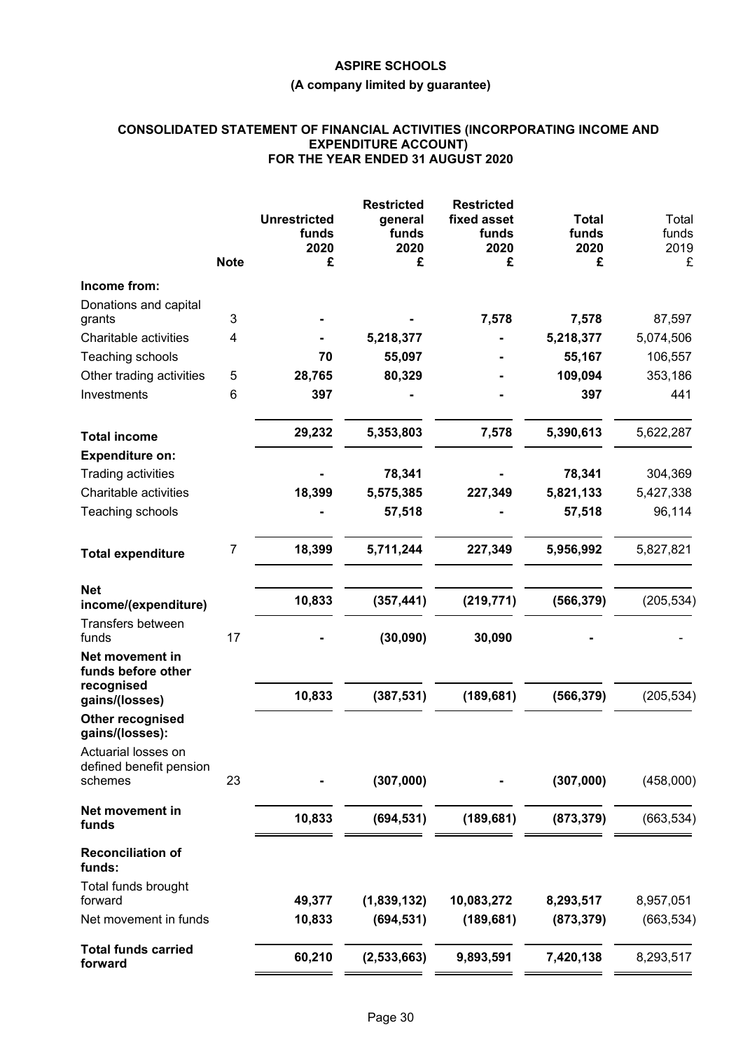# ASPIRE SCHOOLS

**(A company limited by guarantee)**

## CONSOLIDATED STATEMENT OF FINANCIAL ACTIVITIES (INCORPORATING INCOME AND EXPENDITURE ACCOUNT) FOR THE YEAR ENDED 31 AUGUST 2020

| | Note | Unrestricted funds 2020 £ | Restricted general funds 2020 £ | Restricted fixed asset funds 2020 £ | Total funds 2020 £ | Total funds 2019 £ |
|---|---|---|---|---|---|---|
| **Income from:** | | | | | | |
| Donations and capital grants | 3 | - | - | 7,578 | 7,578 | 87,597 |
| Charitable activities | 4 | - | 5,218,377 | - | 5,218,377 | 5,074,506 |
| Teaching schools | | 70 | 55,097 | - | 55,167 | 106,557 |
| Other trading activities | 5 | 28,765 | 80,329 | - | 109,094 | 353,186 |
| Investments | 6 | 397 | - | - | 397 | 441 |
| **Total income** | | 29,232 | 5,353,803 | 7,578 | 5,390,613 | 5,622,287 |
| **Expenditure on:** | | | | | | |
| Trading activities | | - | 78,341 | - | 78,341 | 304,369 |
| Charitable activities | | 18,399 | 5,575,385 | 227,349 | 5,821,133 | 5,427,338 |
| Teaching schools | | - | 57,518 | - | 57,518 | 96,114 |
| **Total expenditure** | 7 | 18,399 | 5,711,244 | 227,349 | 5,956,992 | 5,827,821 |
| **Net income/(expenditure)** | | 10,833 | (357,441) | (219,771) | (566,379) | (205,534) |
| Transfers between funds | 17 | - | (30,090) | 30,090 | - | - |
| **Net movement in funds before other recognised gains/(losses)** | | 10,833 | (387,531) | (189,681) | (566,379) | (205,534) |
| **Other recognised gains/(losses):** | | | | | | |
| Actuarial losses on defined benefit pension schemes | 23 | - | (307,000) | - | (307,000) | (458,000) |
| **Net movement in funds** | | 10,833 | (694,531) | (189,681) | (873,379) | (663,534) |
| **Reconciliation of funds:** | | | | | | |
| Total funds brought forward | | 49,377 | (1,839,132) | 10,083,272 | 8,293,517 | 8,957,051 |
| Net movement in funds | | 10,833 | (694,531) | (189,681) | (873,379) | (663,534) |
| **Total funds carried forward** | | 60,210 | (2,533,663) | 9,893,591 | 7,420,138 | 8,293,517 |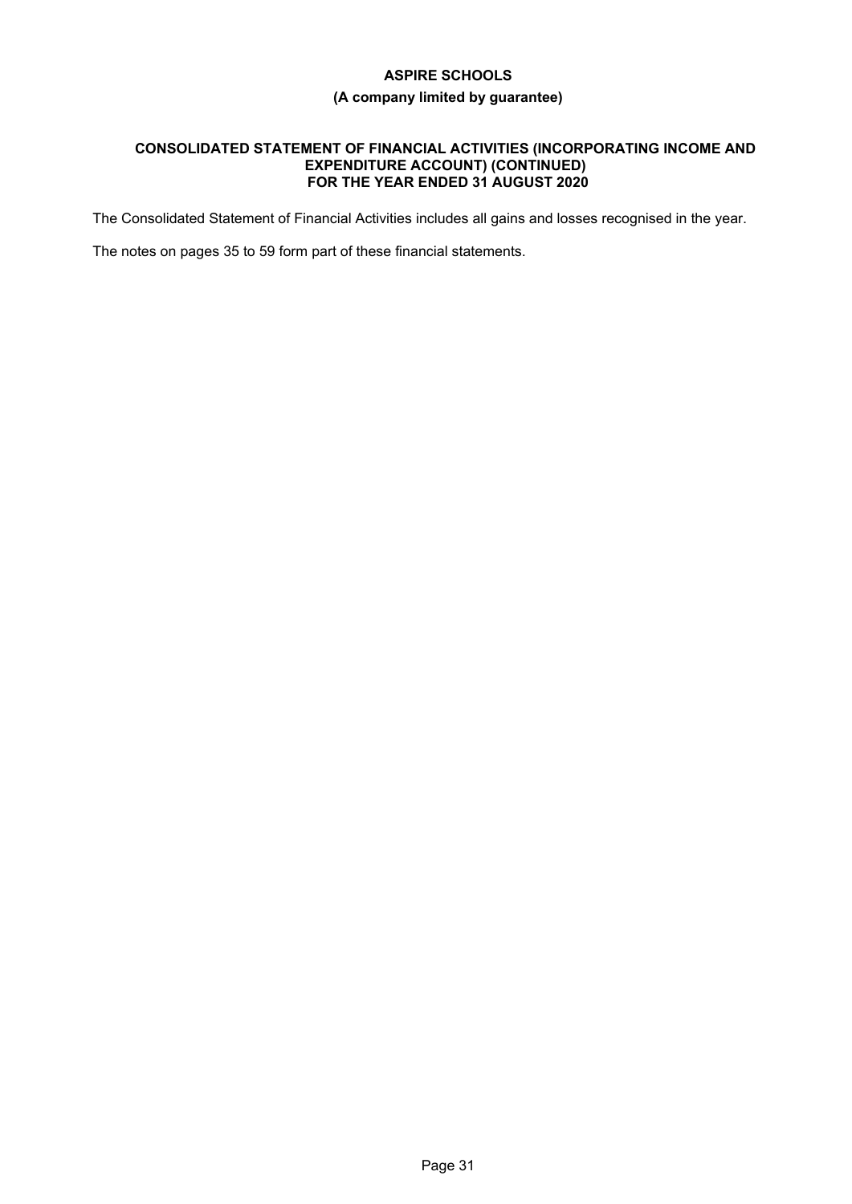**ASPIRE SCHOOLS**

**(A company limited by guarantee)**

**CONSOLIDATED STATEMENT OF FINANCIAL ACTIVITIES (INCORPORATING INCOME AND EXPENDITURE ACCOUNT) (CONTINUED)
FOR THE YEAR ENDED 31 AUGUST 2020**

The Consolidated Statement of Financial Activities includes all gains and losses recognised in the year.

The notes on pages 35 to 59 form part of these financial statements.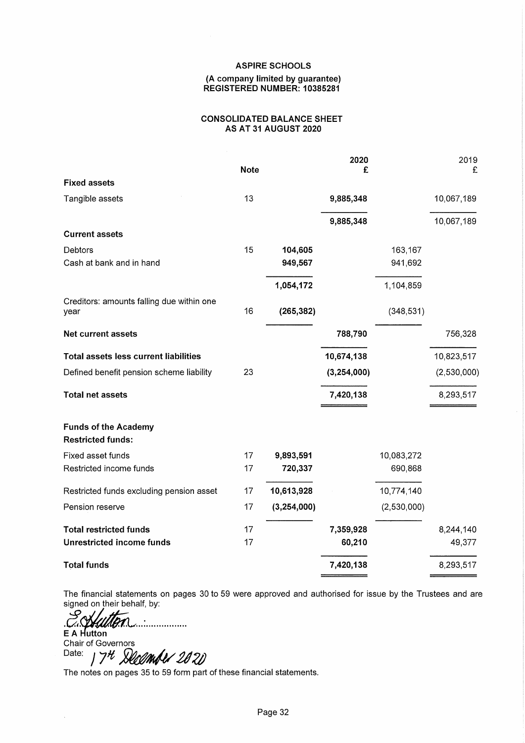# ASPIRE SCHOOLS

**(A company limited by guarantee)**
**REGISTERED NUMBER: 10385281**

## CONSOLIDATED BALANCE SHEET
## AS AT 31 AUGUST 2020

| | Note | | 2020 £ | | 2019 £ |
|---|---|---|---|---|---|
| **Fixed assets** | | | | | |
| Tangible assets | 13 | | **9,885,348** | | 10,067,189 |
| | | | **9,885,348** | | 10,067,189 |
| **Current assets** | | | | | |
| Debtors | 15 | **104,605** | | 163,167 | |
| Cash at bank and in hand | | **949,567** | | 941,692 | |
| | | **1,054,172** | | 1,104,859 | |
| Creditors: amounts falling due within one year | 16 | **(265,382)** | | (348,531) | |
| **Net current assets** | | | **788,790** | | 756,328 |
| **Total assets less current liabilities** | | | **10,674,138** | | 10,823,517 |
| Defined benefit pension scheme liability | 23 | | **(3,254,000)** | | (2,530,000) |
| **Total net assets** | | | **7,420,138** | | 8,293,517 |
| **Funds of the Academy** | | | | | |
| **Restricted funds:** | | | | | |
| Fixed asset funds | 17 | **9,893,591** | | 10,083,272 | |
| Restricted income funds | 17 | **720,337** | | 690,868 | |
| Restricted funds excluding pension asset | 17 | **10,613,928** | | 10,774,140 | |
| Pension reserve | 17 | **(3,254,000)** | | (2,530,000) | |
| **Total restricted funds** | 17 | | **7,359,928** | | 8,244,140 |
| **Unrestricted income funds** | 17 | | **60,210** | | 49,377 |
| **Total funds** | | | **7,420,138** | | 8,293,517 |

The financial statements on pages 30 to 59 were approved and authorised for issue by the Trustees and are signed on their behalf, by:

**E A Hutton**
Chair of Governors
Date: 17th December 2020

The notes on pages 35 to 59 form part of these financial statements.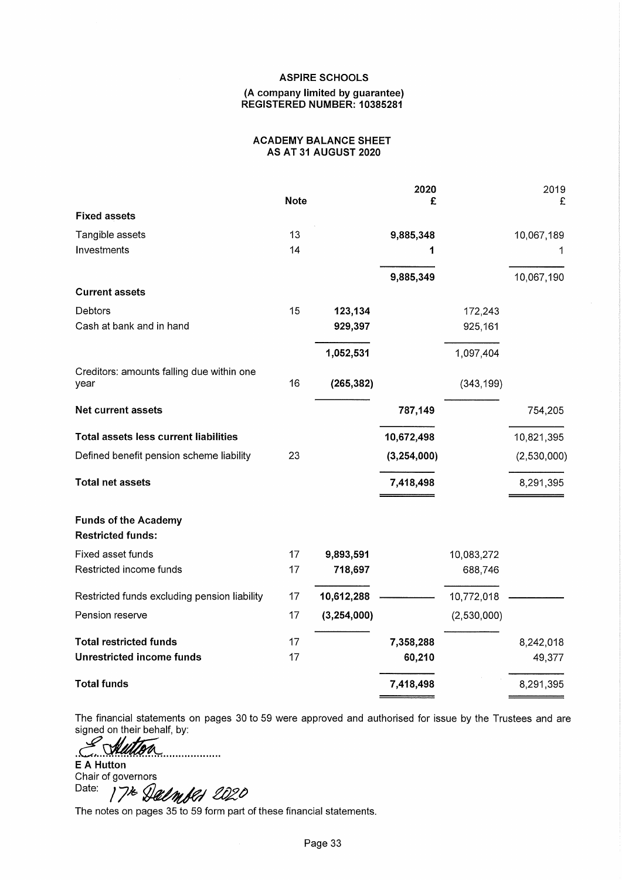**ASPIRE SCHOOLS**

**(A company limited by guarantee)**
**REGISTERED NUMBER: 10385281**

## ACADEMY BALANCE SHEET
## AS AT 31 AUGUST 2020

| | Note | | 2020 £ | | 2019 £ |
|---|---|---|---|---|---|
| **Fixed assets** | | | | | |
| Tangible assets | 13 | | **9,885,348** | | 10,067,189 |
| Investments | 14 | | **1** | | 1 |
| | | | **9,885,349** | | 10,067,190 |
| **Current assets** | | | | | |
| Debtors | 15 | **123,134** | | 172,243 | |
| Cash at bank and in hand | | **929,397** | | 925,161 | |
| | | **1,052,531** | | 1,097,404 | |
| Creditors: amounts falling due within one year | 16 | **(265,382)** | | (343,199) | |
| **Net current assets** | | | **787,149** | | 754,205 |
| **Total assets less current liabilities** | | | **10,672,498** | | 10,821,395 |
| Defined benefit pension scheme liability | 23 | | **(3,254,000)** | | (2,530,000) |
| **Total net assets** | | | **7,418,498** | | 8,291,395 |
| **Funds of the Academy** | | | | | |
| **Restricted funds:** | | | | | |
| Fixed asset funds | 17 | **9,893,591** | | 10,083,272 | |
| Restricted income funds | 17 | **718,697** | | 688,746 | |
| Restricted funds excluding pension liability | 17 | **10,612,288** | | 10,772,018 | |
| Pension reserve | 17 | **(3,254,000)** | | (2,530,000) | |
| **Total restricted funds** | 17 | | **7,358,288** | | 8,242,018 |
| **Unrestricted income funds** | 17 | | **60,210** | | 49,377 |
| **Total funds** | | | **7,418,498** | | 8,291,395 |

The financial statements on pages 30 to 59 were approved and authorised for issue by the Trustees and are signed on their behalf, by:

E Hutton
.......................................
**E A Hutton**
Chair of governors
Date: 17th December 2020

The notes on pages 35 to 59 form part of these financial statements.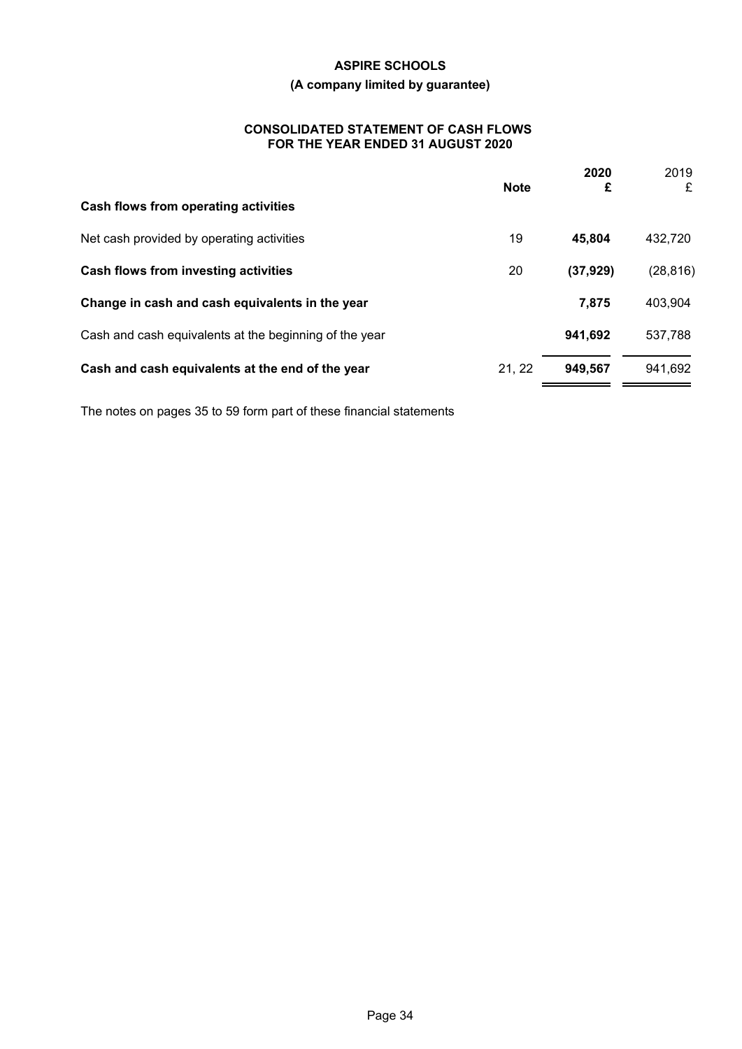# ASPIRE SCHOOLS

**(A company limited by guarantee)**

## CONSOLIDATED STATEMENT OF CASH FLOWS FOR THE YEAR ENDED 31 AUGUST 2020

| | Note | 2020 £ | 2019 £ |
|---|---|---|---|
| **Cash flows from operating activities** | | | |
| Net cash provided by operating activities | 19 | **45,804** | 432,720 |
| **Cash flows from investing activities** | 20 | **(37,929)** | (28,816) |
| **Change in cash and cash equivalents in the year** | | **7,875** | 403,904 |
| Cash and cash equivalents at the beginning of the year | | **941,692** | 537,788 |
| **Cash and cash equivalents at the end of the year** | 21, 22 | **949,567** | 941,692 |

The notes on pages 35 to 59 form part of these financial statements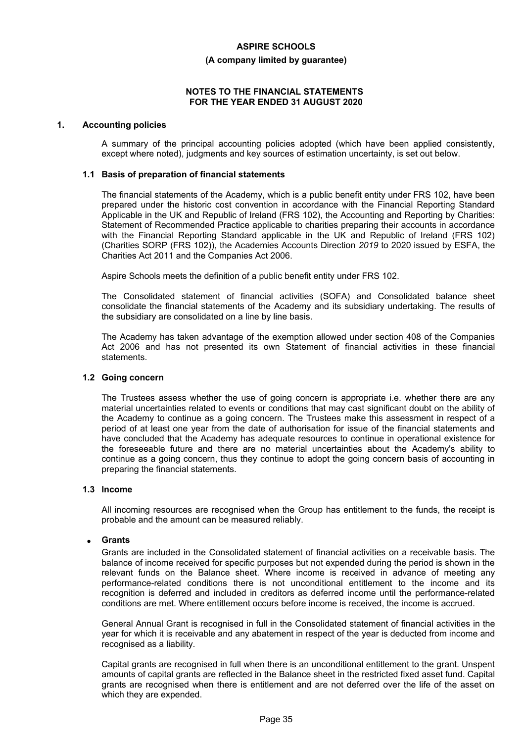**ASPIRE SCHOOLS**

**(A company limited by guarantee)**

**NOTES TO THE FINANCIAL STATEMENTS FOR THE YEAR ENDED 31 AUGUST 2020**

## 1. Accounting policies

A summary of the principal accounting policies adopted (which have been applied consistently, except where noted), judgments and key sources of estimation uncertainty, is set out below.

### 1.1 Basis of preparation of financial statements

The financial statements of the Academy, which is a public benefit entity under FRS 102, have been prepared under the historic cost convention in accordance with the Financial Reporting Standard Applicable in the UK and Republic of Ireland (FRS 102), the Accounting and Reporting by Charities: Statement of Recommended Practice applicable to charities preparing their accounts in accordance with the Financial Reporting Standard applicable in the UK and Republic of Ireland (FRS 102) (Charities SORP (FRS 102)), the Academies Accounts Direction *2019* to 2020 issued by ESFA, the Charities Act 2011 and the Companies Act 2006.

Aspire Schools meets the definition of a public benefit entity under FRS 102.

The Consolidated statement of financial activities (SOFA) and Consolidated balance sheet consolidate the financial statements of the Academy and its subsidiary undertaking. The results of the subsidiary are consolidated on a line by line basis.

The Academy has taken advantage of the exemption allowed under section 408 of the Companies Act 2006 and has not presented its own Statement of financial activities in these financial statements.

### 1.2 Going concern

The Trustees assess whether the use of going concern is appropriate i.e. whether there are any material uncertainties related to events or conditions that may cast significant doubt on the ability of the Academy to continue as a going concern. The Trustees make this assessment in respect of a period of at least one year from the date of authorisation for issue of the financial statements and have concluded that the Academy has adequate resources to continue in operational existence for the foreseeable future and there are no material uncertainties about the Academy's ability to continue as a going concern, thus they continue to adopt the going concern basis of accounting in preparing the financial statements.

### 1.3 Income

All incoming resources are recognised when the Group has entitlement to the funds, the receipt is probable and the amount can be measured reliably.

- **Grants**

Grants are included in the Consolidated statement of financial activities on a receivable basis. The balance of income received for specific purposes but not expended during the period is shown in the relevant funds on the Balance sheet. Where income is received in advance of meeting any performance-related conditions there is not unconditional entitlement to the income and its recognition is deferred and included in creditors as deferred income until the performance-related conditions are met. Where entitlement occurs before income is received, the income is accrued.

General Annual Grant is recognised in full in the Consolidated statement of financial activities in the year for which it is receivable and any abatement in respect of the year is deducted from income and recognised as a liability.

Capital grants are recognised in full when there is an unconditional entitlement to the grant. Unspent amounts of capital grants are reflected in the Balance sheet in the restricted fixed asset fund. Capital grants are recognised when there is entitlement and are not deferred over the life of the asset on which they are expended.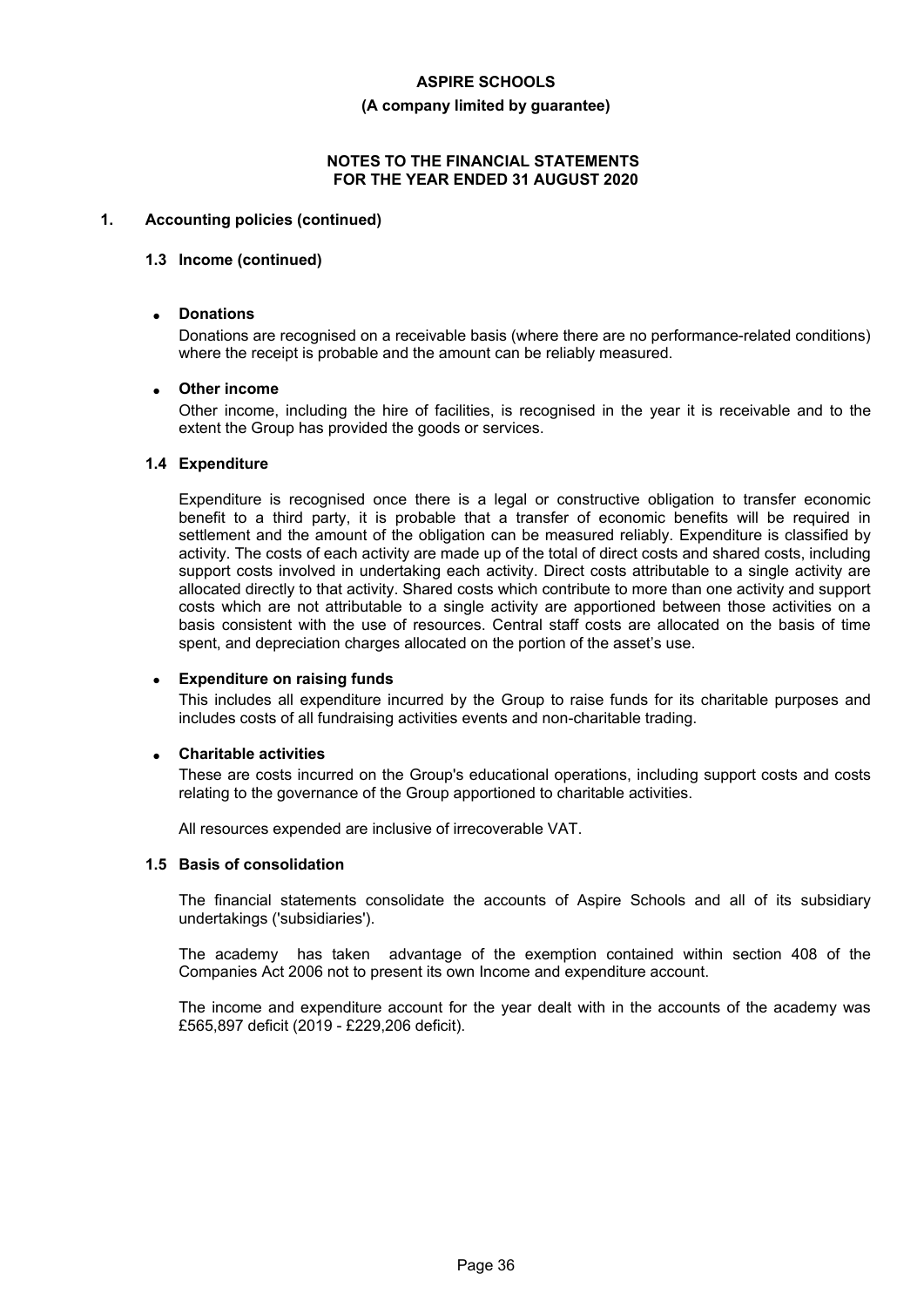**ASPIRE SCHOOLS**

**(A company limited by guarantee)**

**NOTES TO THE FINANCIAL STATEMENTS FOR THE YEAR ENDED 31 AUGUST 2020**

## 1. Accounting policies (continued)

### 1.3 Income (continued)

- **Donations**

  Donations are recognised on a receivable basis (where there are no performance-related conditions) where the receipt is probable and the amount can be reliably measured.

- **Other income**

  Other income, including the hire of facilities, is recognised in the year it is receivable and to the extent the Group has provided the goods or services.

### 1.4 Expenditure

Expenditure is recognised once there is a legal or constructive obligation to transfer economic benefit to a third party, it is probable that a transfer of economic benefits will be required in settlement and the amount of the obligation can be measured reliably. Expenditure is classified by activity. The costs of each activity are made up of the total of direct costs and shared costs, including support costs involved in undertaking each activity. Direct costs attributable to a single activity are allocated directly to that activity. Shared costs which contribute to more than one activity and support costs which are not attributable to a single activity are apportioned between those activities on a basis consistent with the use of resources. Central staff costs are allocated on the basis of time spent, and depreciation charges allocated on the portion of the asset's use.

- **Expenditure on raising funds**

  This includes all expenditure incurred by the Group to raise funds for its charitable purposes and includes costs of all fundraising activities events and non-charitable trading.

- **Charitable activities**

  These are costs incurred on the Group's educational operations, including support costs and costs relating to the governance of the Group apportioned to charitable activities.

All resources expended are inclusive of irrecoverable VAT.

### 1.5 Basis of consolidation

The financial statements consolidate the accounts of Aspire Schools and all of its subsidiary undertakings ('subsidiaries').

The academy has taken advantage of the exemption contained within section 408 of the Companies Act 2006 not to present its own Income and expenditure account.

The income and expenditure account for the year dealt with in the accounts of the academy was £565,897 deficit (2019 - £229,206 deficit).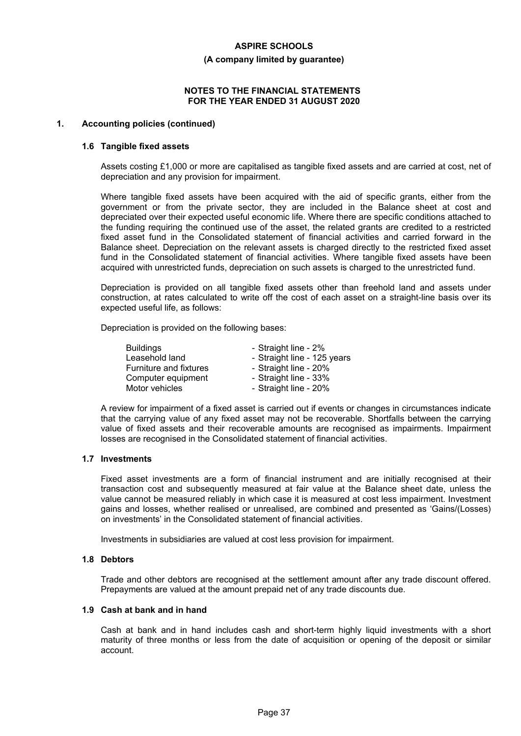**ASPIRE SCHOOLS**

**(A company limited by guarantee)**

**NOTES TO THE FINANCIAL STATEMENTS FOR THE YEAR ENDED 31 AUGUST 2020**

## 1. Accounting policies (continued)

### 1.6 Tangible fixed assets

Assets costing £1,000 or more are capitalised as tangible fixed assets and are carried at cost, net of depreciation and any provision for impairment.

Where tangible fixed assets have been acquired with the aid of specific grants, either from the government or from the private sector, they are included in the Balance sheet at cost and depreciated over their expected useful economic life. Where there are specific conditions attached to the funding requiring the continued use of the asset, the related grants are credited to a restricted fixed asset fund in the Consolidated statement of financial activities and carried forward in the Balance sheet. Depreciation on the relevant assets is charged directly to the restricted fixed asset fund in the Consolidated statement of financial activities. Where tangible fixed assets have been acquired with unrestricted funds, depreciation on such assets is charged to the unrestricted fund.

Depreciation is provided on all tangible fixed assets other than freehold land and assets under construction, at rates calculated to write off the cost of each asset on a straight-line basis over its expected useful life, as follows:

Depreciation is provided on the following bases:

| | |
|---|---|
| Buildings | - Straight line - 2% |
| Leasehold land | - Straight line - 125 years |
| Furniture and fixtures | - Straight line - 20% |
| Computer equipment | - Straight line - 33% |
| Motor vehicles | - Straight line - 20% |

A review for impairment of a fixed asset is carried out if events or changes in circumstances indicate that the carrying value of any fixed asset may not be recoverable. Shortfalls between the carrying value of fixed assets and their recoverable amounts are recognised as impairments. Impairment losses are recognised in the Consolidated statement of financial activities.

### 1.7 Investments

Fixed asset investments are a form of financial instrument and are initially recognised at their transaction cost and subsequently measured at fair value at the Balance sheet date, unless the value cannot be measured reliably in which case it is measured at cost less impairment. Investment gains and losses, whether realised or unrealised, are combined and presented as 'Gains/(Losses) on investments' in the Consolidated statement of financial activities.

Investments in subsidiaries are valued at cost less provision for impairment.

### 1.8 Debtors

Trade and other debtors are recognised at the settlement amount after any trade discount offered. Prepayments are valued at the amount prepaid net of any trade discounts due.

### 1.9 Cash at bank and in hand

Cash at bank and in hand includes cash and short-term highly liquid investments with a short maturity of three months or less from the date of acquisition or opening of the deposit or similar account.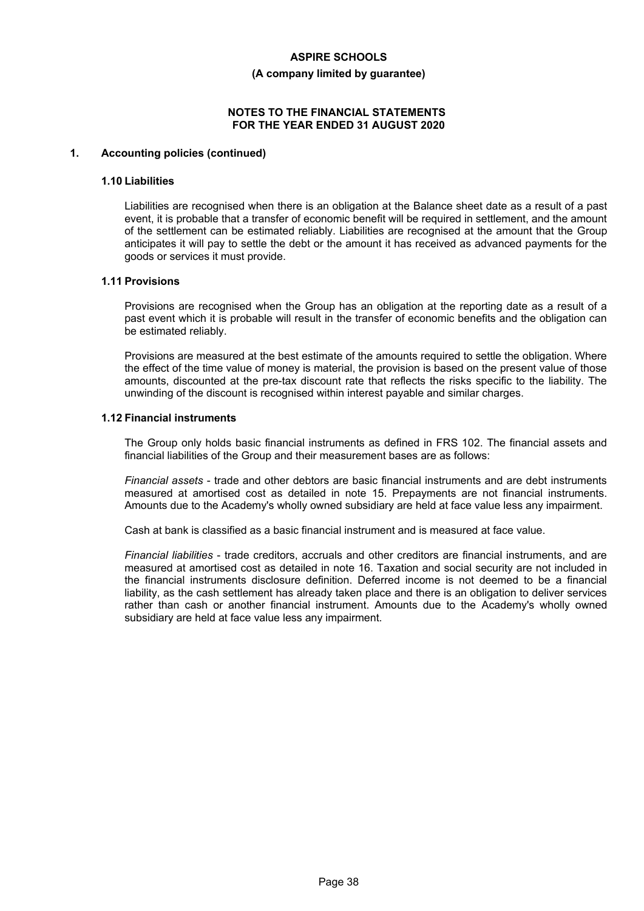## 1. Accounting policies (continued)

### 1.10 Liabilities

Liabilities are recognised when there is an obligation at the Balance sheet date as a result of a past event, it is probable that a transfer of economic benefit will be required in settlement, and the amount of the settlement can be estimated reliably. Liabilities are recognised at the amount that the Group anticipates it will pay to settle the debt or the amount it has received as advanced payments for the goods or services it must provide.

### 1.11 Provisions

Provisions are recognised when the Group has an obligation at the reporting date as a result of a past event which it is probable will result in the transfer of economic benefits and the obligation can be estimated reliably.

Provisions are measured at the best estimate of the amounts required to settle the obligation. Where the effect of the time value of money is material, the provision is based on the present value of those amounts, discounted at the pre-tax discount rate that reflects the risks specific to the liability. The unwinding of the discount is recognised within interest payable and similar charges.

### 1.12 Financial instruments

The Group only holds basic financial instruments as defined in FRS 102. The financial assets and financial liabilities of the Group and their measurement bases are as follows:

*Financial assets* - trade and other debtors are basic financial instruments and are debt instruments measured at amortised cost as detailed in note 15. Prepayments are not financial instruments. Amounts due to the Academy's wholly owned subsidiary are held at face value less any impairment.

Cash at bank is classified as a basic financial instrument and is measured at face value.

*Financial liabilities* - trade creditors, accruals and other creditors are financial instruments, and are measured at amortised cost as detailed in note 16. Taxation and social security are not included in the financial instruments disclosure definition. Deferred income is not deemed to be a financial liability, as the cash settlement has already taken place and there is an obligation to deliver services rather than cash or another financial instrument. Amounts due to the Academy's wholly owned subsidiary are held at face value less any impairment.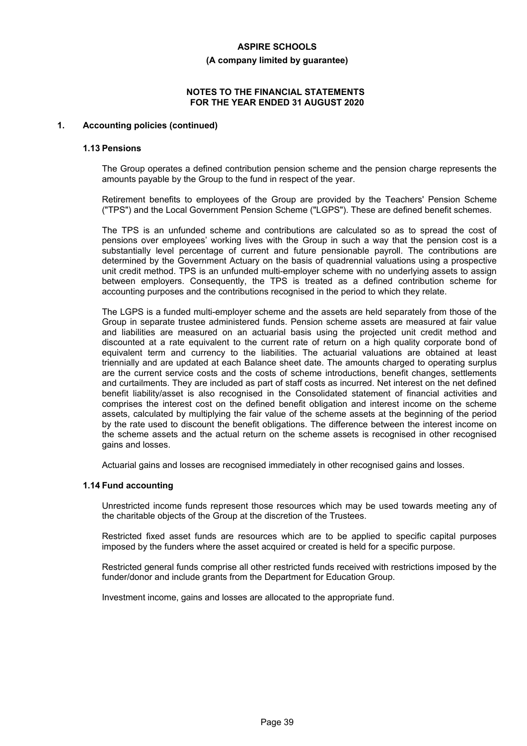## 1. Accounting policies (continued)

### 1.13 Pensions

The Group operates a defined contribution pension scheme and the pension charge represents the amounts payable by the Group to the fund in respect of the year.

Retirement benefits to employees of the Group are provided by the Teachers' Pension Scheme ("TPS") and the Local Government Pension Scheme ("LGPS"). These are defined benefit schemes.

The TPS is an unfunded scheme and contributions are calculated so as to spread the cost of pensions over employees' working lives with the Group in such a way that the pension cost is a substantially level percentage of current and future pensionable payroll. The contributions are determined by the Government Actuary on the basis of quadrennial valuations using a prospective unit credit method. TPS is an unfunded multi-employer scheme with no underlying assets to assign between employers. Consequently, the TPS is treated as a defined contribution scheme for accounting purposes and the contributions recognised in the period to which they relate.

The LGPS is a funded multi-employer scheme and the assets are held separately from those of the Group in separate trustee administered funds. Pension scheme assets are measured at fair value and liabilities are measured on an actuarial basis using the projected unit credit method and discounted at a rate equivalent to the current rate of return on a high quality corporate bond of equivalent term and currency to the liabilities. The actuarial valuations are obtained at least triennially and are updated at each Balance sheet date. The amounts charged to operating surplus are the current service costs and the costs of scheme introductions, benefit changes, settlements and curtailments. They are included as part of staff costs as incurred. Net interest on the net defined benefit liability/asset is also recognised in the Consolidated statement of financial activities and comprises the interest cost on the defined benefit obligation and interest income on the scheme assets, calculated by multiplying the fair value of the scheme assets at the beginning of the period by the rate used to discount the benefit obligations. The difference between the interest income on the scheme assets and the actual return on the scheme assets is recognised in other recognised gains and losses.

Actuarial gains and losses are recognised immediately in other recognised gains and losses.

### 1.14 Fund accounting

Unrestricted income funds represent those resources which may be used towards meeting any of the charitable objects of the Group at the discretion of the Trustees.

Restricted fixed asset funds are resources which are to be applied to specific capital purposes imposed by the funders where the asset acquired or created is held for a specific purpose.

Restricted general funds comprise all other restricted funds received with restrictions imposed by the funder/donor and include grants from the Department for Education Group.

Investment income, gains and losses are allocated to the appropriate fund.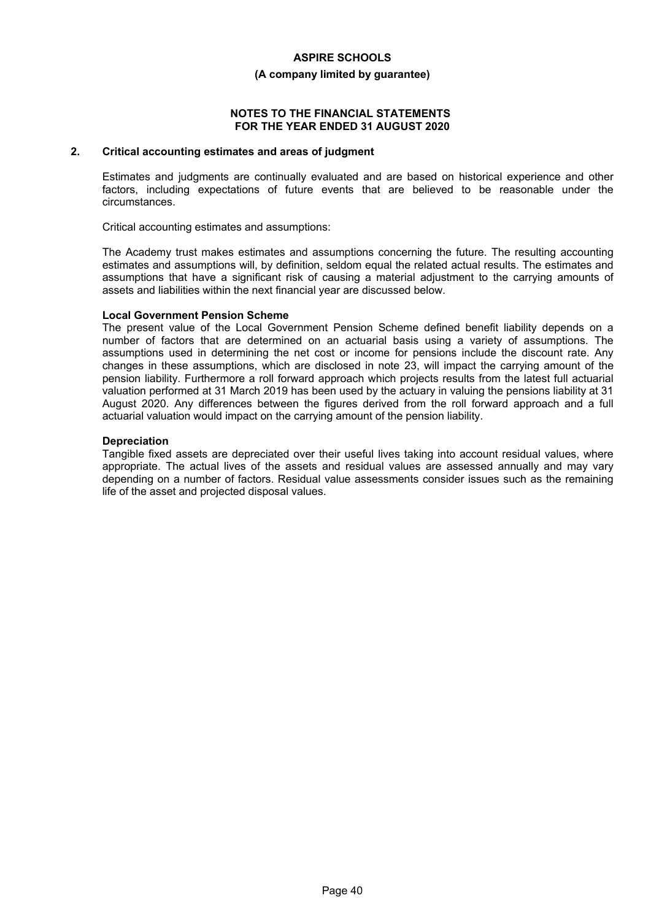## 2. Critical accounting estimates and areas of judgment

Estimates and judgments are continually evaluated and are based on historical experience and other factors, including expectations of future events that are believed to be reasonable under the circumstances.

Critical accounting estimates and assumptions:

The Academy trust makes estimates and assumptions concerning the future. The resulting accounting estimates and assumptions will, by definition, seldom equal the related actual results. The estimates and assumptions that have a significant risk of causing a material adjustment to the carrying amounts of assets and liabilities within the next financial year are discussed below.

**Local Government Pension Scheme**

The present value of the Local Government Pension Scheme defined benefit liability depends on a number of factors that are determined on an actuarial basis using a variety of assumptions. The assumptions used in determining the net cost or income for pensions include the discount rate. Any changes in these assumptions, which are disclosed in note 23, will impact the carrying amount of the pension liability. Furthermore a roll forward approach which projects results from the latest full actuarial valuation performed at 31 March 2019 has been used by the actuary in valuing the pensions liability at 31 August 2020. Any differences between the figures derived from the roll forward approach and a full actuarial valuation would impact on the carrying amount of the pension liability.

**Depreciation**

Tangible fixed assets are depreciated over their useful lives taking into account residual values, where appropriate. The actual lives of the assets and residual values are assessed annually and may vary depending on a number of factors. Residual value assessments consider issues such as the remaining life of the asset and projected disposal values.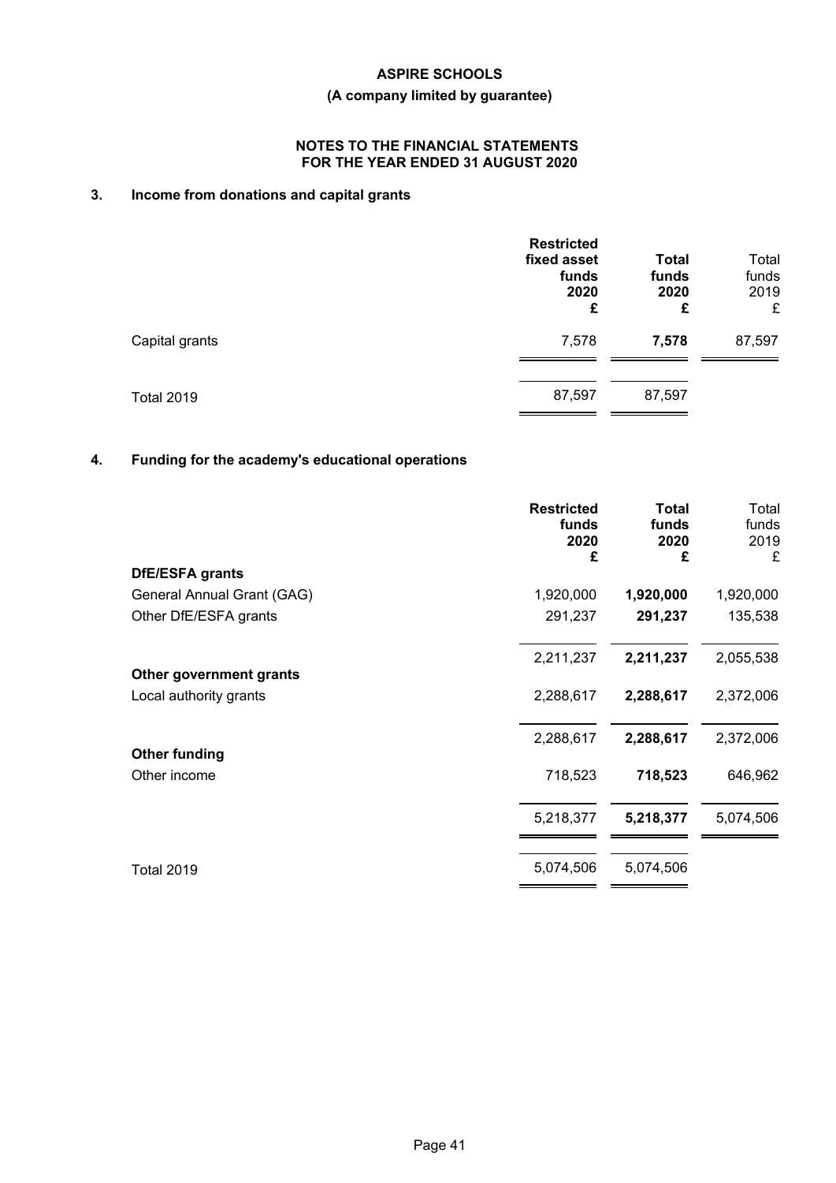**ASPIRE SCHOOLS**

**(A company limited by guarantee)**

**NOTES TO THE FINANCIAL STATEMENTS FOR THE YEAR ENDED 31 AUGUST 2020**

## 3. Income from donations and capital grants

| | **Restricted fixed asset funds 2020 £** | **Total funds 2020 £** | Total funds 2019 £ |
|---|---|---|---|
| Capital grants | 7,578 | **7,578** | 87,597 |
| Total 2019 | 87,597 | 87,597 | |

## 4. Funding for the academy's educational operations

| | **Restricted funds 2020 £** | **Total funds 2020 £** | Total funds 2019 £ |
|---|---|---|---|
| **DfE/ESFA grants** | | | |
| General Annual Grant (GAG) | 1,920,000 | **1,920,000** | 1,920,000 |
| Other DfE/ESFA grants | 291,237 | **291,237** | 135,538 |
| | 2,211,237 | **2,211,237** | 2,055,538 |
| **Other government grants** | | | |
| Local authority grants | 2,288,617 | **2,288,617** | 2,372,006 |
| | 2,288,617 | **2,288,617** | 2,372,006 |
| **Other funding** | | | |
| Other income | 718,523 | **718,523** | 646,962 |
| | 5,218,377 | **5,218,377** | 5,074,506 |
| Total 2019 | 5,074,506 | 5,074,506 | |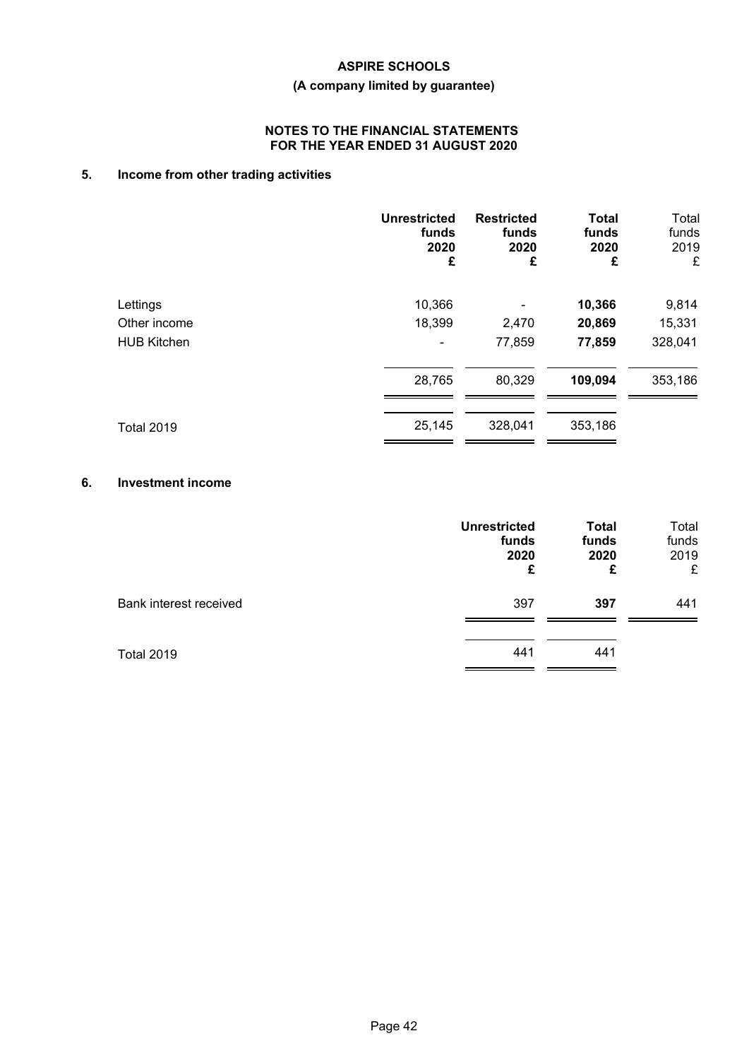**ASPIRE SCHOOLS**

**(A company limited by guarantee)**

**NOTES TO THE FINANCIAL STATEMENTS FOR THE YEAR ENDED 31 AUGUST 2020**

## 5. Income from other trading activities

| | **Unrestricted funds 2020 £** | **Restricted funds 2020 £** | **Total funds 2020 £** | Total funds 2019 £ |
|---|---|---|---|---|
| Lettings | 10,366 | - | **10,366** | 9,814 |
| Other income | 18,399 | 2,470 | **20,869** | 15,331 |
| HUB Kitchen | - | 77,859 | **77,859** | 328,041 |
| | 28,765 | 80,329 | **109,094** | 353,186 |
| Total 2019 | 25,145 | 328,041 | 353,186 | |

## 6. Investment income

| | **Unrestricted funds 2020 £** | **Total funds 2020 £** | Total funds 2019 £ |
|---|---|---|---|
| Bank interest received | 397 | **397** | 441 |
| Total 2019 | 441 | 441 | |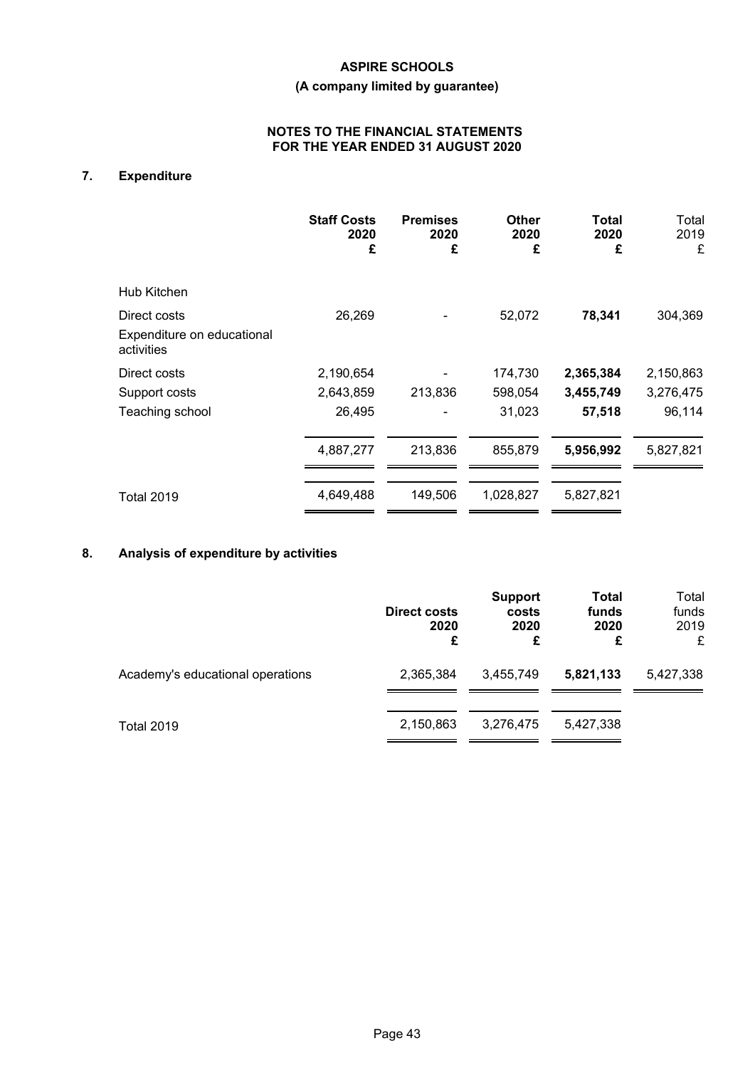# ASPIRE SCHOOLS

**(A company limited by guarantee)**

**NOTES TO THE FINANCIAL STATEMENTS FOR THE YEAR ENDED 31 AUGUST 2020**

## 7. Expenditure

| | Staff Costs 2020 £ | Premises 2020 £ | Other 2020 £ | Total 2020 £ | Total 2019 £ |
|---|---|---|---|---|---|
| Hub Kitchen | | | | | |
| Direct costs | 26,269 | - | 52,072 | **78,341** | 304,369 |
| Expenditure on educational activities | | | | | |
| Direct costs | 2,190,654 | - | 174,730 | **2,365,384** | 2,150,863 |
| Support costs | 2,643,859 | 213,836 | 598,054 | **3,455,749** | 3,276,475 |
| Teaching school | 26,495 | - | 31,023 | **57,518** | 96,114 |
| | 4,887,277 | 213,836 | 855,879 | **5,956,992** | 5,827,821 |
| Total 2019 | 4,649,488 | 149,506 | 1,028,827 | 5,827,821 | |

## 8. Analysis of expenditure by activities

| | Direct costs 2020 £ | Support costs 2020 £ | Total funds 2020 £ | Total funds 2019 £ |
|---|---|---|---|---|
| Academy's educational operations | 2,365,384 | 3,455,749 | **5,821,133** | 5,427,338 |
| Total 2019 | 2,150,863 | 3,276,475 | 5,427,338 | |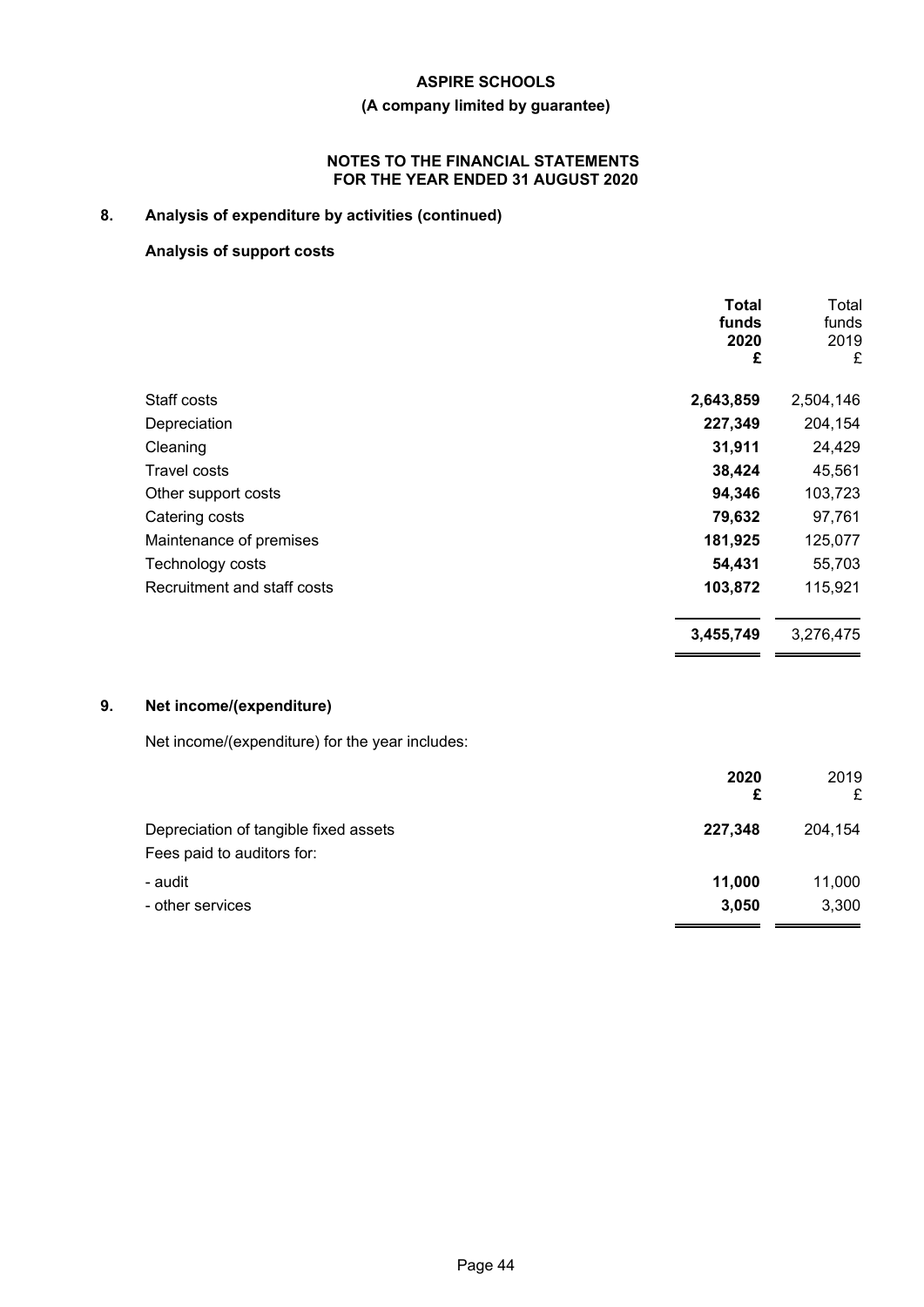ASPIRE SCHOOLS

(A company limited by guarantee)

NOTES TO THE FINANCIAL STATEMENTS
FOR THE YEAR ENDED 31 AUGUST 2020

## 8. Analysis of expenditure by activities (continued)

### Analysis of support costs

| | **Total funds 2020 £** | Total funds 2019 £ |
|---|---|---|
| Staff costs | **2,643,859** | 2,504,146 |
| Depreciation | **227,349** | 204,154 |
| Cleaning | **31,911** | 24,429 |
| Travel costs | **38,424** | 45,561 |
| Other support costs | **94,346** | 103,723 |
| Catering costs | **79,632** | 97,761 |
| Maintenance of premises | **181,925** | 125,077 |
| Technology costs | **54,431** | 55,703 |
| Recruitment and staff costs | **103,872** | 115,921 |
| | **3,455,749** | 3,276,475 |

## 9. Net income/(expenditure)

Net income/(expenditure) for the year includes:

| | **2020 £** | 2019 £ |
|---|---|---|
| Depreciation of tangible fixed assets | **227,348** | 204,154 |
| Fees paid to auditors for: | | |
| - audit | **11,000** | 11,000 |
| - other services | **3,050** | 3,300 |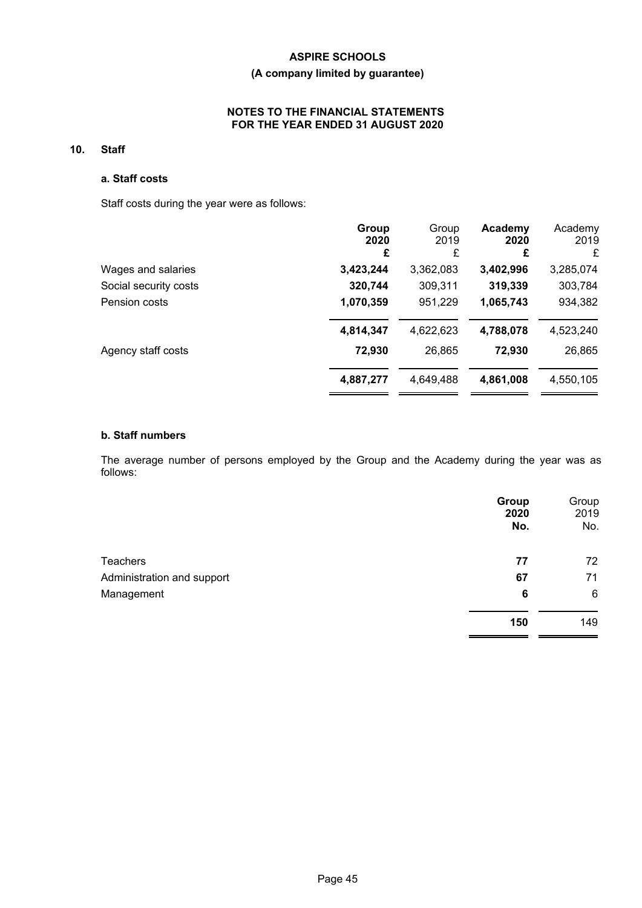# ASPIRE SCHOOLS

**(A company limited by guarantee)**

**NOTES TO THE FINANCIAL STATEMENTS FOR THE YEAR ENDED 31 AUGUST 2020**

## 10. Staff

### a. Staff costs

Staff costs during the year were as follows:

| | Group 2020 £ | Group 2019 £ | Academy 2020 £ | Academy 2019 £ |
|---|---|---|---|---|
| Wages and salaries | **3,423,244** | 3,362,083 | **3,402,996** | 3,285,074 |
| Social security costs | **320,744** | 309,311 | **319,339** | 303,784 |
| Pension costs | **1,070,359** | 951,229 | **1,065,743** | 934,382 |
| | **4,814,347** | 4,622,623 | **4,788,078** | 4,523,240 |
| Agency staff costs | **72,930** | 26,865 | **72,930** | 26,865 |
| | **4,887,277** | 4,649,488 | **4,861,008** | 4,550,105 |

### b. Staff numbers

The average number of persons employed by the Group and the Academy during the year was as follows:

| | Group 2020 No. | Group 2019 No. |
|---|---|---|
| Teachers | **77** | 72 |
| Administration and support | **67** | 71 |
| Management | **6** | 6 |
| | **150** | 149 |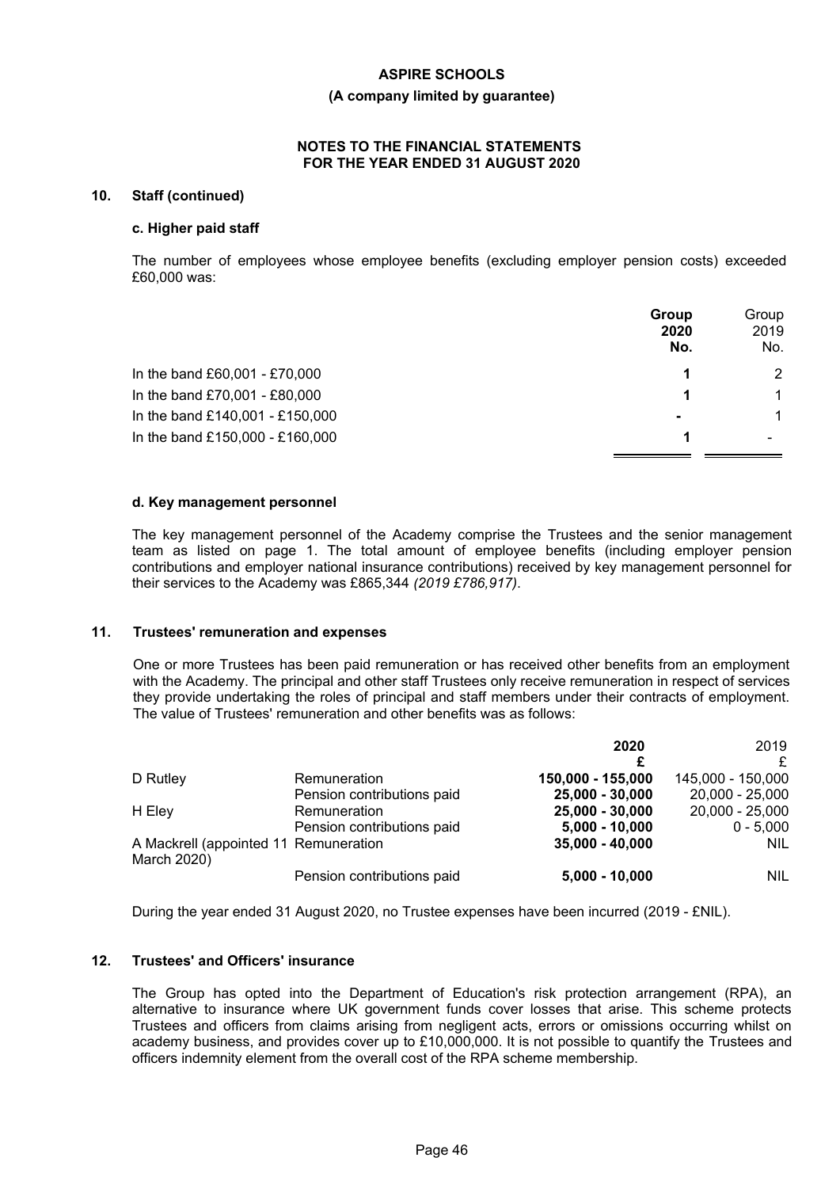#### 10. Staff (continued)

##### c. Higher paid staff

The number of employees whose employee benefits (excluding employer pension costs) exceeded £60,000 was:

| | **Group 2020 No.** | Group 2019 No. |
|---|---|---|
| In the band £60,001 - £70,000 | **1** | 2 |
| In the band £70,001 - £80,000 | **1** | 1 |
| In the band £140,001 - £150,000 | **-** | 1 |
| In the band £150,000 - £160,000 | **1** | - |

##### d. Key management personnel

The key management personnel of the Academy comprise the Trustees and the senior management team as listed on page 1. The total amount of employee benefits (including employer pension contributions and employer national insurance contributions) received by key management personnel for their services to the Academy was £865,344 *(2019 £786,917)*.

#### 11. Trustees' remuneration and expenses

One or more Trustees has been paid remuneration or has received other benefits from an employment with the Academy. The principal and other staff Trustees only receive remuneration in respect of services they provide undertaking the roles of principal and staff members under their contracts of employment. The value of Trustees' remuneration and other benefits was as follows:

| | | **2020 £** | 2019 £ |
|---|---|---|---|
| D Rutley | Remuneration | **150,000 - 155,000** | 145,000 - 150,000 |
| | Pension contributions paid | **25,000 - 30,000** | 20,000 - 25,000 |
| H Eley | Remuneration | **25,000 - 30,000** | 20,000 - 25,000 |
| | Pension contributions paid | **5,000 - 10,000** | 0 - 5,000 |
| A Mackrell (appointed 11 March 2020) | Remuneration | **35,000 - 40,000** | NIL |
| | Pension contributions paid | **5,000 - 10,000** | NIL |

During the year ended 31 August 2020, no Trustee expenses have been incurred (2019 - £NIL).

#### 12. Trustees' and Officers' insurance

The Group has opted into the Department of Education's risk protection arrangement (RPA), an alternative to insurance where UK government funds cover losses that arise. This scheme protects Trustees and officers from claims arising from negligent acts, errors or omissions occurring whilst on academy business, and provides cover up to £10,000,000. It is not possible to quantify the Trustees and officers indemnity element from the overall cost of the RPA scheme membership.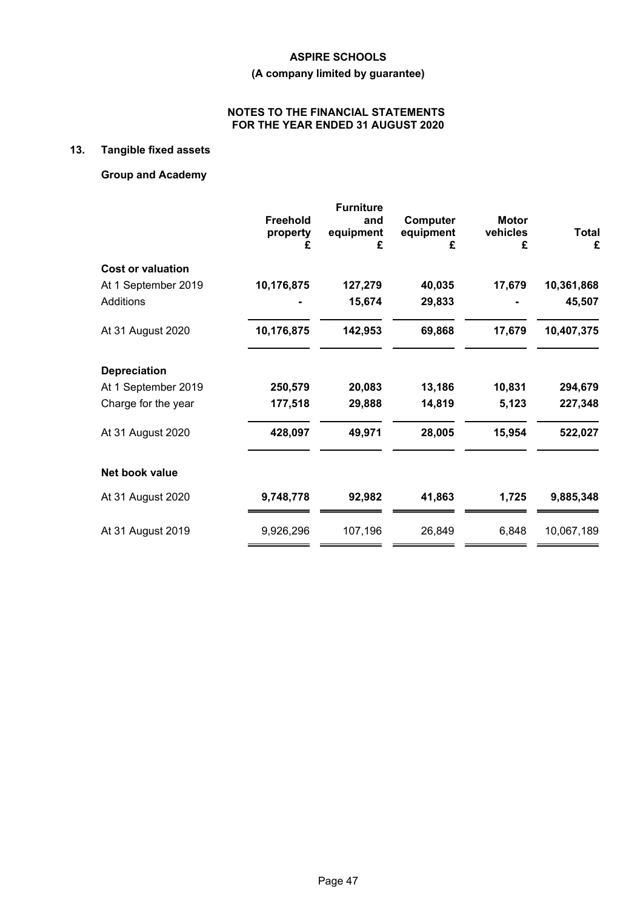**ASPIRE SCHOOLS**

**(A company limited by guarantee)**

**NOTES TO THE FINANCIAL STATEMENTS FOR THE YEAR ENDED 31 AUGUST 2020**

## 13. Tangible fixed assets

### Group and Academy

| | Freehold property £ | Furniture and equipment £ | Computer equipment £ | Motor vehicles £ | Total £ |
|---|---|---|---|---|---|
| **Cost or valuation** | | | | | |
| At 1 September 2019 | **10,176,875** | **127,279** | **40,035** | **17,679** | **10,361,868** |
| Additions | **-** | **15,674** | **29,833** | **-** | **45,507** |
| At 31 August 2020 | **10,176,875** | **142,953** | **69,868** | **17,679** | **10,407,375** |
| **Depreciation** | | | | | |
| At 1 September 2019 | **250,579** | **20,083** | **13,186** | **10,831** | **294,679** |
| Charge for the year | **177,518** | **29,888** | **14,819** | **5,123** | **227,348** |
| At 31 August 2020 | **428,097** | **49,971** | **28,005** | **15,954** | **522,027** |
| **Net book value** | | | | | |
| At 31 August 2020 | **9,748,778** | **92,982** | **41,863** | **1,725** | **9,885,348** |
| At 31 August 2019 | 9,926,296 | 107,196 | 26,849 | 6,848 | 10,067,189 |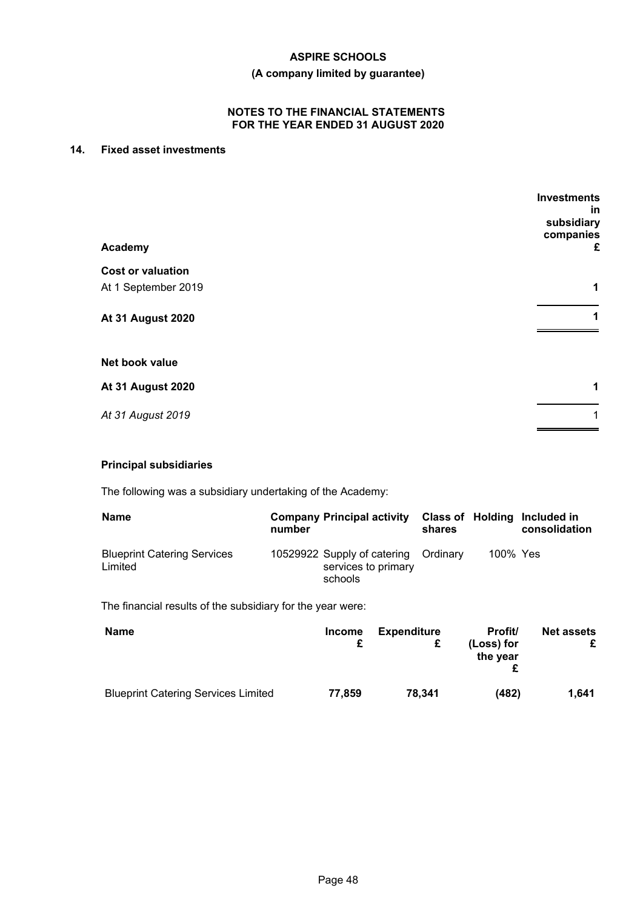## 14. Fixed asset investments

| Academy | Investments in subsidiary companies £ |
|---|---|
| **Cost or valuation** | |
| At 1 September 2019 | **1** |
| **At 31 August 2020** | **1** |
| | |
| **Net book value** | |
| **At 31 August 2020** | **1** |
| *At 31 August 2019* | 1 |

### Principal subsidiaries

The following was a subsidiary undertaking of the Academy:

| Name | Company number | Principal activity | Class of shares | Holding | Included in consolidation |
|---|---|---|---|---|---|
| Blueprint Catering Services Limited | 10529922 | Supply of catering services to primary schools | Ordinary | 100% | Yes |

The financial results of the subsidiary for the year were:

| Name | Income £ | Expenditure £ | Profit/ (Loss) for the year £ | Net assets £ |
|---|---|---|---|---|
| Blueprint Catering Services Limited | **77,859** | **78,341** | **(482)** | **1,641** |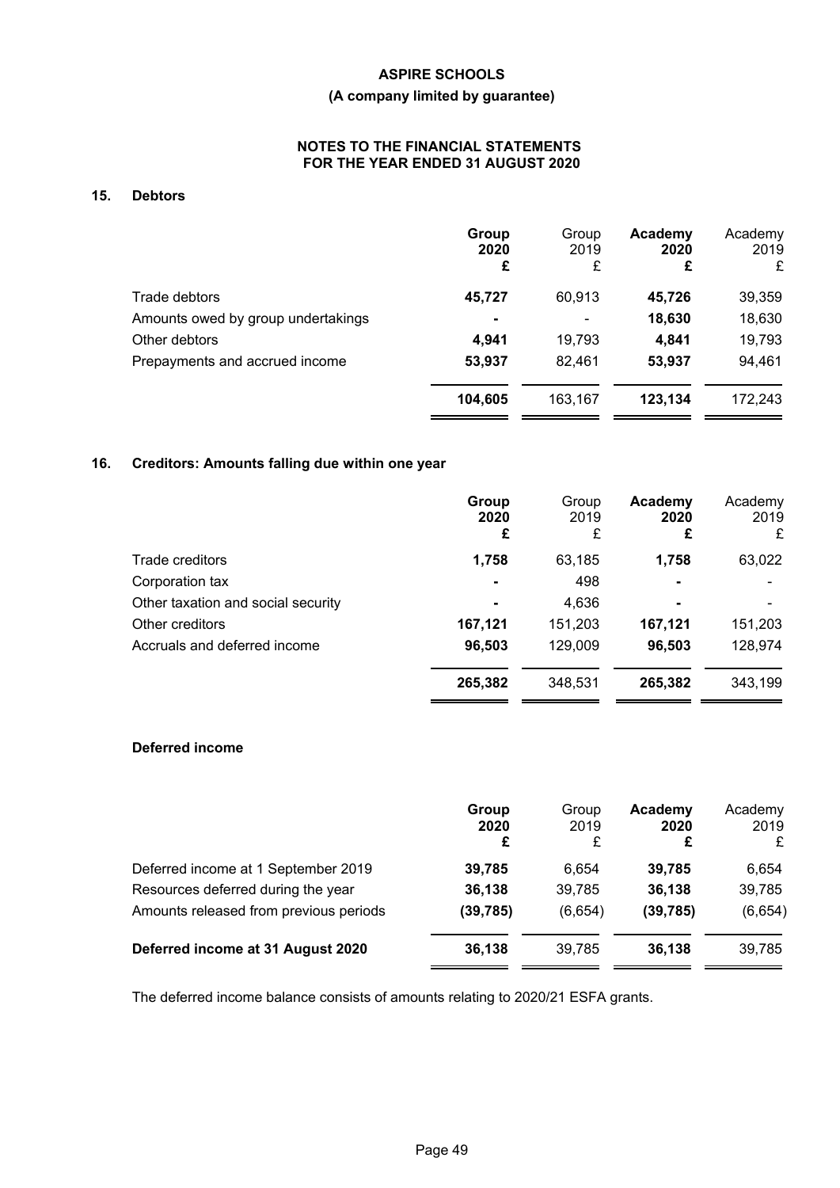**ASPIRE SCHOOLS**

**(A company limited by guarantee)**

**NOTES TO THE FINANCIAL STATEMENTS FOR THE YEAR ENDED 31 AUGUST 2020**

## 15. Debtors

| | **Group 2020 £** | Group 2019 £ | **Academy 2020 £** | Academy 2019 £ |
|---|---|---|---|---|
| Trade debtors | **45,727** | 60,913 | **45,726** | 39,359 |
| Amounts owed by group undertakings | **-** | - | **18,630** | 18,630 |
| Other debtors | **4,941** | 19,793 | **4,841** | 19,793 |
| Prepayments and accrued income | **53,937** | 82,461 | **53,937** | 94,461 |
| | **104,605** | 163,167 | **123,134** | 172,243 |

## 16. Creditors: Amounts falling due within one year

| | **Group 2020 £** | Group 2019 £ | **Academy 2020 £** | Academy 2019 £ |
|---|---|---|---|---|
| Trade creditors | **1,758** | 63,185 | **1,758** | 63,022 |
| Corporation tax | **-** | 498 | **-** | - |
| Other taxation and social security | **-** | 4,636 | **-** | - |
| Other creditors | **167,121** | 151,203 | **167,121** | 151,203 |
| Accruals and deferred income | **96,503** | 129,009 | **96,503** | 128,974 |
| | **265,382** | 348,531 | **265,382** | 343,199 |

### Deferred income

| | **Group 2020 £** | Group 2019 £ | **Academy 2020 £** | Academy 2019 £ |
|---|---|---|---|---|
| Deferred income at 1 September 2019 | **39,785** | 6,654 | **39,785** | 6,654 |
| Resources deferred during the year | **36,138** | 39,785 | **36,138** | 39,785 |
| Amounts released from previous periods | **(39,785)** | (6,654) | **(39,785)** | (6,654) |
| **Deferred income at 31 August 2020** | **36,138** | 39,785 | **36,138** | 39,785 |

The deferred income balance consists of amounts relating to 2020/21 ESFA grants.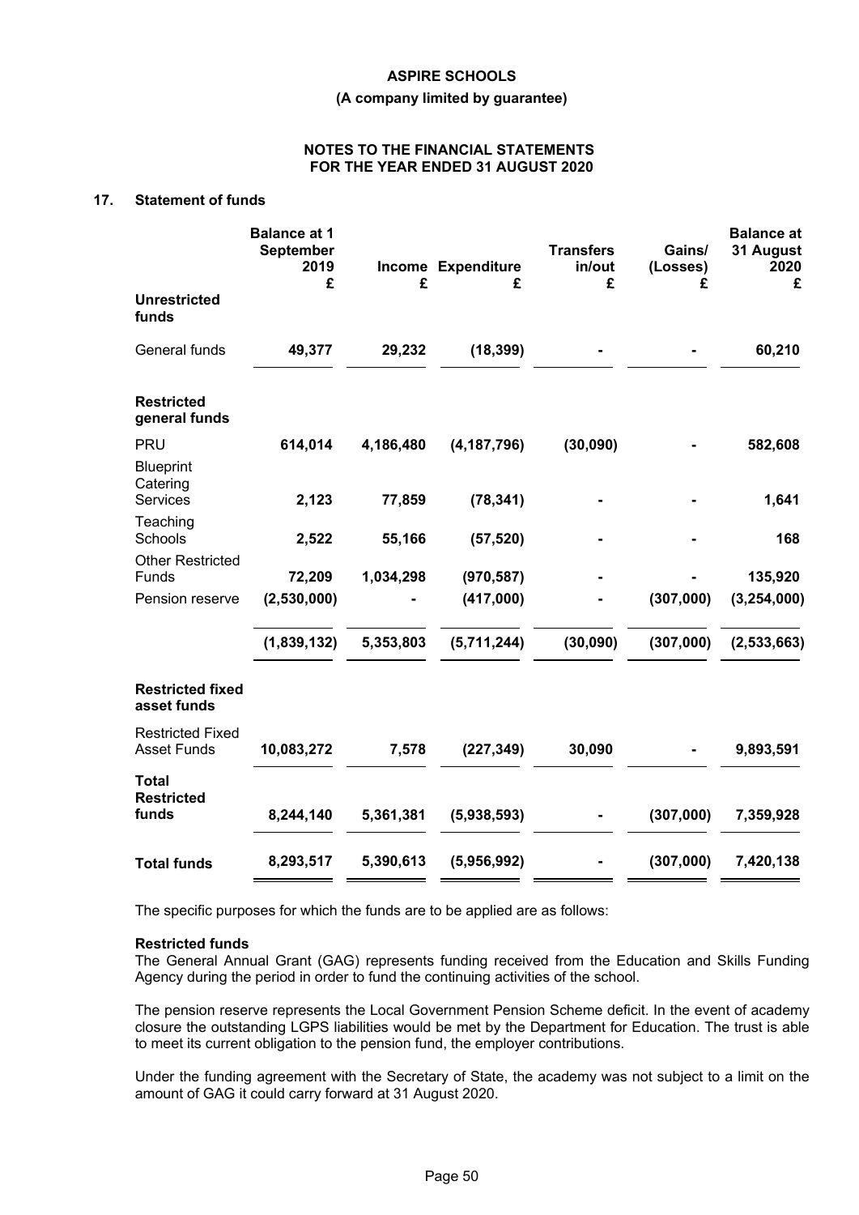## 17. Statement of funds

| | Balance at 1 September 2019 £ | Income £ | Expenditure £ | Transfers in/out £ | Gains/ (Losses) £ | Balance at 31 August 2020 £ |
|---|---|---|---|---|---|---|
| **Unrestricted funds** | | | | | | |
| General funds | **49,377** | **29,232** | **(18,399)** | **-** | **-** | **60,210** |
| **Restricted general funds** | | | | | | |
| PRU | **614,014** | **4,186,480** | **(4,187,796)** | **(30,090)** | **-** | **582,608** |
| Blueprint Catering Services | **2,123** | **77,859** | **(78,341)** | **-** | **-** | **1,641** |
| Teaching Schools | **2,522** | **55,166** | **(57,520)** | **-** | **-** | **168** |
| Other Restricted Funds | **72,209** | **1,034,298** | **(970,587)** | **-** | **-** | **135,920** |
| Pension reserve | **(2,530,000)** | **-** | **(417,000)** | **-** | **(307,000)** | **(3,254,000)** |
| | **(1,839,132)** | **5,353,803** | **(5,711,244)** | **(30,090)** | **(307,000)** | **(2,533,663)** |
| **Restricted fixed asset funds** | | | | | | |
| Restricted Fixed Asset Funds | **10,083,272** | **7,578** | **(227,349)** | **30,090** | **-** | **9,893,591** |
| **Total Restricted funds** | **8,244,140** | **5,361,381** | **(5,938,593)** | **-** | **(307,000)** | **7,359,928** |
| **Total funds** | **8,293,517** | **5,390,613** | **(5,956,992)** | **-** | **(307,000)** | **7,420,138** |

The specific purposes for which the funds are to be applied are as follows:

**Restricted funds**

The General Annual Grant (GAG) represents funding received from the Education and Skills Funding Agency during the period in order to fund the continuing activities of the school.

The pension reserve represents the Local Government Pension Scheme deficit. In the event of academy closure the outstanding LGPS liabilities would be met by the Department for Education. The trust is able to meet its current obligation to the pension fund, the employer contributions.

Under the funding agreement with the Secretary of State, the academy was not subject to a limit on the amount of GAG it could carry forward at 31 August 2020.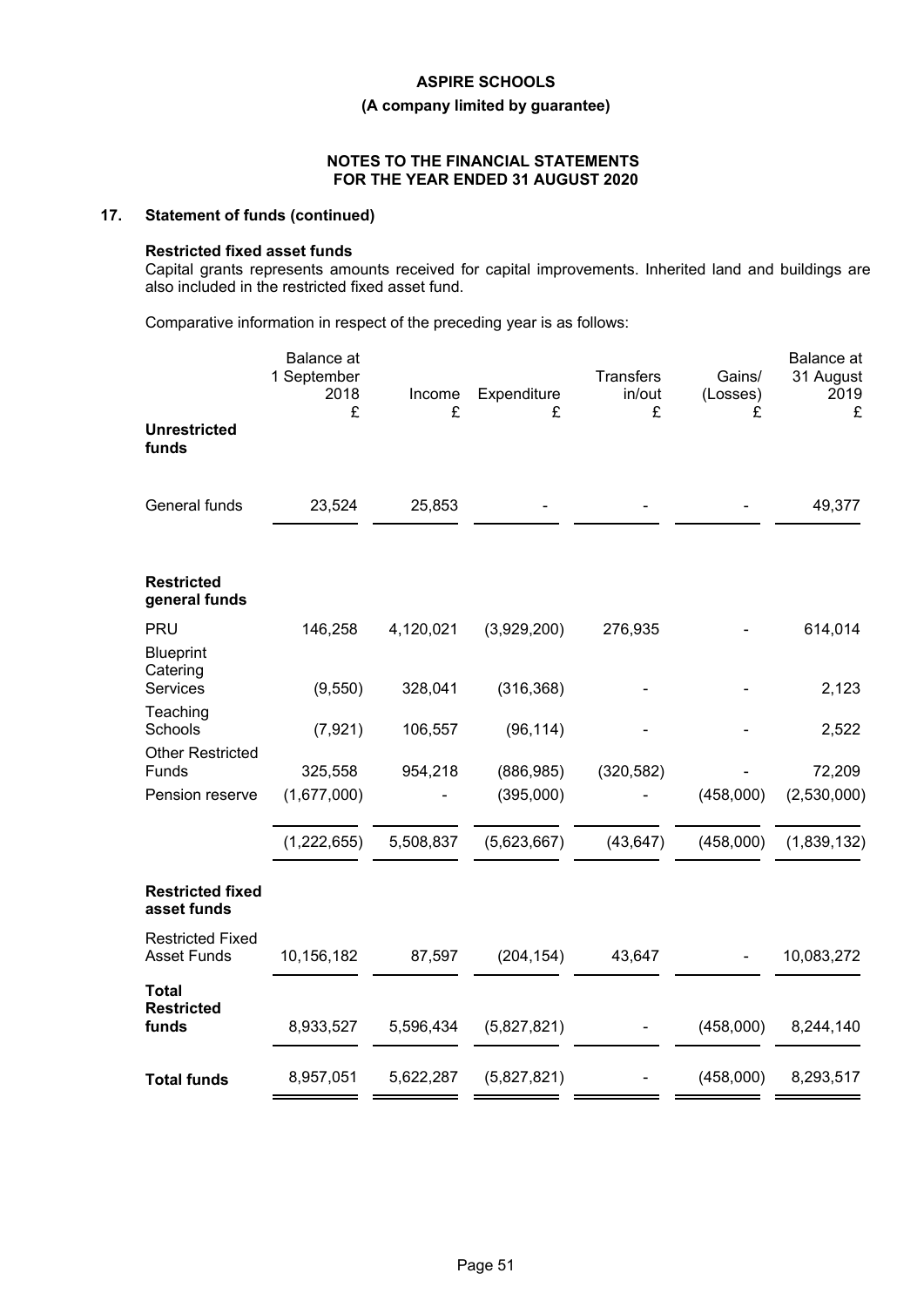## 17. Statement of funds (continued)

### Restricted fixed asset funds

Capital grants represents amounts received for capital improvements. Inherited land and buildings are also included in the restricted fixed asset fund.

Comparative information in respect of the preceding year is as follows:

| | Balance at 1 September 2018 £ | Income £ | Expenditure £ | Transfers in/out £ | Gains/ (Losses) £ | Balance at 31 August 2019 £ |
|---|---|---|---|---|---|---|
| **Unrestricted funds** | | | | | | |
| General funds | 23,524 | 25,853 | - | - | - | 49,377 |
| **Restricted general funds** | | | | | | |
| PRU | 146,258 | 4,120,021 | (3,929,200) | 276,935 | - | 614,014 |
| Blueprint Catering Services | (9,550) | 328,041 | (316,368) | - | - | 2,123 |
| Teaching Schools | (7,921) | 106,557 | (96,114) | - | - | 2,522 |
| Other Restricted Funds | 325,558 | 954,218 | (886,985) | (320,582) | - | 72,209 |
| Pension reserve | (1,677,000) | - | (395,000) | - | (458,000) | (2,530,000) |
| | (1,222,655) | 5,508,837 | (5,623,667) | (43,647) | (458,000) | (1,839,132) |
| **Restricted fixed asset funds** | | | | | | |
| Restricted Fixed Asset Funds | 10,156,182 | 87,597 | (204,154) | 43,647 | - | 10,083,272 |
| **Total Restricted funds** | 8,933,527 | 5,596,434 | (5,827,821) | - | (458,000) | 8,244,140 |
| **Total funds** | 8,957,051 | 5,622,287 | (5,827,821) | - | (458,000) | 8,293,517 |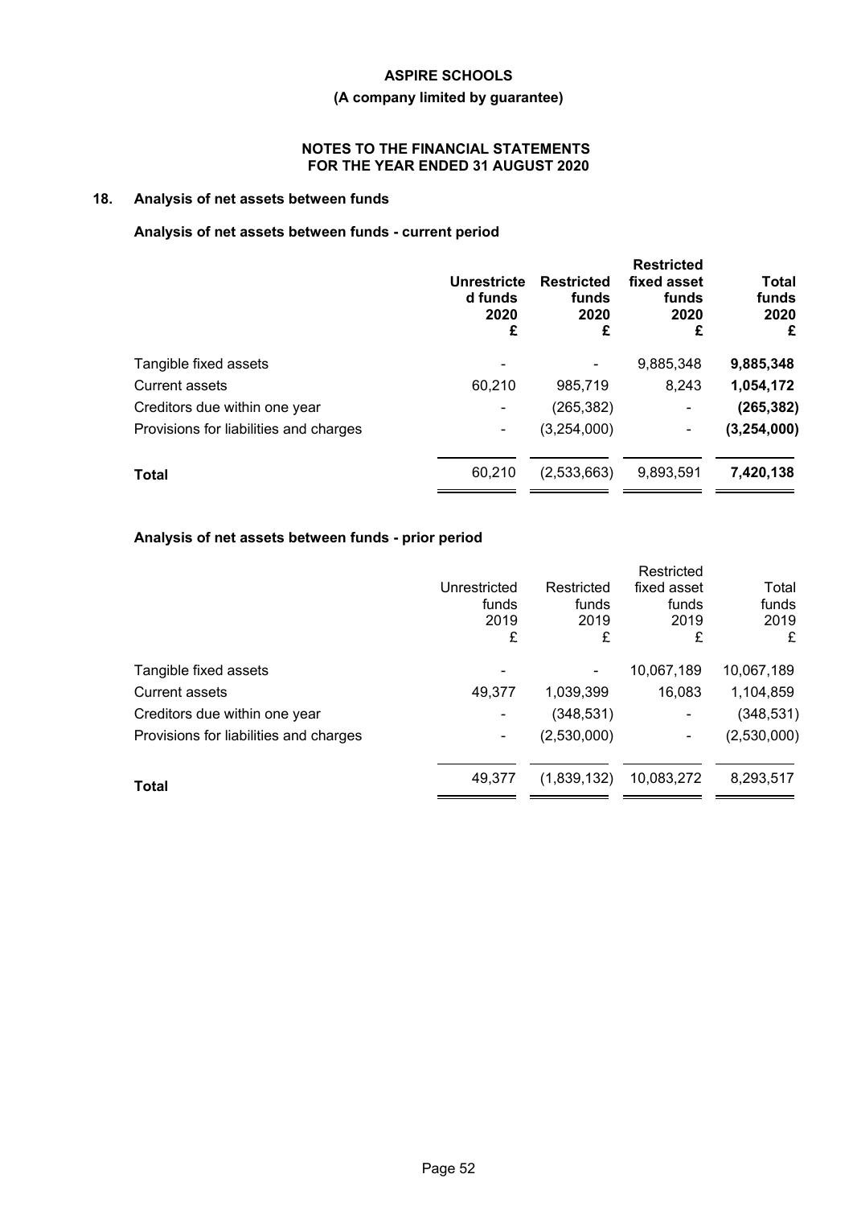## 18. Analysis of net assets between funds

### Analysis of net assets between funds - current period

| | Unrestricted funds 2020 £ | Restricted funds 2020 £ | Restricted fixed asset funds 2020 £ | Total funds 2020 £ |
|---|---|---|---|---|
| Tangible fixed assets | - | - | 9,885,348 | **9,885,348** |
| Current assets | 60,210 | 985,719 | 8,243 | **1,054,172** |
| Creditors due within one year | - | (265,382) | - | **(265,382)** |
| Provisions for liabilities and charges | - | (3,254,000) | - | **(3,254,000)** |
| **Total** | 60,210 | (2,533,663) | 9,893,591 | **7,420,138** |

### Analysis of net assets between funds - prior period

| | Unrestricted funds 2019 £ | Restricted funds 2019 £ | Restricted fixed asset funds 2019 £ | Total funds 2019 £ |
|---|---|---|---|---|
| Tangible fixed assets | - | - | 10,067,189 | 10,067,189 |
| Current assets | 49,377 | 1,039,399 | 16,083 | 1,104,859 |
| Creditors due within one year | - | (348,531) | - | (348,531) |
| Provisions for liabilities and charges | - | (2,530,000) | - | (2,530,000) |
| **Total** | 49,377 | (1,839,132) | 10,083,272 | 8,293,517 |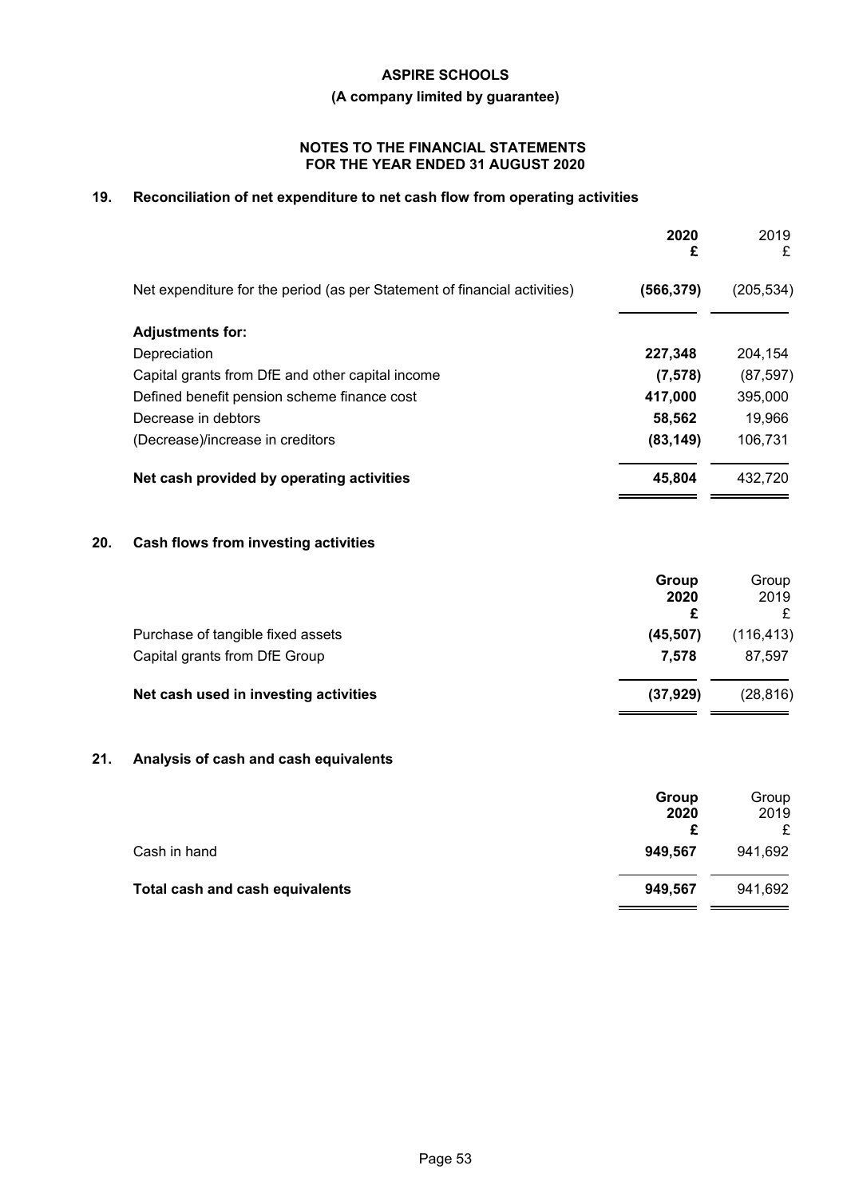**ASPIRE SCHOOLS**

**(A company limited by guarantee)**

**NOTES TO THE FINANCIAL STATEMENTS FOR THE YEAR ENDED 31 AUGUST 2020**

## 19. Reconciliation of net expenditure to net cash flow from operating activities

| | **2020 £** | 2019 £ |
|---|---|---|
| Net expenditure for the period (as per Statement of financial activities) | **(566,379)** | (205,534) |
| **Adjustments for:** | | |
| Depreciation | **227,348** | 204,154 |
| Capital grants from DfE and other capital income | **(7,578)** | (87,597) |
| Defined benefit pension scheme finance cost | **417,000** | 395,000 |
| Decrease in debtors | **58,562** | 19,966 |
| (Decrease)/increase in creditors | **(83,149)** | 106,731 |
| **Net cash provided by operating activities** | **45,804** | 432,720 |

## 20. Cash flows from investing activities

| | **Group 2020 £** | Group 2019 £ |
|---|---|---|
| Purchase of tangible fixed assets | **(45,507)** | (116,413) |
| Capital grants from DfE Group | **7,578** | 87,597 |
| **Net cash used in investing activities** | **(37,929)** | (28,816) |

## 21. Analysis of cash and cash equivalents

| | **Group 2020 £** | Group 2019 £ |
|---|---|---|
| Cash in hand | **949,567** | 941,692 |
| **Total cash and cash equivalents** | **949,567** | 941,692 |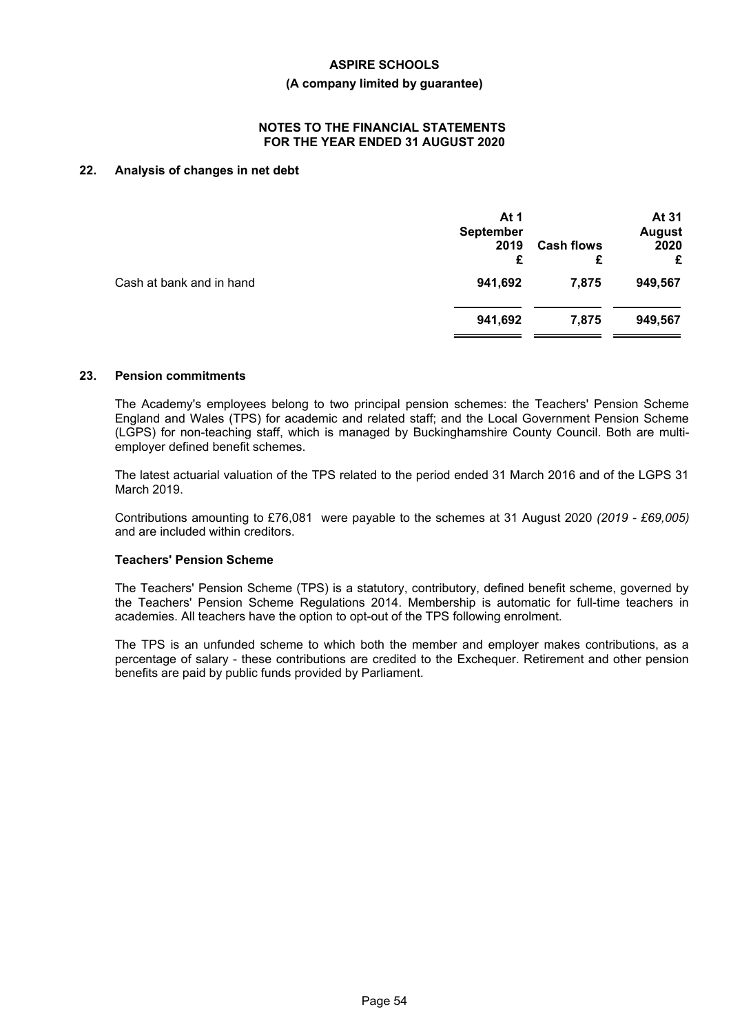# ASPIRE SCHOOLS

**(A company limited by guarantee)**

**NOTES TO THE FINANCIAL STATEMENTS FOR THE YEAR ENDED 31 AUGUST 2020**

## 22. Analysis of changes in net debt

| | At 1 September 2019 £ | Cash flows £ | At 31 August 2020 £ |
|---|---|---|---|
| Cash at bank and in hand | **941,692** | **7,875** | **949,567** |
| | **941,692** | **7,875** | **949,567** |

## 23. Pension commitments

The Academy's employees belong to two principal pension schemes: the Teachers' Pension Scheme England and Wales (TPS) for academic and related staff; and the Local Government Pension Scheme (LGPS) for non-teaching staff, which is managed by Buckinghamshire County Council. Both are multi-employer defined benefit schemes.

The latest actuarial valuation of the TPS related to the period ended 31 March 2016 and of the LGPS 31 March 2019.

Contributions amounting to £76,081 were payable to the schemes at 31 August 2020 *(2019 - £69,005)* and are included within creditors.

### Teachers' Pension Scheme

The Teachers' Pension Scheme (TPS) is a statutory, contributory, defined benefit scheme, governed by the Teachers' Pension Scheme Regulations 2014. Membership is automatic for full-time teachers in academies. All teachers have the option to opt-out of the TPS following enrolment.

The TPS is an unfunded scheme to which both the member and employer makes contributions, as a percentage of salary - these contributions are credited to the Exchequer. Retirement and other pension benefits are paid by public funds provided by Parliament.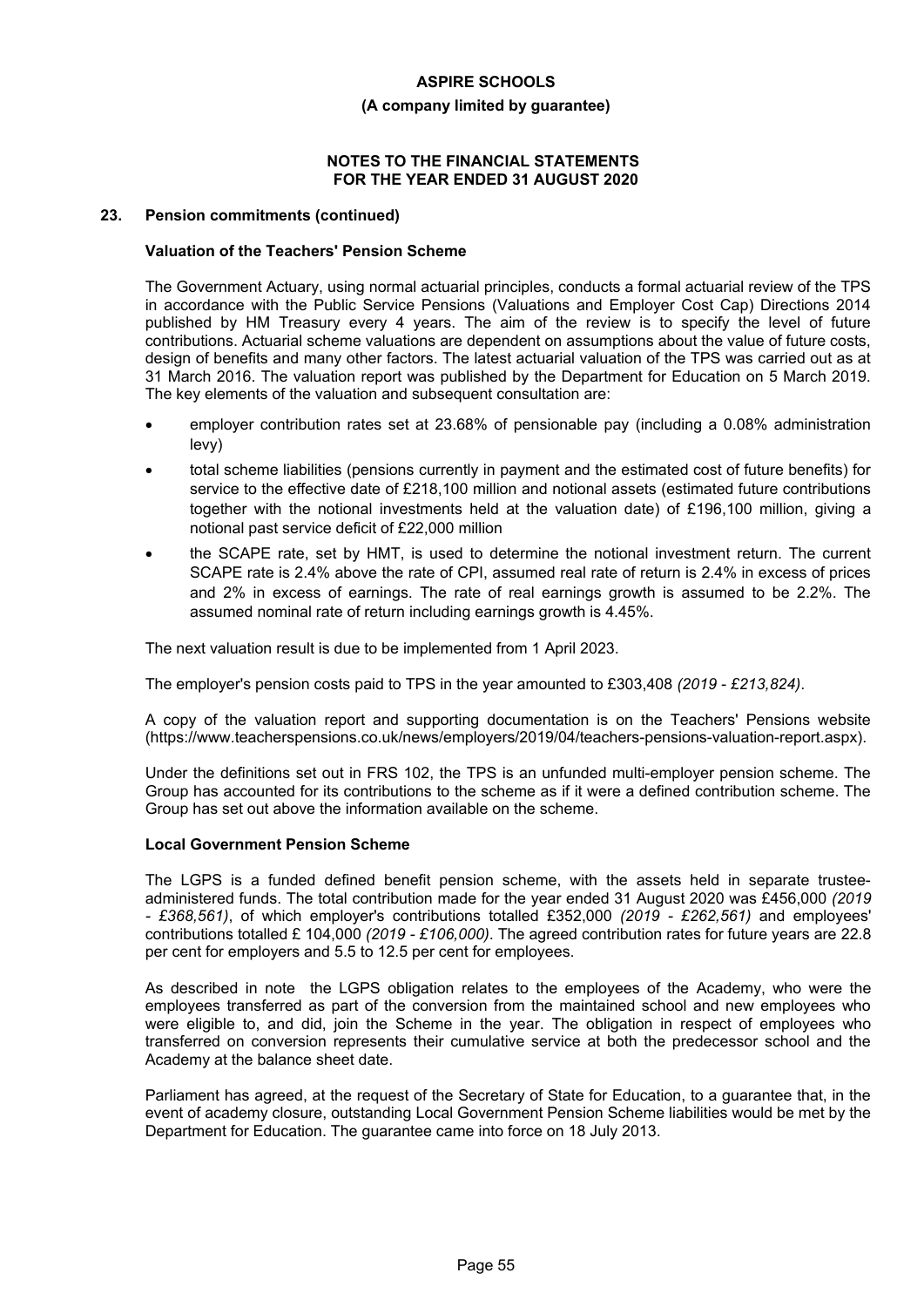## 23. Pension commitments (continued)

### Valuation of the Teachers' Pension Scheme

The Government Actuary, using normal actuarial principles, conducts a formal actuarial review of the TPS in accordance with the Public Service Pensions (Valuations and Employer Cost Cap) Directions 2014 published by HM Treasury every 4 years. The aim of the review is to specify the level of future contributions. Actuarial scheme valuations are dependent on assumptions about the value of future costs, design of benefits and many other factors. The latest actuarial valuation of the TPS was carried out as at 31 March 2016. The valuation report was published by the Department for Education on 5 March 2019. The key elements of the valuation and subsequent consultation are:

- employer contribution rates set at 23.68% of pensionable pay (including a 0.08% administration levy)
- total scheme liabilities (pensions currently in payment and the estimated cost of future benefits) for service to the effective date of £218,100 million and notional assets (estimated future contributions together with the notional investments held at the valuation date) of £196,100 million, giving a notional past service deficit of £22,000 million
- the SCAPE rate, set by HMT, is used to determine the notional investment return. The current SCAPE rate is 2.4% above the rate of CPI, assumed real rate of return is 2.4% in excess of prices and 2% in excess of earnings. The rate of real earnings growth is assumed to be 2.2%. The assumed nominal rate of return including earnings growth is 4.45%.

The next valuation result is due to be implemented from 1 April 2023.

The employer's pension costs paid to TPS in the year amounted to £303,408 *(2019 - £213,824)*.

A copy of the valuation report and supporting documentation is on the Teachers' Pensions website (https://www.teacherspensions.co.uk/news/employers/2019/04/teachers-pensions-valuation-report.aspx).

Under the definitions set out in FRS 102, the TPS is an unfunded multi-employer pension scheme. The Group has accounted for its contributions to the scheme as if it were a defined contribution scheme. The Group has set out above the information available on the scheme.

### Local Government Pension Scheme

The LGPS is a funded defined benefit pension scheme, with the assets held in separate trustee-administered funds. The total contribution made for the year ended 31 August 2020 was £456,000 *(2019 - £368,561)*, of which employer's contributions totalled £352,000 *(2019 - £262,561)* and employees' contributions totalled £ 104,000 *(2019 - £106,000)*. The agreed contribution rates for future years are 22.8 per cent for employers and 5.5 to 12.5 per cent for employees.

As described in note the LGPS obligation relates to the employees of the Academy, who were the employees transferred as part of the conversion from the maintained school and new employees who were eligible to, and did, join the Scheme in the year. The obligation in respect of employees who transferred on conversion represents their cumulative service at both the predecessor school and the Academy at the balance sheet date.

Parliament has agreed, at the request of the Secretary of State for Education, to a guarantee that, in the event of academy closure, outstanding Local Government Pension Scheme liabilities would be met by the Department for Education. The guarantee came into force on 18 July 2013.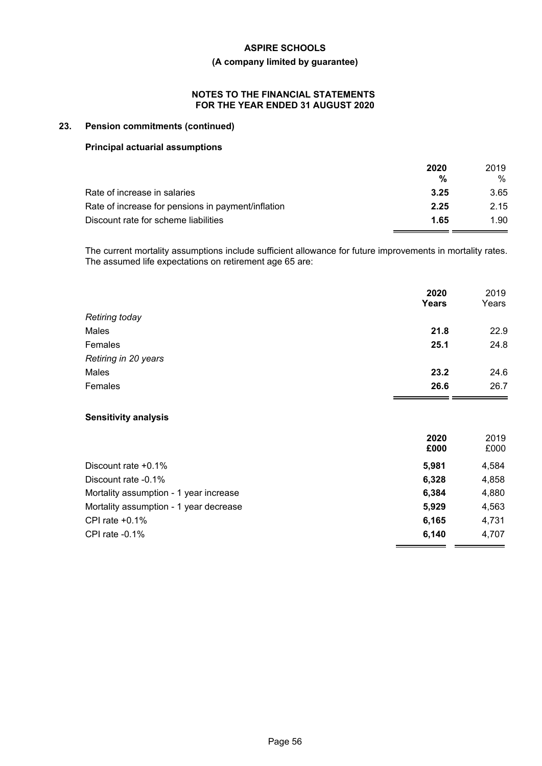## 23. Pension commitments (continued)

### Principal actuarial assumptions

| | 2020 | 2019 |
|---|---|---|
| | **%** | % |
| Rate of increase in salaries | **3.25** | 3.65 |
| Rate of increase for pensions in payment/inflation | **2.25** | 2.15 |
| Discount rate for scheme liabilities | **1.65** | 1.90 |

The current mortality assumptions include sufficient allowance for future improvements in mortality rates. The assumed life expectations on retirement age 65 are:

| | 2020 | 2019 |
|---|---|---|
| | **Years** | Years |
| *Retiring today* | | |
| Males | **21.8** | 22.9 |
| Females | **25.1** | 24.8 |
| *Retiring in 20 years* | | |
| Males | **23.2** | 24.6 |
| Females | **26.6** | 26.7 |

### Sensitivity analysis

| | 2020 | 2019 |
|---|---|---|
| | **£000** | £000 |
| Discount rate +0.1% | **5,981** | 4,584 |
| Discount rate -0.1% | **6,328** | 4,858 |
| Mortality assumption - 1 year increase | **6,384** | 4,880 |
| Mortality assumption - 1 year decrease | **5,929** | 4,563 |
| CPI rate +0.1% | **6,165** | 4,731 |
| CPI rate -0.1% | **6,140** | 4,707 |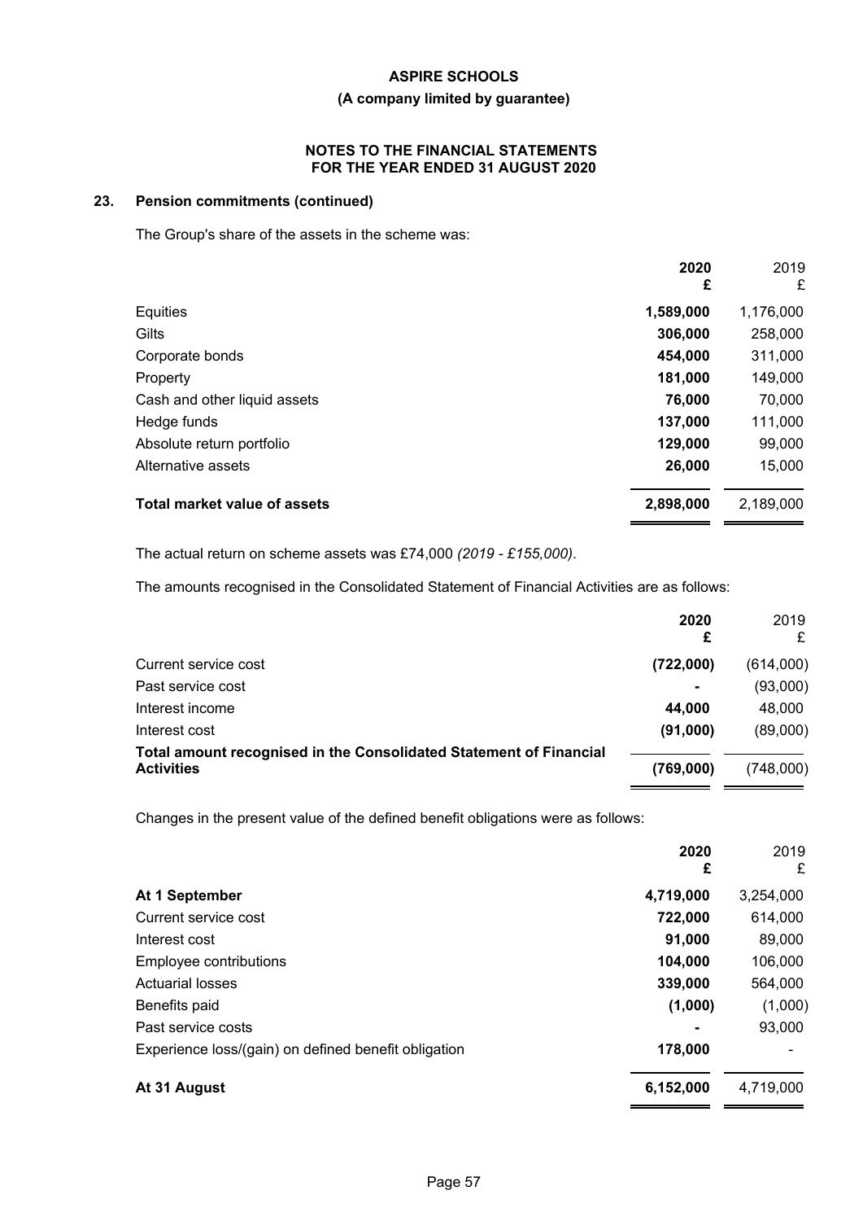## 23. Pension commitments (continued)

The Group's share of the assets in the scheme was:

| | 2020 £ | 2019 £ |
|---|---|---|
| Equities | 1,589,000 | 1,176,000 |
| Gilts | 306,000 | 258,000 |
| Corporate bonds | 454,000 | 311,000 |
| Property | 181,000 | 149,000 |
| Cash and other liquid assets | 76,000 | 70,000 |
| Hedge funds | 137,000 | 111,000 |
| Absolute return portfolio | 129,000 | 99,000 |
| Alternative assets | 26,000 | 15,000 |
| **Total market value of assets** | **2,898,000** | 2,189,000 |

The actual return on scheme assets was £74,000 *(2019 - £155,000)*.

The amounts recognised in the Consolidated Statement of Financial Activities are as follows:

| | 2020 £ | 2019 £ |
|---|---|---|
| Current service cost | (722,000) | (614,000) |
| Past service cost | - | (93,000) |
| Interest income | 44,000 | 48,000 |
| Interest cost | (91,000) | (89,000) |
| **Total amount recognised in the Consolidated Statement of Financial Activities** | **(769,000)** | (748,000) |

Changes in the present value of the defined benefit obligations were as follows:

| | 2020 £ | 2019 £ |
|---|---|---|
| **At 1 September** | 4,719,000 | 3,254,000 |
| Current service cost | 722,000 | 614,000 |
| Interest cost | 91,000 | 89,000 |
| Employee contributions | 104,000 | 106,000 |
| Actuarial losses | 339,000 | 564,000 |
| Benefits paid | (1,000) | (1,000) |
| Past service costs | - | 93,000 |
| Experience loss/(gain) on defined benefit obligation | 178,000 | - |
| **At 31 August** | **6,152,000** | 4,719,000 |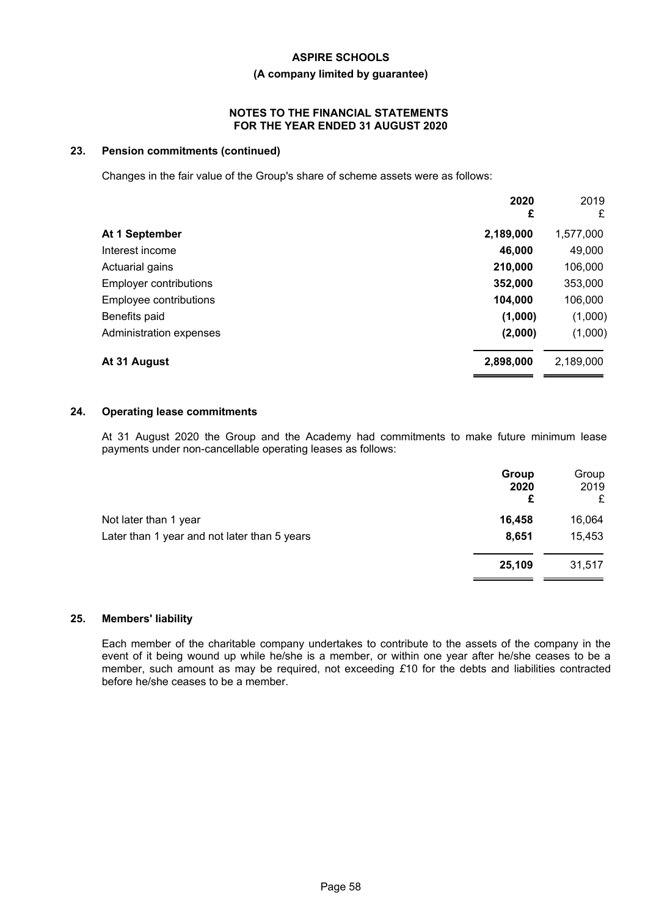## 23. Pension commitments (continued)

Changes in the fair value of the Group's share of scheme assets were as follows:

| | **2020**<br>**£** | 2019<br>£ |
|---|---|---|
| **At 1 September** | **2,189,000** | 1,577,000 |
| Interest income | **46,000** | 49,000 |
| Actuarial gains | **210,000** | 106,000 |
| Employer contributions | **352,000** | 353,000 |
| Employee contributions | **104,000** | 106,000 |
| Benefits paid | **(1,000)** | (1,000) |
| Administration expenses | **(2,000)** | (1,000) |
| **At 31 August** | **2,898,000** | 2,189,000 |

## 24. Operating lease commitments

At 31 August 2020 the Group and the Academy had commitments to make future minimum lease payments under non-cancellable operating leases as follows:

| | **Group**<br>**2020**<br>**£** | Group<br>2019<br>£ |
|---|---|---|
| Not later than 1 year | **16,458** | 16,064 |
| Later than 1 year and not later than 5 years | **8,651** | 15,453 |
| | **25,109** | 31,517 |

## 25. Members' liability

Each member of the charitable company undertakes to contribute to the assets of the company in the event of it being wound up while he/she is a member, or within one year after he/she ceases to be a member, such amount as may be required, not exceeding £10 for the debts and liabilities contracted before he/she ceases to be a member.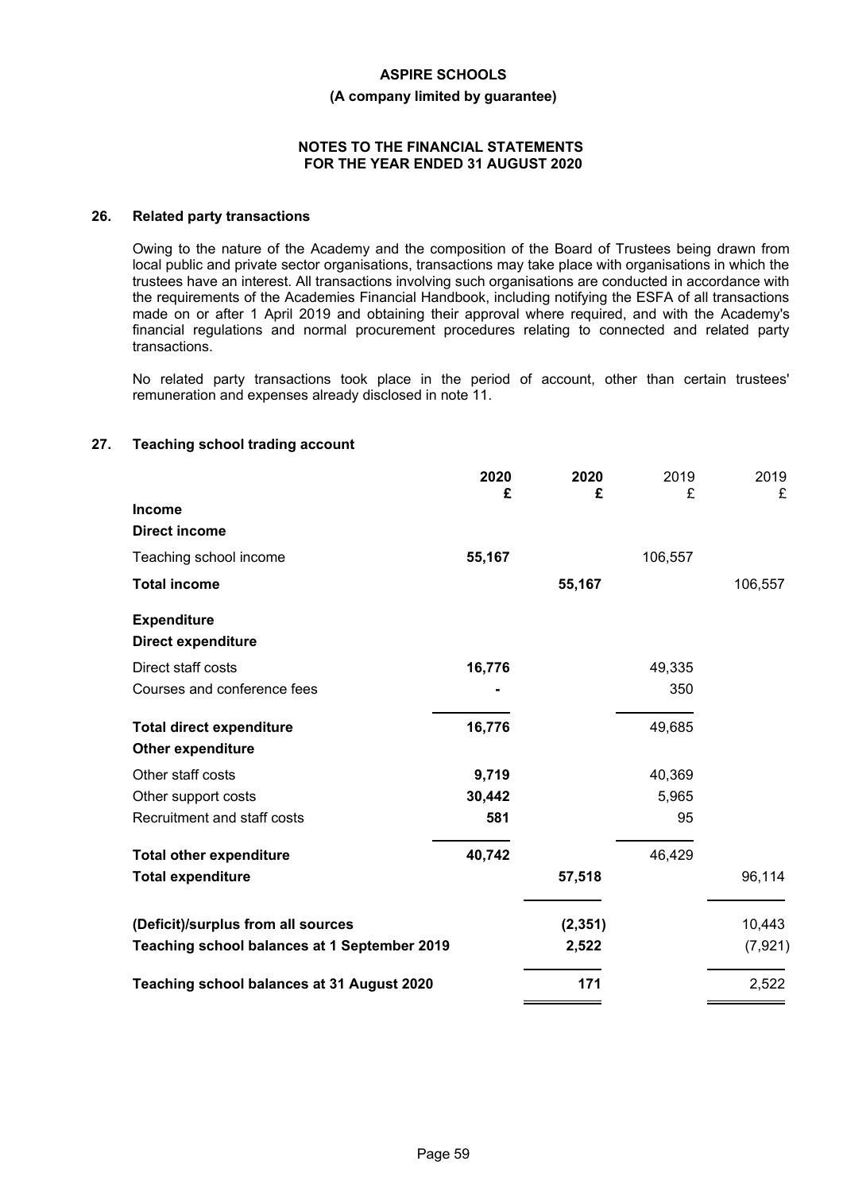## 26. Related party transactions

Owing to the nature of the Academy and the composition of the Board of Trustees being drawn from local public and private sector organisations, transactions may take place with organisations in which the trustees have an interest. All transactions involving such organisations are conducted in accordance with the requirements of the Academies Financial Handbook, including notifying the ESFA of all transactions made on or after 1 April 2019 and obtaining their approval where required, and with the Academy's financial regulations and normal procurement procedures relating to connected and related party transactions.

No related party transactions took place in the period of account, other than certain trustees' remuneration and expenses already disclosed in note 11.

## 27. Teaching school trading account

| | 2020 £ | 2020 £ | 2019 £ | 2019 £ |
|---|---|---|---|---|
| **Income** | | | | |
| **Direct income** | | | | |
| Teaching school income | **55,167** | | 106,557 | |
| **Total income** | | **55,167** | | 106,557 |
| **Expenditure** | | | | |
| **Direct expenditure** | | | | |
| Direct staff costs | **16,776** | | 49,335 | |
| Courses and conference fees | **-** | | 350 | |
| **Total direct expenditure** | **16,776** | | 49,685 | |
| **Other expenditure** | | | | |
| Other staff costs | **9,719** | | 40,369 | |
| Other support costs | **30,442** | | 5,965 | |
| Recruitment and staff costs | **581** | | 95 | |
| **Total other expenditure** | **40,742** | | 46,429 | |
| **Total expenditure** | | **57,518** | | 96,114 |
| **(Deficit)/surplus from all sources** | | **(2,351)** | | 10,443 |
| **Teaching school balances at 1 September 2019** | | **2,522** | | (7,921) |
| **Teaching school balances at 31 August 2020** | | **171** | | 2,522 |